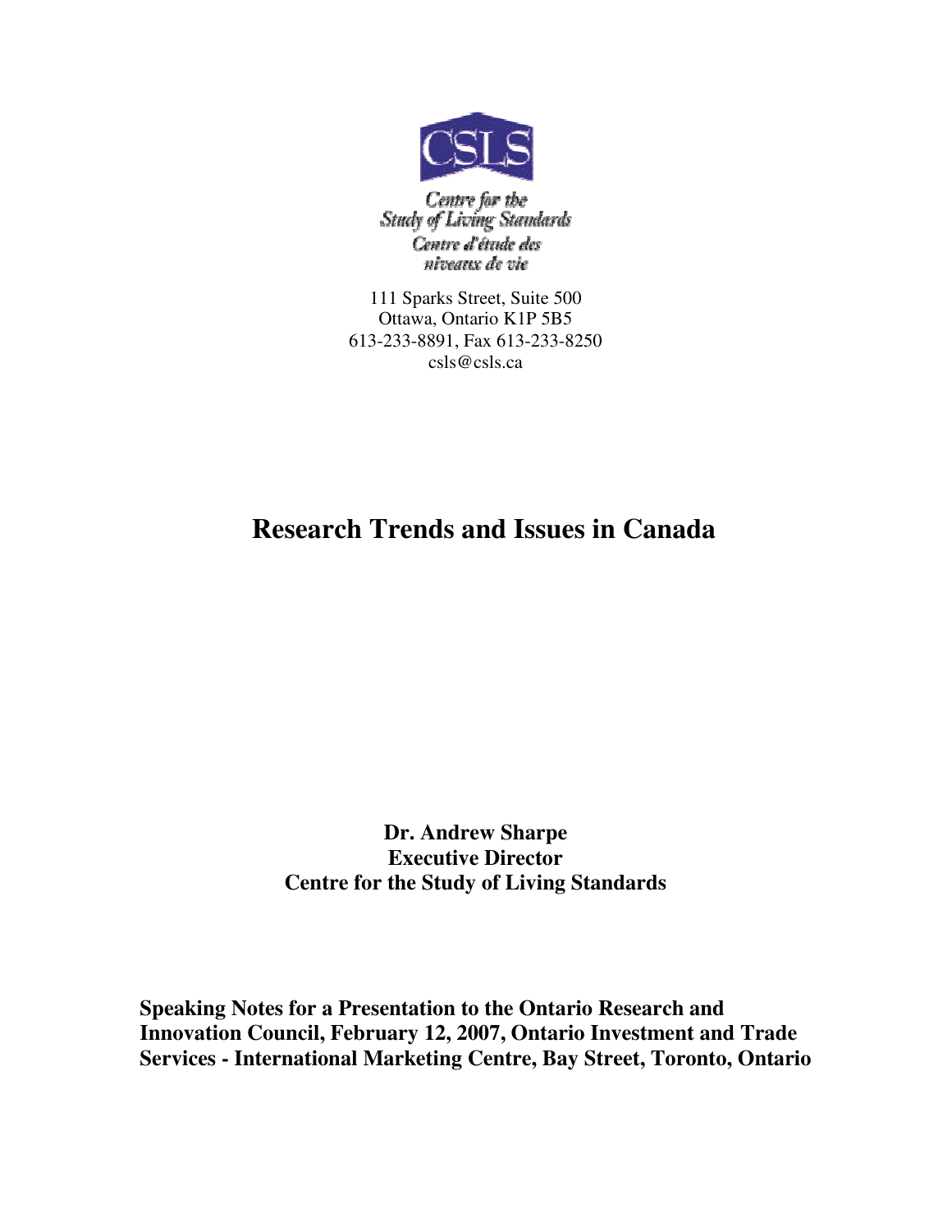CSLS

*Centre for the Study of Living Standards*
*Centre d'étude des niveaux de vie*

111 Sparks Street, Suite 500
Ottawa, Ontario K1P 5B5
613-233-8891, Fax 613-233-8250
csls@csls.ca

# Research Trends and Issues in Canada

**Dr. Andrew Sharpe**
**Executive Director**
**Centre for the Study of Living Standards**

**Speaking Notes for a Presentation to the Ontario Research and Innovation Council, February 12, 2007, Ontario Investment and Trade Services - International Marketing Centre, Bay Street, Toronto, Ontario**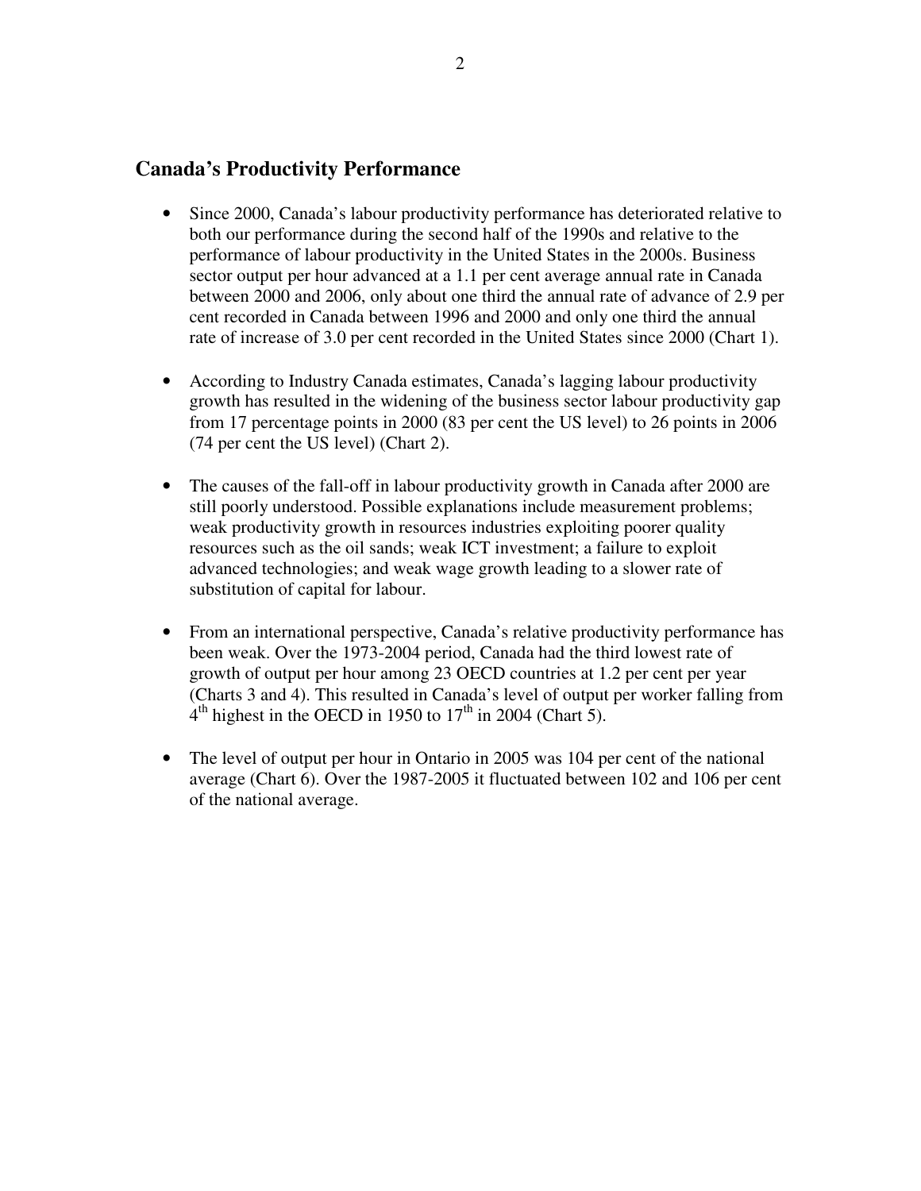## Canada's Productivity Performance

- Since 2000, Canada's labour productivity performance has deteriorated relative to both our performance during the second half of the 1990s and relative to the performance of labour productivity in the United States in the 2000s. Business sector output per hour advanced at a 1.1 per cent average annual rate in Canada between 2000 and 2006, only about one third the annual rate of advance of 2.9 per cent recorded in Canada between 1996 and 2000 and only one third the annual rate of increase of 3.0 per cent recorded in the United States since 2000 (Chart 1).

- According to Industry Canada estimates, Canada's lagging labour productivity growth has resulted in the widening of the business sector labour productivity gap from 17 percentage points in 2000 (83 per cent the US level) to 26 points in 2006 (74 per cent the US level) (Chart 2).

- The causes of the fall-off in labour productivity growth in Canada after 2000 are still poorly understood. Possible explanations include measurement problems; weak productivity growth in resources industries exploiting poorer quality resources such as the oil sands; weak ICT investment; a failure to exploit advanced technologies; and weak wage growth leading to a slower rate of substitution of capital for labour.

- From an international perspective, Canada's relative productivity performance has been weak. Over the 1973-2004 period, Canada had the third lowest rate of growth of output per hour among 23 OECD countries at 1.2 per cent per year (Charts 3 and 4). This resulted in Canada's level of output per worker falling from 4th highest in the OECD in 1950 to 17th in 2004 (Chart 5).

- The level of output per hour in Ontario in 2005 was 104 per cent of the national average (Chart 6). Over the 1987-2005 it fluctuated between 102 and 106 per cent of the national average.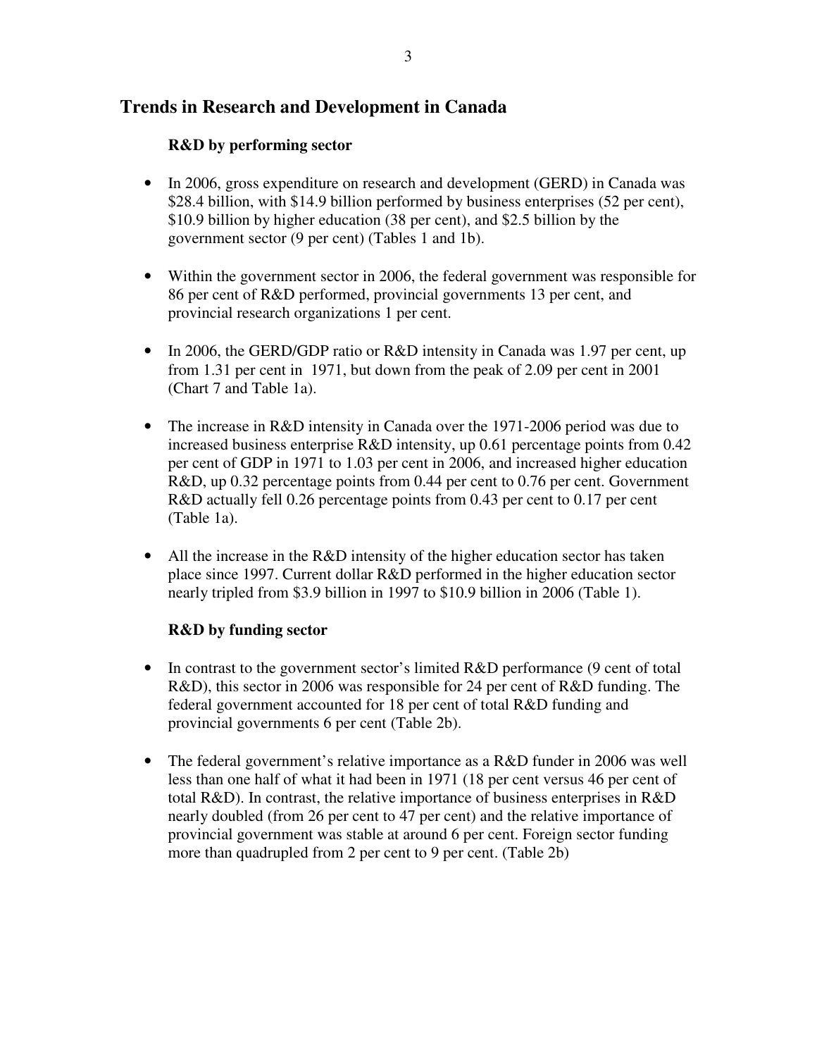## Trends in Research and Development in Canada

### R&D by performing sector

- In 2006, gross expenditure on research and development (GERD) in Canada was $28.4 billion, with $14.9 billion performed by business enterprises (52 per cent), $10.9 billion by higher education (38 per cent), and $2.5 billion by the government sector (9 per cent) (Tables 1 and 1b).

- Within the government sector in 2006, the federal government was responsible for 86 per cent of R&D performed, provincial governments 13 per cent, and provincial research organizations 1 per cent.

- In 2006, the GERD/GDP ratio or R&D intensity in Canada was 1.97 per cent, up from 1.31 per cent in 1971, but down from the peak of 2.09 per cent in 2001 (Chart 7 and Table 1a).

- The increase in R&D intensity in Canada over the 1971-2006 period was due to increased business enterprise R&D intensity, up 0.61 percentage points from 0.42 per cent of GDP in 1971 to 1.03 per cent in 2006, and increased higher education R&D, up 0.32 percentage points from 0.44 per cent to 0.76 per cent. Government R&D actually fell 0.26 percentage points from 0.43 per cent to 0.17 per cent (Table 1a).

- All the increase in the R&D intensity of the higher education sector has taken place since 1997. Current dollar R&D performed in the higher education sector nearly tripled from $3.9 billion in 1997 to $10.9 billion in 2006 (Table 1).

### R&D by funding sector

- In contrast to the government sector's limited R&D performance (9 cent of total R&D), this sector in 2006 was responsible for 24 per cent of R&D funding. The federal government accounted for 18 per cent of total R&D funding and provincial governments 6 per cent (Table 2b).

- The federal government's relative importance as a R&D funder in 2006 was well less than one half of what it had been in 1971 (18 per cent versus 46 per cent of total R&D). In contrast, the relative importance of business enterprises in R&D nearly doubled (from 26 per cent to 47 per cent) and the relative importance of provincial government was stable at around 6 per cent. Foreign sector funding more than quadrupled from 2 per cent to 9 per cent. (Table 2b)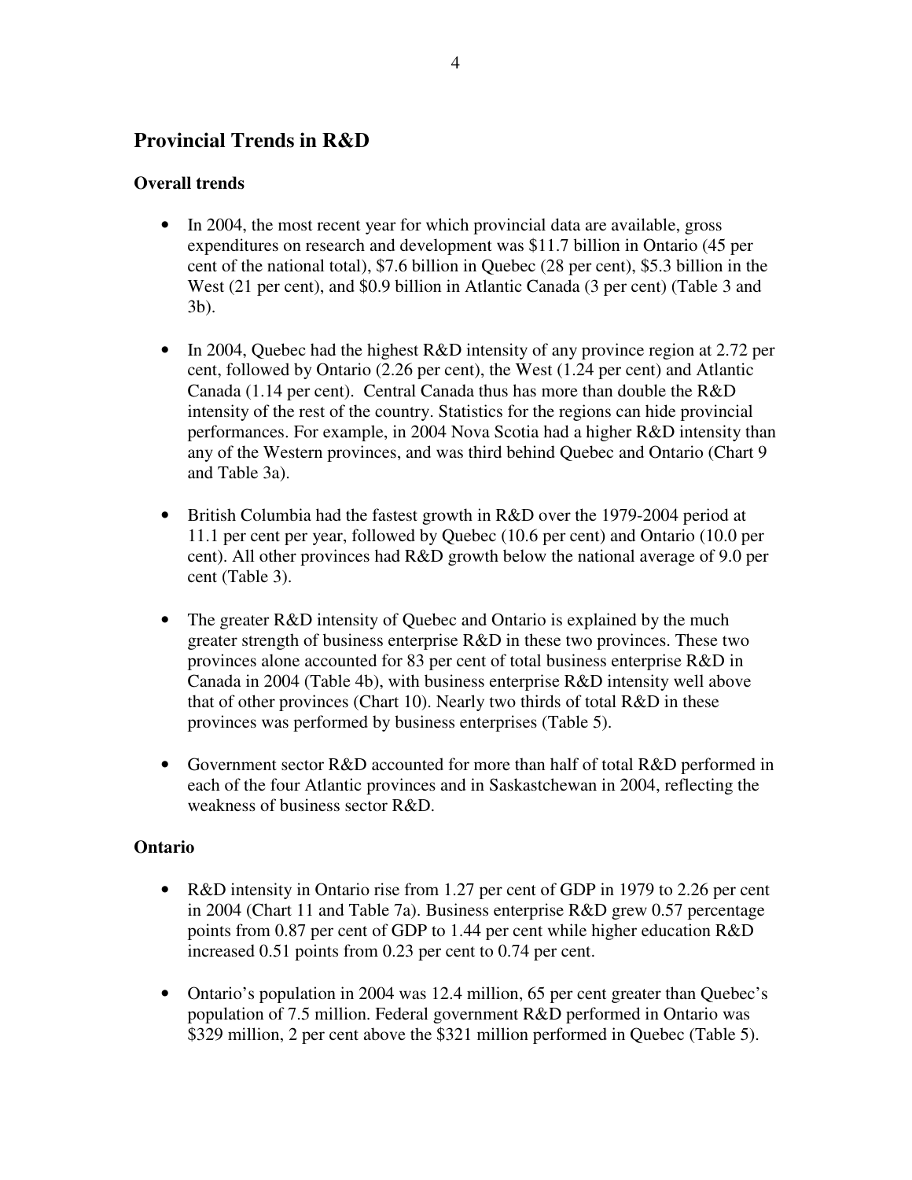## Provincial Trends in R&D

### Overall trends

- In 2004, the most recent year for which provincial data are available, gross expenditures on research and development was $11.7 billion in Ontario (45 per cent of the national total), $7.6 billion in Quebec (28 per cent), $5.3 billion in the West (21 per cent), and $0.9 billion in Atlantic Canada (3 per cent) (Table 3 and 3b).

- In 2004, Quebec had the highest R&D intensity of any province region at 2.72 per cent, followed by Ontario (2.26 per cent), the West (1.24 per cent) and Atlantic Canada (1.14 per cent). Central Canada thus has more than double the R&D intensity of the rest of the country. Statistics for the regions can hide provincial performances. For example, in 2004 Nova Scotia had a higher R&D intensity than any of the Western provinces, and was third behind Quebec and Ontario (Chart 9 and Table 3a).

- British Columbia had the fastest growth in R&D over the 1979-2004 period at 11.1 per cent per year, followed by Quebec (10.6 per cent) and Ontario (10.0 per cent). All other provinces had R&D growth below the national average of 9.0 per cent (Table 3).

- The greater R&D intensity of Quebec and Ontario is explained by the much greater strength of business enterprise R&D in these two provinces. These two provinces alone accounted for 83 per cent of total business enterprise R&D in Canada in 2004 (Table 4b), with business enterprise R&D intensity well above that of other provinces (Chart 10). Nearly two thirds of total R&D in these provinces was performed by business enterprises (Table 5).

- Government sector R&D accounted for more than half of total R&D performed in each of the four Atlantic provinces and in Saskastchewan in 2004, reflecting the weakness of business sector R&D.

### Ontario

- R&D intensity in Ontario rise from 1.27 per cent of GDP in 1979 to 2.26 per cent in 2004 (Chart 11 and Table 7a). Business enterprise R&D grew 0.57 percentage points from 0.87 per cent of GDP to 1.44 per cent while higher education R&D increased 0.51 points from 0.23 per cent to 0.74 per cent.

- Ontario's population in 2004 was 12.4 million, 65 per cent greater than Quebec's population of 7.5 million. Federal government R&D performed in Ontario was $329 million, 2 per cent above the $321 million performed in Quebec (Table 5).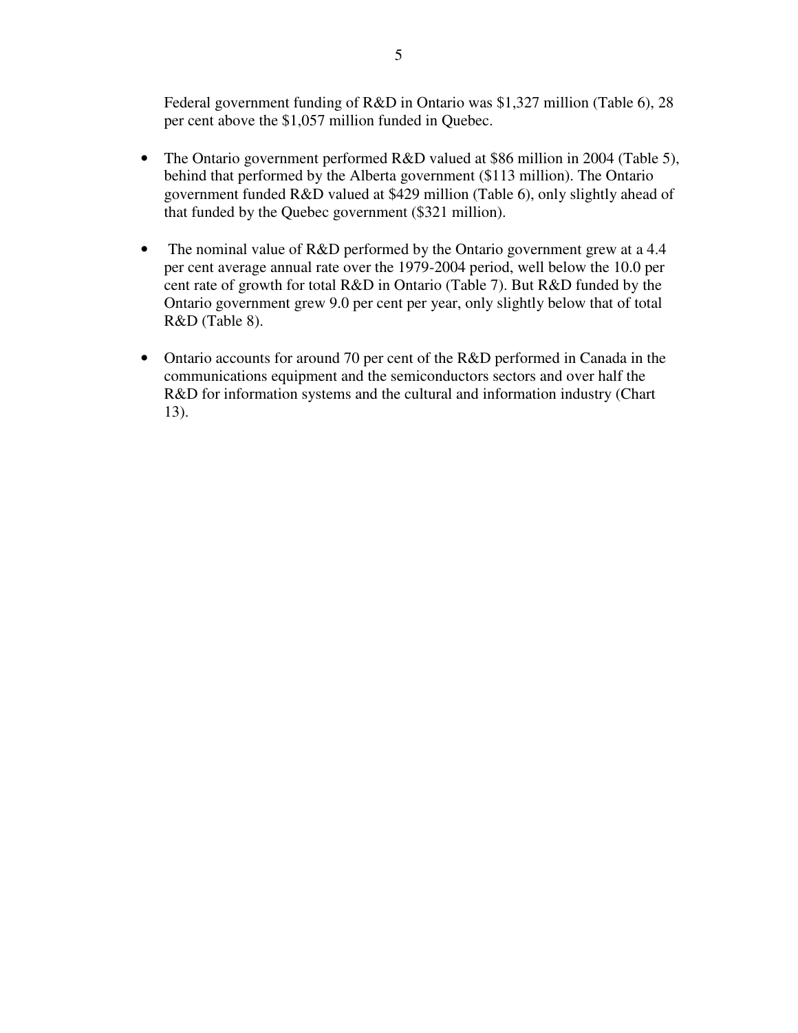Federal government funding of R&D in Ontario was $1,327 million (Table 6), 28 per cent above the $1,057 million funded in Quebec.

- The Ontario government performed R&D valued at $86 million in 2004 (Table 5), behind that performed by the Alberta government ($113 million). The Ontario government funded R&D valued at $429 million (Table 6), only slightly ahead of that funded by the Quebec government ($321 million).

- The nominal value of R&D performed by the Ontario government grew at a 4.4 per cent average annual rate over the 1979-2004 period, well below the 10.0 per cent rate of growth for total R&D in Ontario (Table 7). But R&D funded by the Ontario government grew 9.0 per cent per year, only slightly below that of total R&D (Table 8).

- Ontario accounts for around 70 per cent of the R&D performed in Canada in the communications equipment and the semiconductors sectors and over half the R&D for information systems and the cultural and information industry (Chart 13).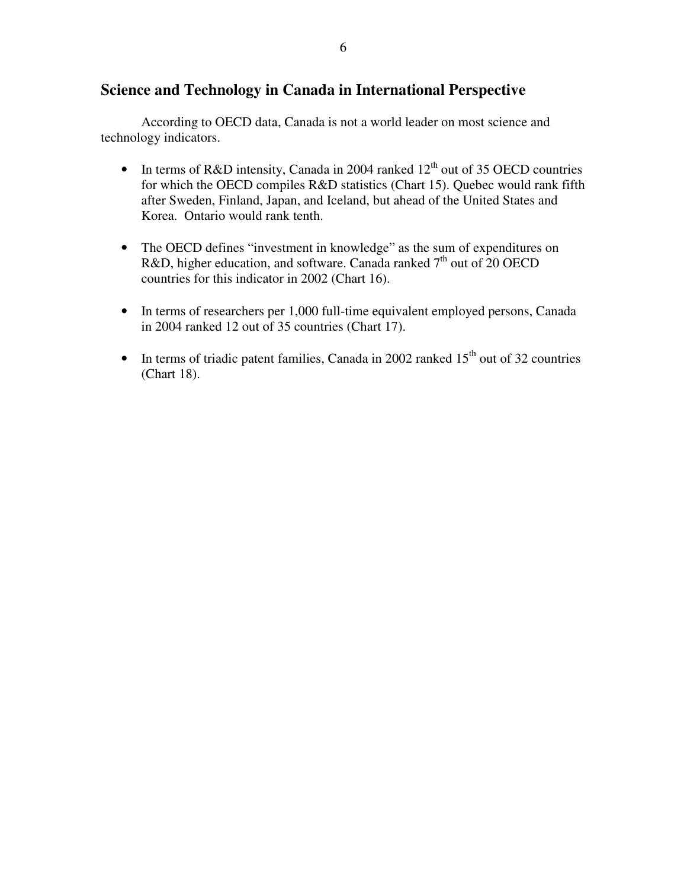## Science and Technology in Canada in International Perspective

According to OECD data, Canada is not a world leader on most science and technology indicators.

- In terms of R&D intensity, Canada in 2004 ranked 12th out of 35 OECD countries for which the OECD compiles R&D statistics (Chart 15). Quebec would rank fifth after Sweden, Finland, Japan, and Iceland, but ahead of the United States and Korea. Ontario would rank tenth.

- The OECD defines "investment in knowledge" as the sum of expenditures on R&D, higher education, and software. Canada ranked 7th out of 20 OECD countries for this indicator in 2002 (Chart 16).

- In terms of researchers per 1,000 full-time equivalent employed persons, Canada in 2004 ranked 12 out of 35 countries (Chart 17).

- In terms of triadic patent families, Canada in 2002 ranked 15th out of 32 countries (Chart 18).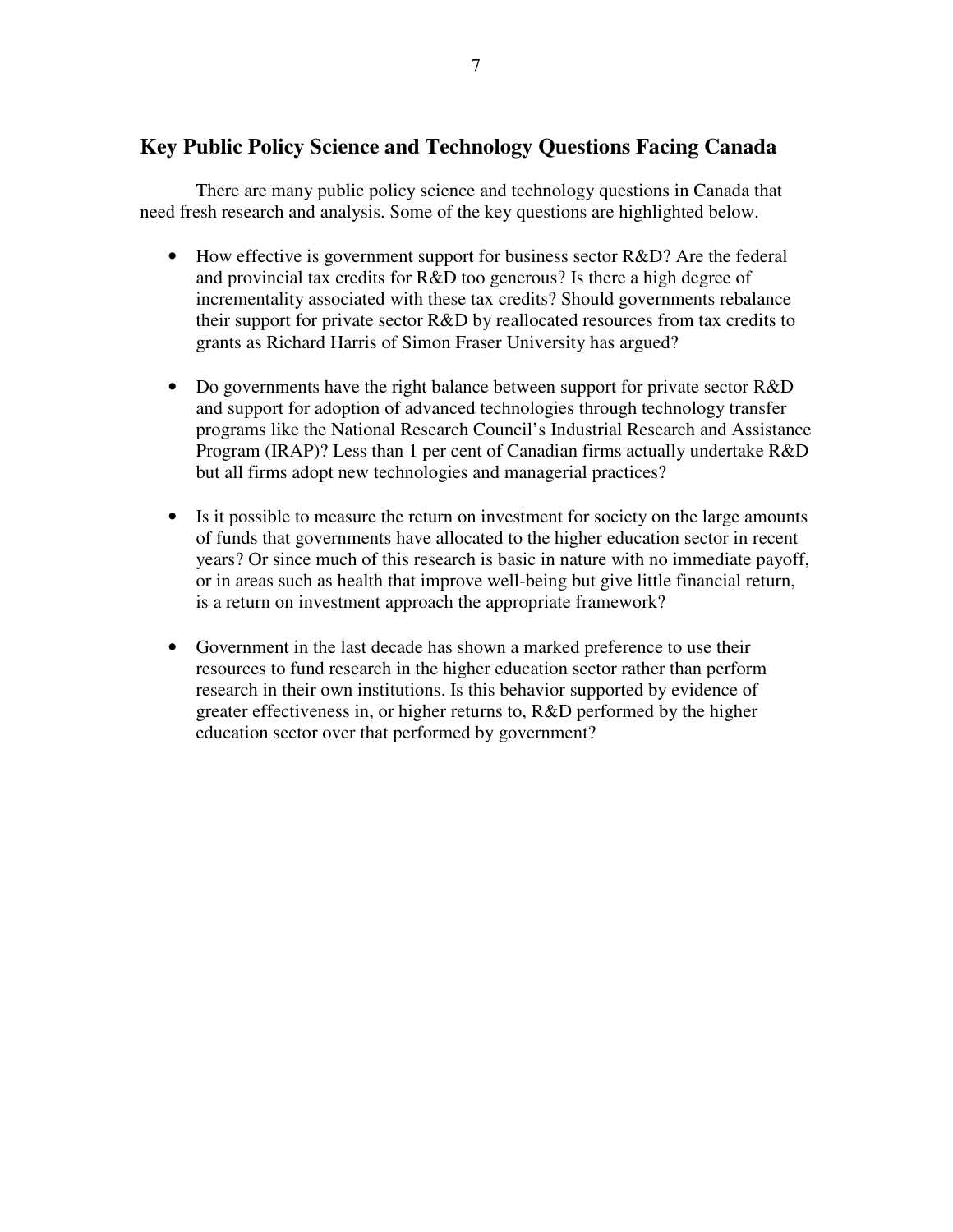## Key Public Policy Science and Technology Questions Facing Canada

There are many public policy science and technology questions in Canada that need fresh research and analysis. Some of the key questions are highlighted below.

- How effective is government support for business sector R&D? Are the federal and provincial tax credits for R&D too generous? Is there a high degree of incrementality associated with these tax credits? Should governments rebalance their support for private sector R&D by reallocated resources from tax credits to grants as Richard Harris of Simon Fraser University has argued?

- Do governments have the right balance between support for private sector R&D and support for adoption of advanced technologies through technology transfer programs like the National Research Council's Industrial Research and Assistance Program (IRAP)? Less than 1 per cent of Canadian firms actually undertake R&D but all firms adopt new technologies and managerial practices?

- Is it possible to measure the return on investment for society on the large amounts of funds that governments have allocated to the higher education sector in recent years? Or since much of this research is basic in nature with no immediate payoff, or in areas such as health that improve well-being but give little financial return, is a return on investment approach the appropriate framework?

- Government in the last decade has shown a marked preference to use their resources to fund research in the higher education sector rather than perform research in their own institutions. Is this behavior supported by evidence of greater effectiveness in, or higher returns to, R&D performed by the higher education sector over that performed by government?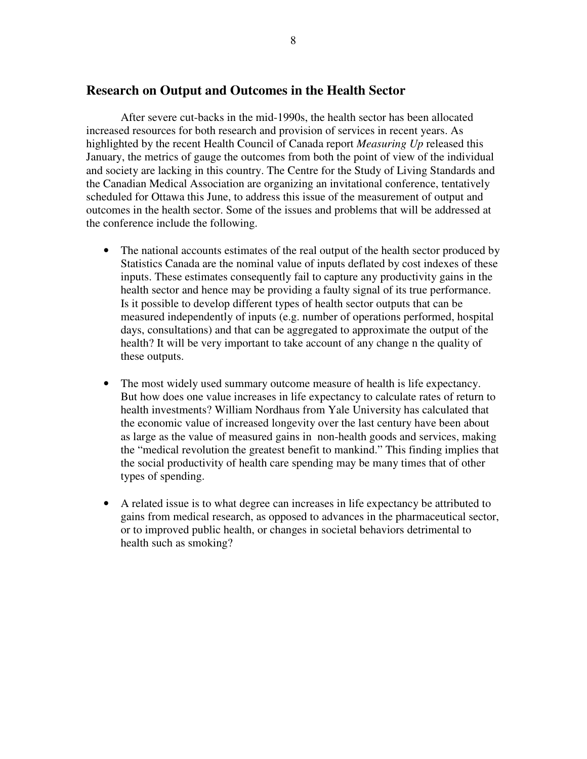## Research on Output and Outcomes in the Health Sector

After severe cut-backs in the mid-1990s, the health sector has been allocated increased resources for both research and provision of services in recent years. As highlighted by the recent Health Council of Canada report *Measuring Up* released this January, the metrics of gauge the outcomes from both the point of view of the individual and society are lacking in this country. The Centre for the Study of Living Standards and the Canadian Medical Association are organizing an invitational conference, tentatively scheduled for Ottawa this June, to address this issue of the measurement of output and outcomes in the health sector. Some of the issues and problems that will be addressed at the conference include the following.

- The national accounts estimates of the real output of the health sector produced by Statistics Canada are the nominal value of inputs deflated by cost indexes of these inputs. These estimates consequently fail to capture any productivity gains in the health sector and hence may be providing a faulty signal of its true performance. Is it possible to develop different types of health sector outputs that can be measured independently of inputs (e.g. number of operations performed, hospital days, consultations) and that can be aggregated to approximate the output of the health? It will be very important to take account of any change n the quality of these outputs.

- The most widely used summary outcome measure of health is life expectancy. But how does one value increases in life expectancy to calculate rates of return to health investments? William Nordhaus from Yale University has calculated that the economic value of increased longevity over the last century have been about as large as the value of measured gains in non-health goods and services, making the "medical revolution the greatest benefit to mankind." This finding implies that the social productivity of health care spending may be many times that of other types of spending.

- A related issue is to what degree can increases in life expectancy be attributed to gains from medical research, as opposed to advances in the pharmaceutical sector, or to improved public health, or changes in societal behaviors detrimental to health such as smoking?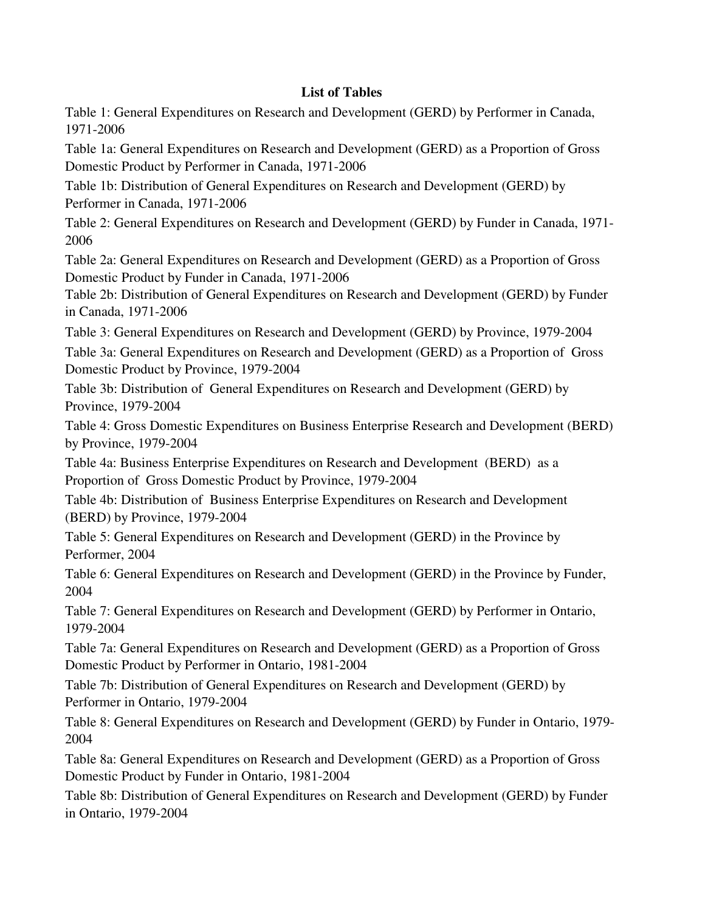## List of Tables

Table 1: General Expenditures on Research and Development (GERD) by Performer in Canada, 1971-2006

Table 1a: General Expenditures on Research and Development (GERD) as a Proportion of Gross Domestic Product by Performer in Canada, 1971-2006

Table 1b: Distribution of General Expenditures on Research and Development (GERD) by Performer in Canada, 1971-2006

Table 2: General Expenditures on Research and Development (GERD) by Funder in Canada, 1971-2006

Table 2a: General Expenditures on Research and Development (GERD) as a Proportion of Gross Domestic Product by Funder in Canada, 1971-2006

Table 2b: Distribution of General Expenditures on Research and Development (GERD) by Funder in Canada, 1971-2006

Table 3: General Expenditures on Research and Development (GERD) by Province, 1979-2004

Table 3a: General Expenditures on Research and Development (GERD) as a Proportion of Gross Domestic Product by Province, 1979-2004

Table 3b: Distribution of General Expenditures on Research and Development (GERD) by Province, 1979-2004

Table 4: Gross Domestic Expenditures on Business Enterprise Research and Development (BERD) by Province, 1979-2004

Table 4a: Business Enterprise Expenditures on Research and Development (BERD) as a Proportion of Gross Domestic Product by Province, 1979-2004

Table 4b: Distribution of Business Enterprise Expenditures on Research and Development (BERD) by Province, 1979-2004

Table 5: General Expenditures on Research and Development (GERD) in the Province by Performer, 2004

Table 6: General Expenditures on Research and Development (GERD) in the Province by Funder, 2004

Table 7: General Expenditures on Research and Development (GERD) by Performer in Ontario, 1979-2004

Table 7a: General Expenditures on Research and Development (GERD) as a Proportion of Gross Domestic Product by Performer in Ontario, 1981-2004

Table 7b: Distribution of General Expenditures on Research and Development (GERD) by Performer in Ontario, 1979-2004

Table 8: General Expenditures on Research and Development (GERD) by Funder in Ontario, 1979-2004

Table 8a: General Expenditures on Research and Development (GERD) as a Proportion of Gross Domestic Product by Funder in Ontario, 1981-2004

Table 8b: Distribution of General Expenditures on Research and Development (GERD) by Funder in Ontario, 1979-2004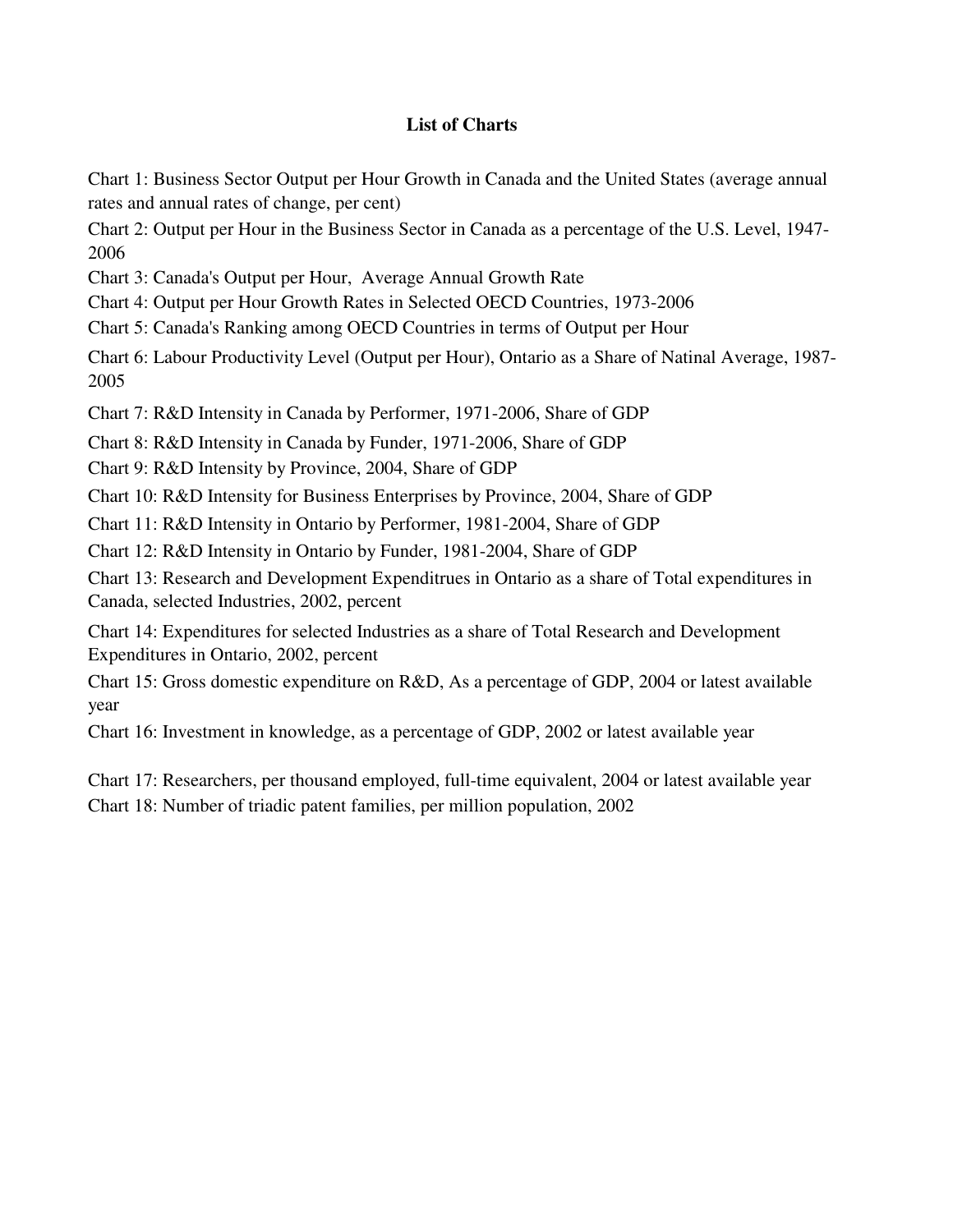## List of Charts

Chart 1: Business Sector Output per Hour Growth in Canada and the United States (average annual rates and annual rates of change, per cent)

Chart 2: Output per Hour in the Business Sector in Canada as a percentage of the U.S. Level, 1947-2006

Chart 3: Canada's Output per Hour, Average Annual Growth Rate

Chart 4: Output per Hour Growth Rates in Selected OECD Countries, 1973-2006

Chart 5: Canada's Ranking among OECD Countries in terms of Output per Hour

Chart 6: Labour Productivity Level (Output per Hour), Ontario as a Share of Natinal Average, 1987-2005

Chart 7: R&D Intensity in Canada by Performer, 1971-2006, Share of GDP

Chart 8: R&D Intensity in Canada by Funder, 1971-2006, Share of GDP

Chart 9: R&D Intensity by Province, 2004, Share of GDP

Chart 10: R&D Intensity for Business Enterprises by Province, 2004, Share of GDP

Chart 11: R&D Intensity in Ontario by Performer, 1981-2004, Share of GDP

Chart 12: R&D Intensity in Ontario by Funder, 1981-2004, Share of GDP

Chart 13: Research and Development Expenditrues in Ontario as a share of Total expenditures in Canada, selected Industries, 2002, percent

Chart 14: Expenditures for selected Industries as a share of Total Research and Development Expenditures in Ontario, 2002, percent

Chart 15: Gross domestic expenditure on R&D, As a percentage of GDP, 2004 or latest available year

Chart 16: Investment in knowledge, as a percentage of GDP, 2002 or latest available year

Chart 17: Researchers, per thousand employed, full-time equivalent, 2004 or latest available year

Chart 18: Number of triadic patent families, per million population, 2002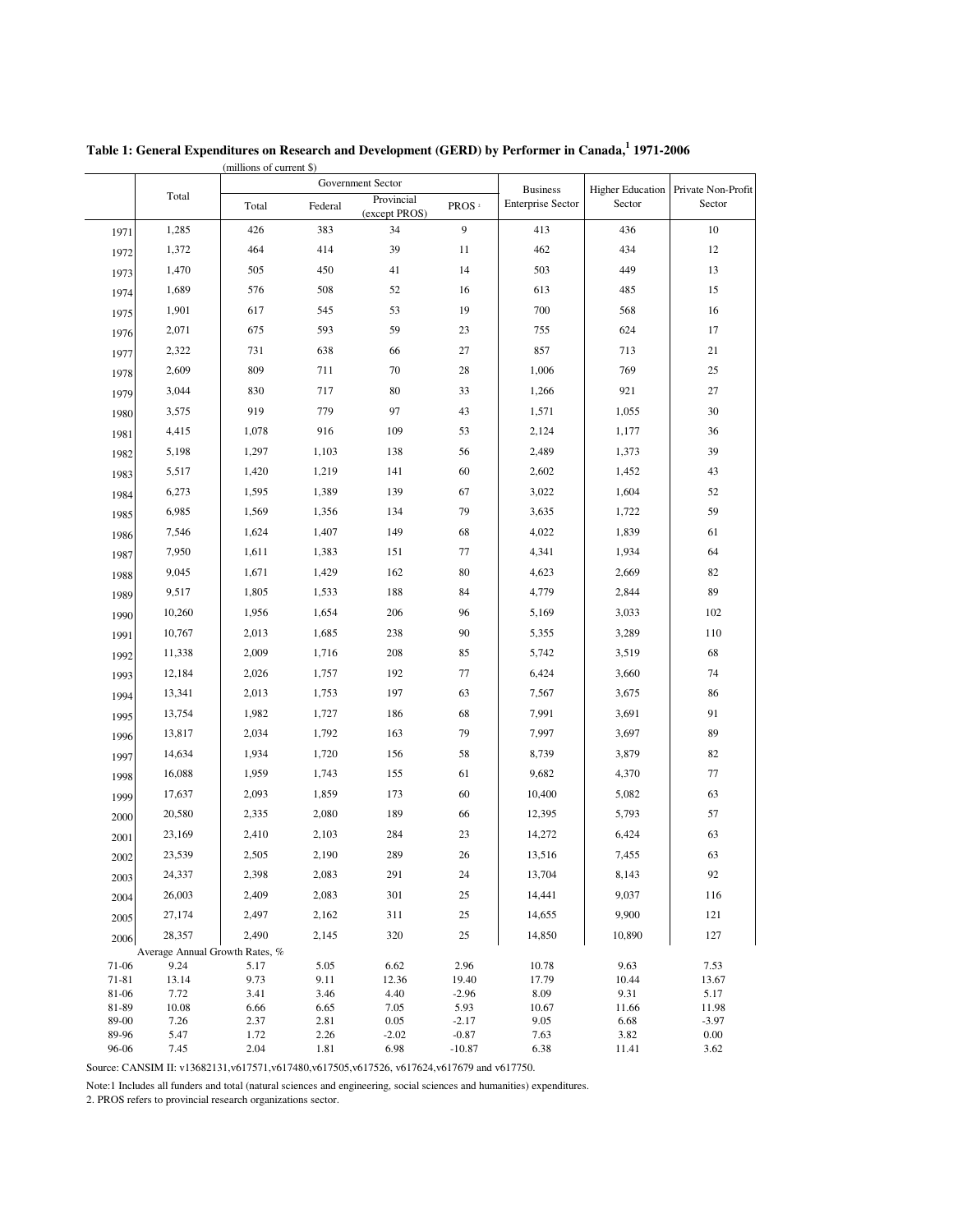**Table 1: General Expenditures on Research and Development (GERD) by Performer in Canada,[1] 1971-2006**

(millions of current $)

| | Total | Government Sector | | | | Business Enterprise Sector | Higher Education Sector | Private Non-Profit Sector |
|---|---|---|---|---|---|---|---|---|
| | | Total | Federal | Provincial (except PROS) | PROS[2] | | | |
| 1971 | 1,285 | 426 | 383 | 34 | 9 | 413 | 436 | 10 |
| 1972 | 1,372 | 464 | 414 | 39 | 11 | 462 | 434 | 12 |
| 1973 | 1,470 | 505 | 450 | 41 | 14 | 503 | 449 | 13 |
| 1974 | 1,689 | 576 | 508 | 52 | 16 | 613 | 485 | 15 |
| 1975 | 1,901 | 617 | 545 | 53 | 19 | 700 | 568 | 16 |
| 1976 | 2,071 | 675 | 593 | 59 | 23 | 755 | 624 | 17 |
| 1977 | 2,322 | 731 | 638 | 66 | 27 | 857 | 713 | 21 |
| 1978 | 2,609 | 809 | 711 | 70 | 28 | 1,006 | 769 | 25 |
| 1979 | 3,044 | 830 | 717 | 80 | 33 | 1,266 | 921 | 27 |
| 1980 | 3,575 | 919 | 779 | 97 | 43 | 1,571 | 1,055 | 30 |
| 1981 | 4,415 | 1,078 | 916 | 109 | 53 | 2,124 | 1,177 | 36 |
| 1982 | 5,198 | 1,297 | 1,103 | 138 | 56 | 2,489 | 1,373 | 39 |
| 1983 | 5,517 | 1,420 | 1,219 | 141 | 60 | 2,602 | 1,452 | 43 |
| 1984 | 6,273 | 1,595 | 1,389 | 139 | 67 | 3,022 | 1,604 | 52 |
| 1985 | 6,985 | 1,569 | 1,356 | 134 | 79 | 3,635 | 1,722 | 59 |
| 1986 | 7,546 | 1,624 | 1,407 | 149 | 68 | 4,022 | 1,839 | 61 |
| 1987 | 7,950 | 1,611 | 1,383 | 151 | 77 | 4,341 | 1,934 | 64 |
| 1988 | 9,045 | 1,671 | 1,429 | 162 | 80 | 4,623 | 2,669 | 82 |
| 1989 | 9,517 | 1,805 | 1,533 | 188 | 84 | 4,779 | 2,844 | 89 |
| 1990 | 10,260 | 1,956 | 1,654 | 206 | 96 | 5,169 | 3,033 | 102 |
| 1991 | 10,767 | 2,013 | 1,685 | 238 | 90 | 5,355 | 3,289 | 110 |
| 1992 | 11,338 | 2,009 | 1,716 | 208 | 85 | 5,742 | 3,519 | 68 |
| 1993 | 12,184 | 2,026 | 1,757 | 192 | 77 | 6,424 | 3,660 | 74 |
| 1994 | 13,341 | 2,013 | 1,753 | 197 | 63 | 7,567 | 3,675 | 86 |
| 1995 | 13,754 | 1,982 | 1,727 | 186 | 68 | 7,991 | 3,691 | 91 |
| 1996 | 13,817 | 2,034 | 1,792 | 163 | 79 | 7,997 | 3,697 | 89 |
| 1997 | 14,634 | 1,934 | 1,720 | 156 | 58 | 8,739 | 3,879 | 82 |
| 1998 | 16,088 | 1,959 | 1,743 | 155 | 61 | 9,682 | 4,370 | 77 |
| 1999 | 17,637 | 2,093 | 1,859 | 173 | 60 | 10,400 | 5,082 | 63 |
| 2000 | 20,580 | 2,335 | 2,080 | 189 | 66 | 12,395 | 5,793 | 57 |
| 2001 | 23,169 | 2,410 | 2,103 | 284 | 23 | 14,272 | 6,424 | 63 |
| 2002 | 23,539 | 2,505 | 2,190 | 289 | 26 | 13,516 | 7,455 | 63 |
| 2003 | 24,337 | 2,398 | 2,083 | 291 | 24 | 13,704 | 8,143 | 92 |
| 2004 | 26,003 | 2,409 | 2,083 | 301 | 25 | 14,441 | 9,037 | 116 |
| 2005 | 27,174 | 2,497 | 2,162 | 311 | 25 | 14,655 | 9,900 | 121 |
| 2006 | 28,357 | 2,490 | 2,145 | 320 | 25 | 14,850 | 10,890 | 127 |
| | Average Annual Growth Rates, % | | | | | | | |
| 71-06 | 9.24 | 5.17 | 5.05 | 6.62 | 2.96 | 10.78 | 9.63 | 7.53 |
| 71-81 | 13.14 | 9.73 | 9.11 | 12.36 | 19.40 | 17.79 | 10.44 | 13.67 |
| 81-06 | 7.72 | 3.41 | 3.46 | 4.40 | -2.96 | 8.09 | 9.31 | 5.17 |
| 81-89 | 10.08 | 6.66 | 6.65 | 7.05 | 5.93 | 10.67 | 11.66 | 11.98 |
| 89-00 | 7.26 | 2.37 | 2.81 | 0.05 | -2.17 | 9.05 | 6.68 | -3.97 |
| 89-96 | 5.47 | 1.72 | 2.26 | -2.02 | -0.87 | 7.63 | 3.82 | 0.00 |
| 96-06 | 7.45 | 2.04 | 1.81 | 6.98 | -10.87 | 6.38 | 11.41 | 3.62 |

Source: CANSIM II: v13682131,v617571,v617480,v617505,v617526, v617624,v617679 and v617750.

Note:1 Includes all funders and total (natural sciences and engineering, social sciences and humanities) expenditures.

2. PROS refers to provincial research organizations sector.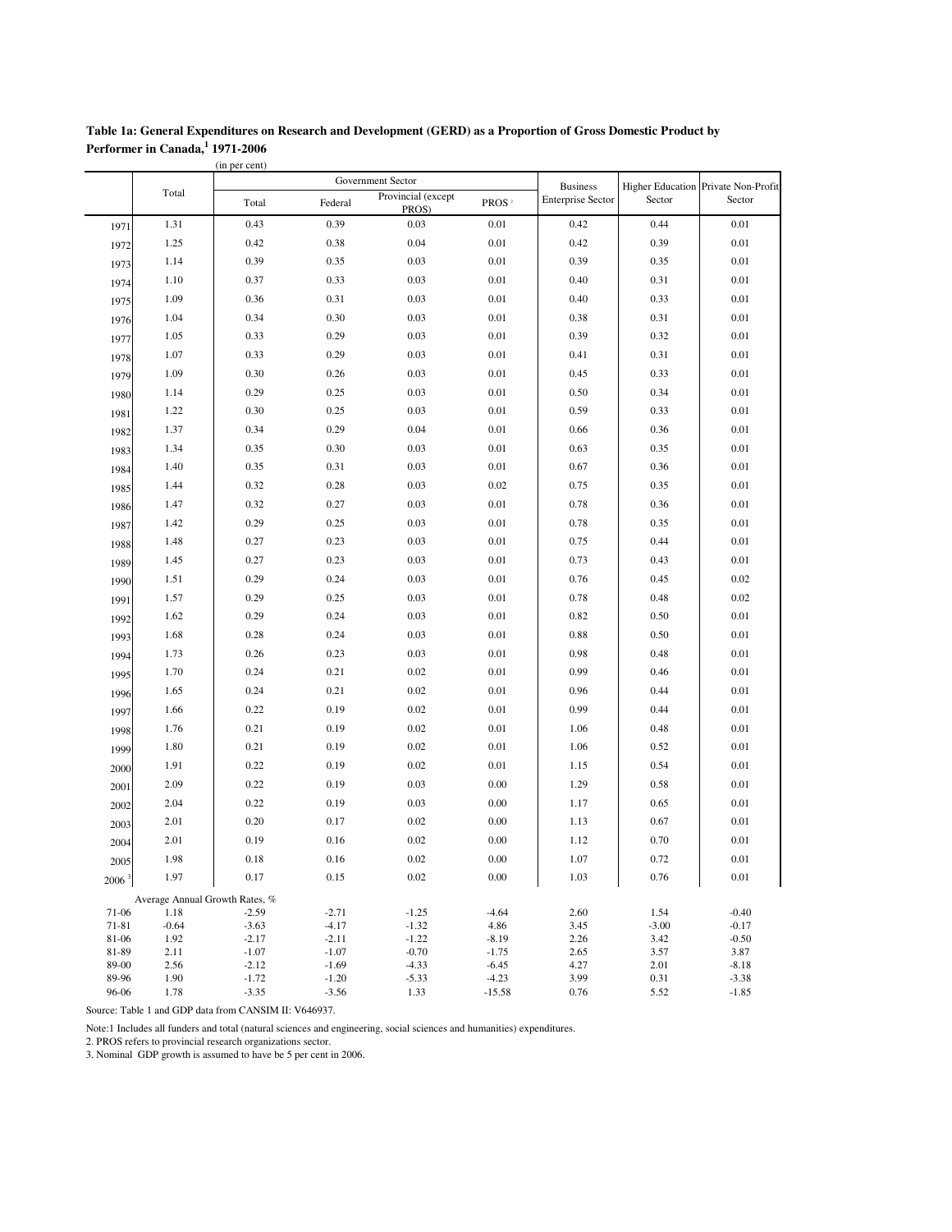**Table 1a: General Expenditures on Research and Development (GERD) as a Proportion of Gross Domestic Product by Performer in Canada,[1] 1971-2006**

(in per cent)

| | Total | Government Sector | | | | Business Enterprise Sector | Higher Education Sector | Private Non-Profit Sector |
|---|---|---|---|---|---|---|---|---|
| | | Total | Federal | Provincial (except PROS) | PROS[2] | | | |
| 1971 | 1.31 | 0.43 | 0.39 | 0.03 | 0.01 | 0.42 | 0.44 | 0.01 |
| 1972 | 1.25 | 0.42 | 0.38 | 0.04 | 0.01 | 0.42 | 0.39 | 0.01 |
| 1973 | 1.14 | 0.39 | 0.35 | 0.03 | 0.01 | 0.39 | 0.35 | 0.01 |
| 1974 | 1.10 | 0.37 | 0.33 | 0.03 | 0.01 | 0.40 | 0.31 | 0.01 |
| 1975 | 1.09 | 0.36 | 0.31 | 0.03 | 0.01 | 0.40 | 0.33 | 0.01 |
| 1976 | 1.04 | 0.34 | 0.30 | 0.03 | 0.01 | 0.38 | 0.31 | 0.01 |
| 1977 | 1.05 | 0.33 | 0.29 | 0.03 | 0.01 | 0.39 | 0.32 | 0.01 |
| 1978 | 1.07 | 0.33 | 0.29 | 0.03 | 0.01 | 0.41 | 0.31 | 0.01 |
| 1979 | 1.09 | 0.30 | 0.26 | 0.03 | 0.01 | 0.45 | 0.33 | 0.01 |
| 1980 | 1.14 | 0.29 | 0.25 | 0.03 | 0.01 | 0.50 | 0.34 | 0.01 |
| 1981 | 1.22 | 0.30 | 0.25 | 0.03 | 0.01 | 0.59 | 0.33 | 0.01 |
| 1982 | 1.37 | 0.34 | 0.29 | 0.04 | 0.01 | 0.66 | 0.36 | 0.01 |
| 1983 | 1.34 | 0.35 | 0.30 | 0.03 | 0.01 | 0.63 | 0.35 | 0.01 |
| 1984 | 1.40 | 0.35 | 0.31 | 0.03 | 0.01 | 0.67 | 0.36 | 0.01 |
| 1985 | 1.44 | 0.32 | 0.28 | 0.03 | 0.02 | 0.75 | 0.35 | 0.01 |
| 1986 | 1.47 | 0.32 | 0.27 | 0.03 | 0.01 | 0.78 | 0.36 | 0.01 |
| 1987 | 1.42 | 0.29 | 0.25 | 0.03 | 0.01 | 0.78 | 0.35 | 0.01 |
| 1988 | 1.48 | 0.27 | 0.23 | 0.03 | 0.01 | 0.75 | 0.44 | 0.01 |
| 1989 | 1.45 | 0.27 | 0.23 | 0.03 | 0.01 | 0.73 | 0.43 | 0.01 |
| 1990 | 1.51 | 0.29 | 0.24 | 0.03 | 0.01 | 0.76 | 0.45 | 0.02 |
| 1991 | 1.57 | 0.29 | 0.25 | 0.03 | 0.01 | 0.78 | 0.48 | 0.02 |
| 1992 | 1.62 | 0.29 | 0.24 | 0.03 | 0.01 | 0.82 | 0.50 | 0.01 |
| 1993 | 1.68 | 0.28 | 0.24 | 0.03 | 0.01 | 0.88 | 0.50 | 0.01 |
| 1994 | 1.73 | 0.26 | 0.23 | 0.03 | 0.01 | 0.98 | 0.48 | 0.01 |
| 1995 | 1.70 | 0.24 | 0.21 | 0.02 | 0.01 | 0.99 | 0.46 | 0.01 |
| 1996 | 1.65 | 0.24 | 0.21 | 0.02 | 0.01 | 0.96 | 0.44 | 0.01 |
| 1997 | 1.66 | 0.22 | 0.19 | 0.02 | 0.01 | 0.99 | 0.44 | 0.01 |
| 1998 | 1.76 | 0.21 | 0.19 | 0.02 | 0.01 | 1.06 | 0.48 | 0.01 |
| 1999 | 1.80 | 0.21 | 0.19 | 0.02 | 0.01 | 1.06 | 0.52 | 0.01 |
| 2000 | 1.91 | 0.22 | 0.19 | 0.02 | 0.01 | 1.15 | 0.54 | 0.01 |
| 2001 | 2.09 | 0.22 | 0.19 | 0.03 | 0.00 | 1.29 | 0.58 | 0.01 |
| 2002 | 2.04 | 0.22 | 0.19 | 0.03 | 0.00 | 1.17 | 0.65 | 0.01 |
| 2003 | 2.01 | 0.20 | 0.17 | 0.02 | 0.00 | 1.13 | 0.67 | 0.01 |
| 2004 | 2.01 | 0.19 | 0.16 | 0.02 | 0.00 | 1.12 | 0.70 | 0.01 |
| 2005 | 1.98 | 0.18 | 0.16 | 0.02 | 0.00 | 1.07 | 0.72 | 0.01 |
| 2006[3] | 1.97 | 0.17 | 0.15 | 0.02 | 0.00 | 1.03 | 0.76 | 0.01 |
| Average Annual Growth Rates, % | | | | | | | | |
| 71-06 | 1.18 | -2.59 | -2.71 | -1.25 | -4.64 | 2.60 | 1.54 | -0.40 |
| 71-81 | -0.64 | -3.63 | -4.17 | -1.32 | 4.86 | 3.45 | -3.00 | -0.17 |
| 81-06 | 1.92 | -2.17 | -2.11 | -1.22 | -8.19 | 2.26 | 3.42 | -0.50 |
| 81-89 | 2.11 | -1.07 | -1.07 | -0.70 | -1.75 | 2.65 | 3.57 | 3.87 |
| 89-00 | 2.56 | -2.12 | -1.69 | -4.33 | -6.45 | 4.27 | 2.01 | -8.18 |
| 89-96 | 1.90 | -1.72 | -1.20 | -5.33 | -4.23 | 3.99 | 0.31 | -3.38 |
| 96-06 | 1.78 | -3.35 | -3.56 | 1.33 | -15.58 | 0.76 | 5.52 | -1.85 |

Source: Table 1 and GDP data from CANSIM II: V646937.

Note:1 Includes all funders and total (natural sciences and engineering, social sciences and humanities) expenditures.

2. PROS refers to provincial research organizations sector.

3. Nominal GDP growth is assumed to have be 5 per cent in 2006.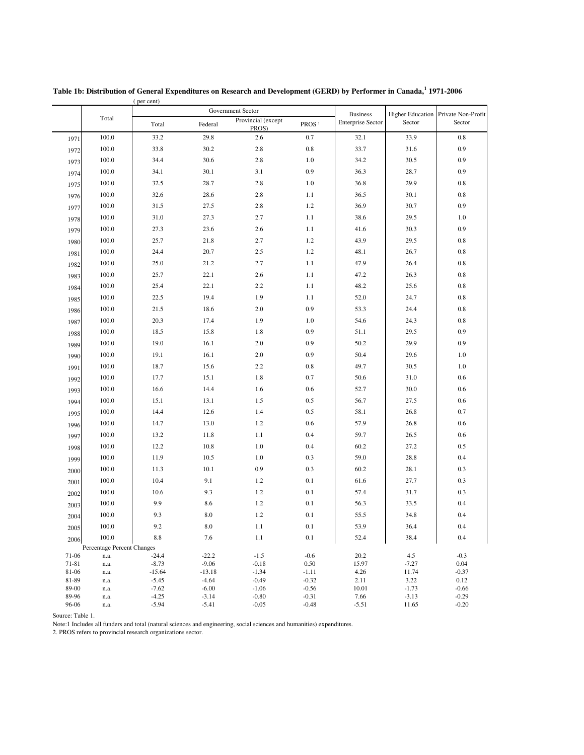**Table 1b: Distribution of General Expenditures on Research and Development (GERD) by Performer in Canada,[1] 1971-2006**

( per cent)

| | Total | Government Sector | | | | Business Enterprise Sector | Higher Education Sector | Private Non-Profit Sector |
|---|---|---|---|---|---|---|---|---|
| | | Total | Federal | Provincial (except PROS) | PROS[2] | | | |
| 1971 | 100.0 | 33.2 | 29.8 | 2.6 | 0.7 | 32.1 | 33.9 | 0.8 |
| 1972 | 100.0 | 33.8 | 30.2 | 2.8 | 0.8 | 33.7 | 31.6 | 0.9 |
| 1973 | 100.0 | 34.4 | 30.6 | 2.8 | 1.0 | 34.2 | 30.5 | 0.9 |
| 1974 | 100.0 | 34.1 | 30.1 | 3.1 | 0.9 | 36.3 | 28.7 | 0.9 |
| 1975 | 100.0 | 32.5 | 28.7 | 2.8 | 1.0 | 36.8 | 29.9 | 0.8 |
| 1976 | 100.0 | 32.6 | 28.6 | 2.8 | 1.1 | 36.5 | 30.1 | 0.8 |
| 1977 | 100.0 | 31.5 | 27.5 | 2.8 | 1.2 | 36.9 | 30.7 | 0.9 |
| 1978 | 100.0 | 31.0 | 27.3 | 2.7 | 1.1 | 38.6 | 29.5 | 1.0 |
| 1979 | 100.0 | 27.3 | 23.6 | 2.6 | 1.1 | 41.6 | 30.3 | 0.9 |
| 1980 | 100.0 | 25.7 | 21.8 | 2.7 | 1.2 | 43.9 | 29.5 | 0.8 |
| 1981 | 100.0 | 24.4 | 20.7 | 2.5 | 1.2 | 48.1 | 26.7 | 0.8 |
| 1982 | 100.0 | 25.0 | 21.2 | 2.7 | 1.1 | 47.9 | 26.4 | 0.8 |
| 1983 | 100.0 | 25.7 | 22.1 | 2.6 | 1.1 | 47.2 | 26.3 | 0.8 |
| 1984 | 100.0 | 25.4 | 22.1 | 2.2 | 1.1 | 48.2 | 25.6 | 0.8 |
| 1985 | 100.0 | 22.5 | 19.4 | 1.9 | 1.1 | 52.0 | 24.7 | 0.8 |
| 1986 | 100.0 | 21.5 | 18.6 | 2.0 | 0.9 | 53.3 | 24.4 | 0.8 |
| 1987 | 100.0 | 20.3 | 17.4 | 1.9 | 1.0 | 54.6 | 24.3 | 0.8 |
| 1988 | 100.0 | 18.5 | 15.8 | 1.8 | 0.9 | 51.1 | 29.5 | 0.9 |
| 1989 | 100.0 | 19.0 | 16.1 | 2.0 | 0.9 | 50.2 | 29.9 | 0.9 |
| 1990 | 100.0 | 19.1 | 16.1 | 2.0 | 0.9 | 50.4 | 29.6 | 1.0 |
| 1991 | 100.0 | 18.7 | 15.6 | 2.2 | 0.8 | 49.7 | 30.5 | 1.0 |
| 1992 | 100.0 | 17.7 | 15.1 | 1.8 | 0.7 | 50.6 | 31.0 | 0.6 |
| 1993 | 100.0 | 16.6 | 14.4 | 1.6 | 0.6 | 52.7 | 30.0 | 0.6 |
| 1994 | 100.0 | 15.1 | 13.1 | 1.5 | 0.5 | 56.7 | 27.5 | 0.6 |
| 1995 | 100.0 | 14.4 | 12.6 | 1.4 | 0.5 | 58.1 | 26.8 | 0.7 |
| 1996 | 100.0 | 14.7 | 13.0 | 1.2 | 0.6 | 57.9 | 26.8 | 0.6 |
| 1997 | 100.0 | 13.2 | 11.8 | 1.1 | 0.4 | 59.7 | 26.5 | 0.6 |
| 1998 | 100.0 | 12.2 | 10.8 | 1.0 | 0.4 | 60.2 | 27.2 | 0.5 |
| 1999 | 100.0 | 11.9 | 10.5 | 1.0 | 0.3 | 59.0 | 28.8 | 0.4 |
| 2000 | 100.0 | 11.3 | 10.1 | 0.9 | 0.3 | 60.2 | 28.1 | 0.3 |
| 2001 | 100.0 | 10.4 | 9.1 | 1.2 | 0.1 | 61.6 | 27.7 | 0.3 |
| 2002 | 100.0 | 10.6 | 9.3 | 1.2 | 0.1 | 57.4 | 31.7 | 0.3 |
| 2003 | 100.0 | 9.9 | 8.6 | 1.2 | 0.1 | 56.3 | 33.5 | 0.4 |
| 2004 | 100.0 | 9.3 | 8.0 | 1.2 | 0.1 | 55.5 | 34.8 | 0.4 |
| 2005 | 100.0 | 9.2 | 8.0 | 1.1 | 0.1 | 53.9 | 36.4 | 0.4 |
| 2006 | 100.0 | 8.8 | 7.6 | 1.1 | 0.1 | 52.4 | 38.4 | 0.4 |
| Percentage Percent Changes | | | | | | | | |
| 71-06 | n.a. | -24.4 | -22.2 | -1.5 | -0.6 | 20.2 | 4.5 | -0.3 |
| 71-81 | n.a. | -8.73 | -9.06 | -0.18 | 0.50 | 15.97 | -7.27 | 0.04 |
| 81-06 | n.a. | -15.64 | -13.18 | -1.34 | -1.11 | 4.26 | 11.74 | -0.37 |
| 81-89 | n.a. | -5.45 | -4.64 | -0.49 | -0.32 | 2.11 | 3.22 | 0.12 |
| 89-00 | n.a. | -7.62 | -6.00 | -1.06 | -0.56 | 10.01 | -1.73 | -0.66 |
| 89-96 | n.a. | -4.25 | -3.14 | -0.80 | -0.31 | 7.66 | -3.13 | -0.29 |
| 96-06 | n.a. | -5.94 | -5.41 | -0.05 | -0.48 | -5.51 | 11.65 | -0.20 |

Source: Table 1.

Note:1 Includes all funders and total (natural sciences and engineering, social sciences and humanities) expenditures.

2. PROS refers to provincial research organizations sector.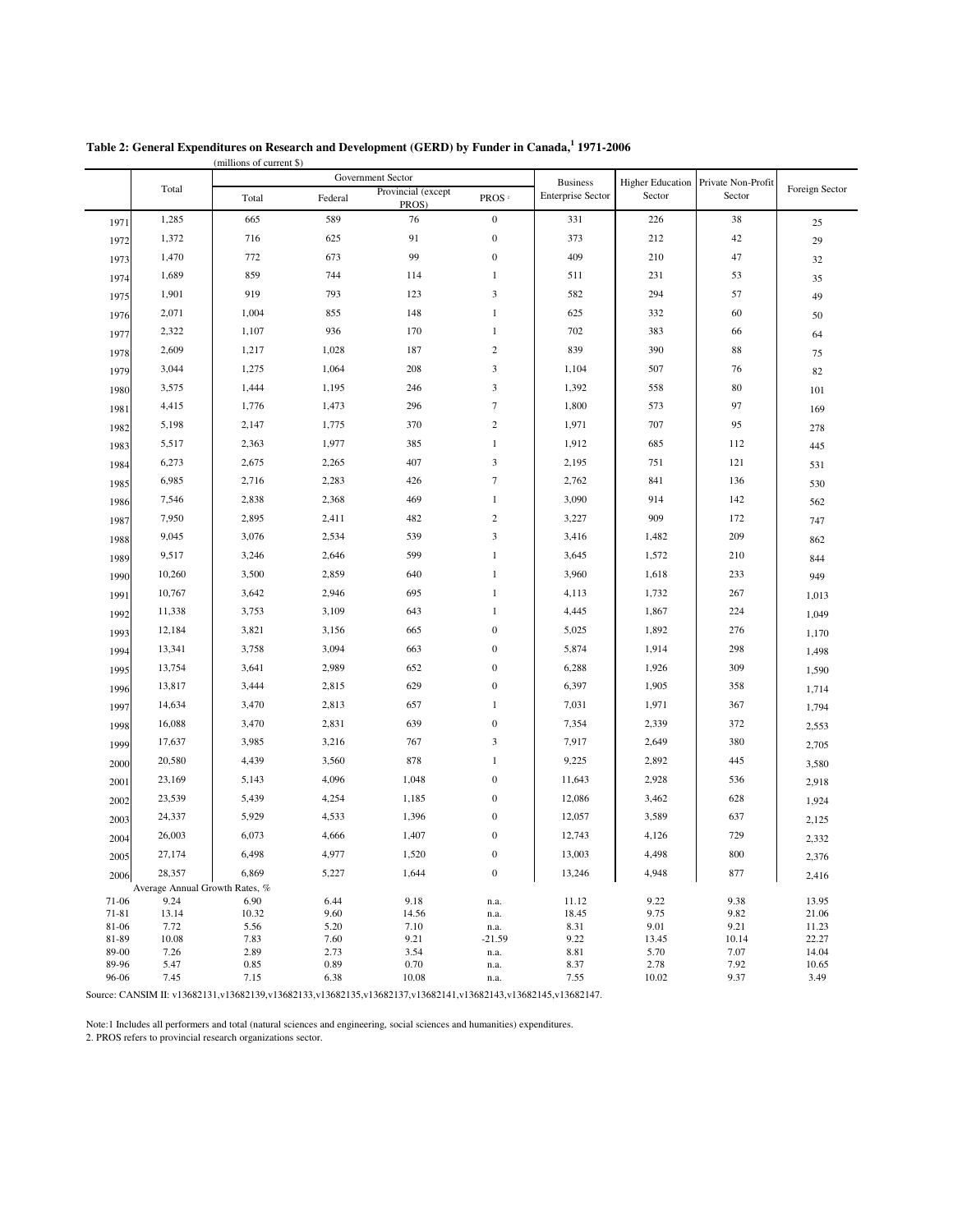**Table 2: General Expenditures on Research and Development (GERD) by Funder in Canada,[1] 1971-2006**

(millions of current $)

| | Total | Government Sector | | | | Business Enterprise Sector | Higher Education Sector | Private Non-Profit Sector | Foreign Sector |
|---|---|---|---|---|---|---|---|---|---|
| | | Total | Federal | Provincial (except PROS) | PROS[2] | | | | |
| 1971 | 1,285 | 665 | 589 | 76 | 0 | 331 | 226 | 38 | 25 |
| 1972 | 1,372 | 716 | 625 | 91 | 0 | 373 | 212 | 42 | 29 |
| 1973 | 1,470 | 772 | 673 | 99 | 0 | 409 | 210 | 47 | 32 |
| 1974 | 1,689 | 859 | 744 | 114 | 1 | 511 | 231 | 53 | 35 |
| 1975 | 1,901 | 919 | 793 | 123 | 3 | 582 | 294 | 57 | 49 |
| 1976 | 2,071 | 1,004 | 855 | 148 | 1 | 625 | 332 | 60 | 50 |
| 1977 | 2,322 | 1,107 | 936 | 170 | 1 | 702 | 383 | 66 | 64 |
| 1978 | 2,609 | 1,217 | 1,028 | 187 | 2 | 839 | 390 | 88 | 75 |
| 1979 | 3,044 | 1,275 | 1,064 | 208 | 3 | 1,104 | 507 | 76 | 82 |
| 1980 | 3,575 | 1,444 | 1,195 | 246 | 3 | 1,392 | 558 | 80 | 101 |
| 1981 | 4,415 | 1,776 | 1,473 | 296 | 7 | 1,800 | 573 | 97 | 169 |
| 1982 | 5,198 | 2,147 | 1,775 | 370 | 2 | 1,971 | 707 | 95 | 278 |
| 1983 | 5,517 | 2,363 | 1,977 | 385 | 1 | 1,912 | 685 | 112 | 445 |
| 1984 | 6,273 | 2,675 | 2,265 | 407 | 3 | 2,195 | 751 | 121 | 531 |
| 1985 | 6,985 | 2,716 | 2,283 | 426 | 7 | 2,762 | 841 | 136 | 530 |
| 1986 | 7,546 | 2,838 | 2,368 | 469 | 1 | 3,090 | 914 | 142 | 562 |
| 1987 | 7,950 | 2,895 | 2,411 | 482 | 2 | 3,227 | 909 | 172 | 747 |
| 1988 | 9,045 | 3,076 | 2,534 | 539 | 3 | 3,416 | 1,482 | 209 | 862 |
| 1989 | 9,517 | 3,246 | 2,646 | 599 | 1 | 3,645 | 1,572 | 210 | 844 |
| 1990 | 10,260 | 3,500 | 2,859 | 640 | 1 | 3,960 | 1,618 | 233 | 949 |
| 1991 | 10,767 | 3,642 | 2,946 | 695 | 1 | 4,113 | 1,732 | 267 | 1,013 |
| 1992 | 11,338 | 3,753 | 3,109 | 643 | 1 | 4,445 | 1,867 | 224 | 1,049 |
| 1993 | 12,184 | 3,821 | 3,156 | 665 | 0 | 5,025 | 1,892 | 276 | 1,170 |
| 1994 | 13,341 | 3,758 | 3,094 | 663 | 0 | 5,874 | 1,914 | 298 | 1,498 |
| 1995 | 13,754 | 3,641 | 2,989 | 652 | 0 | 6,288 | 1,926 | 309 | 1,590 |
| 1996 | 13,817 | 3,444 | 2,815 | 629 | 0 | 6,397 | 1,905 | 358 | 1,714 |
| 1997 | 14,634 | 3,470 | 2,813 | 657 | 1 | 7,031 | 1,971 | 367 | 1,794 |
| 1998 | 16,088 | 3,470 | 2,831 | 639 | 0 | 7,354 | 2,339 | 372 | 2,553 |
| 1999 | 17,637 | 3,985 | 3,216 | 767 | 3 | 7,917 | 2,649 | 380 | 2,705 |
| 2000 | 20,580 | 4,439 | 3,560 | 878 | 1 | 9,225 | 2,892 | 445 | 3,580 |
| 2001 | 23,169 | 5,143 | 4,096 | 1,048 | 0 | 11,643 | 2,928 | 536 | 2,918 |
| 2002 | 23,539 | 5,439 | 4,254 | 1,185 | 0 | 12,086 | 3,462 | 628 | 1,924 |
| 2003 | 24,337 | 5,929 | 4,533 | 1,396 | 0 | 12,057 | 3,589 | 637 | 2,125 |
| 2004 | 26,003 | 6,073 | 4,666 | 1,407 | 0 | 12,743 | 4,126 | 729 | 2,332 |
| 2005 | 27,174 | 6,498 | 4,977 | 1,520 | 0 | 13,003 | 4,498 | 800 | 2,376 |
| 2006 | 28,357 | 6,869 | 5,227 | 1,644 | 0 | 13,246 | 4,948 | 877 | 2,416 |
| | Average Annual Growth Rates, % | | | | | | | | |
| 71-06 | 9.24 | 6.90 | 6.44 | 9.18 | n.a. | 11.12 | 9.22 | 9.38 | 13.95 |
| 71-81 | 13.14 | 10.32 | 9.60 | 14.56 | n.a. | 18.45 | 9.75 | 9.82 | 21.06 |
| 81-06 | 7.72 | 5.56 | 5.20 | 7.10 | n.a. | 8.31 | 9.01 | 9.21 | 11.23 |
| 81-89 | 10.08 | 7.83 | 7.60 | 9.21 | -21.59 | 9.22 | 13.45 | 10.14 | 22.27 |
| 89-00 | 7.26 | 2.89 | 2.73 | 3.54 | n.a. | 8.81 | 5.70 | 7.07 | 14.04 |
| 89-96 | 5.47 | 0.85 | 0.89 | 0.70 | n.a. | 8.37 | 2.78 | 7.92 | 10.65 |
| 96-06 | 7.45 | 7.15 | 6.38 | 10.08 | n.a. | 7.55 | 10.02 | 9.37 | 3.49 |

Source: CANSIM II: v13682131,v13682139,v13682133,v13682135,v13682137,v13682141,v13682143,v13682145,v13682147.

Note:1 Includes all performers and total (natural sciences and engineering, social sciences and humanities) expenditures.
2. PROS refers to provincial research organizations sector.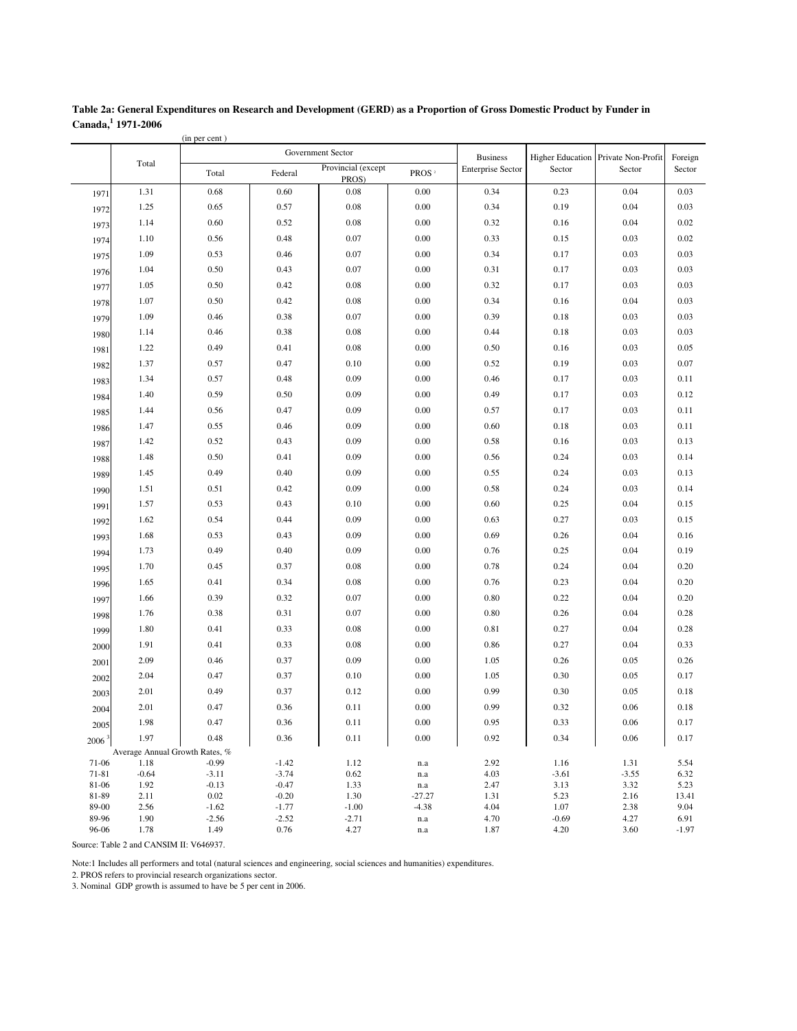**Table 2a: General Expenditures on Research and Development (GERD) as a Proportion of Gross Domestic Product by Funder in Canada,[1] 1971-2006**

(in per cent )

| | Total | Government Sector | | | | Business Enterprise Sector | Higher Education Sector | Private Non-Profit Sector | Foreign Sector |
|---|---|---|---|---|---|---|---|---|---|
| | | Total | Federal | Provincial (except PROS) | PROS[2] | | | | |
| 1971 | 1.31 | 0.68 | 0.60 | 0.08 | 0.00 | 0.34 | 0.23 | 0.04 | 0.03 |
| 1972 | 1.25 | 0.65 | 0.57 | 0.08 | 0.00 | 0.34 | 0.19 | 0.04 | 0.03 |
| 1973 | 1.14 | 0.60 | 0.52 | 0.08 | 0.00 | 0.32 | 0.16 | 0.04 | 0.02 |
| 1974 | 1.10 | 0.56 | 0.48 | 0.07 | 0.00 | 0.33 | 0.15 | 0.03 | 0.02 |
| 1975 | 1.09 | 0.53 | 0.46 | 0.07 | 0.00 | 0.34 | 0.17 | 0.03 | 0.03 |
| 1976 | 1.04 | 0.50 | 0.43 | 0.07 | 0.00 | 0.31 | 0.17 | 0.03 | 0.03 |
| 1977 | 1.05 | 0.50 | 0.42 | 0.08 | 0.00 | 0.32 | 0.17 | 0.03 | 0.03 |
| 1978 | 1.07 | 0.50 | 0.42 | 0.08 | 0.00 | 0.34 | 0.16 | 0.04 | 0.03 |
| 1979 | 1.09 | 0.46 | 0.38 | 0.07 | 0.00 | 0.39 | 0.18 | 0.03 | 0.03 |
| 1980 | 1.14 | 0.46 | 0.38 | 0.08 | 0.00 | 0.44 | 0.18 | 0.03 | 0.03 |
| 1981 | 1.22 | 0.49 | 0.41 | 0.08 | 0.00 | 0.50 | 0.16 | 0.03 | 0.05 |
| 1982 | 1.37 | 0.57 | 0.47 | 0.10 | 0.00 | 0.52 | 0.19 | 0.03 | 0.07 |
| 1983 | 1.34 | 0.57 | 0.48 | 0.09 | 0.00 | 0.46 | 0.17 | 0.03 | 0.11 |
| 1984 | 1.40 | 0.59 | 0.50 | 0.09 | 0.00 | 0.49 | 0.17 | 0.03 | 0.12 |
| 1985 | 1.44 | 0.56 | 0.47 | 0.09 | 0.00 | 0.57 | 0.17 | 0.03 | 0.11 |
| 1986 | 1.47 | 0.55 | 0.46 | 0.09 | 0.00 | 0.60 | 0.18 | 0.03 | 0.11 |
| 1987 | 1.42 | 0.52 | 0.43 | 0.09 | 0.00 | 0.58 | 0.16 | 0.03 | 0.13 |
| 1988 | 1.48 | 0.50 | 0.41 | 0.09 | 0.00 | 0.56 | 0.24 | 0.03 | 0.14 |
| 1989 | 1.45 | 0.49 | 0.40 | 0.09 | 0.00 | 0.55 | 0.24 | 0.03 | 0.13 |
| 1990 | 1.51 | 0.51 | 0.42 | 0.09 | 0.00 | 0.58 | 0.24 | 0.03 | 0.14 |
| 1991 | 1.57 | 0.53 | 0.43 | 0.10 | 0.00 | 0.60 | 0.25 | 0.04 | 0.15 |
| 1992 | 1.62 | 0.54 | 0.44 | 0.09 | 0.00 | 0.63 | 0.27 | 0.03 | 0.15 |
| 1993 | 1.68 | 0.53 | 0.43 | 0.09 | 0.00 | 0.69 | 0.26 | 0.04 | 0.16 |
| 1994 | 1.73 | 0.49 | 0.40 | 0.09 | 0.00 | 0.76 | 0.25 | 0.04 | 0.19 |
| 1995 | 1.70 | 0.45 | 0.37 | 0.08 | 0.00 | 0.78 | 0.24 | 0.04 | 0.20 |
| 1996 | 1.65 | 0.41 | 0.34 | 0.08 | 0.00 | 0.76 | 0.23 | 0.04 | 0.20 |
| 1997 | 1.66 | 0.39 | 0.32 | 0.07 | 0.00 | 0.80 | 0.22 | 0.04 | 0.20 |
| 1998 | 1.76 | 0.38 | 0.31 | 0.07 | 0.00 | 0.80 | 0.26 | 0.04 | 0.28 |
| 1999 | 1.80 | 0.41 | 0.33 | 0.08 | 0.00 | 0.81 | 0.27 | 0.04 | 0.28 |
| 2000 | 1.91 | 0.41 | 0.33 | 0.08 | 0.00 | 0.86 | 0.27 | 0.04 | 0.33 |
| 2001 | 2.09 | 0.46 | 0.37 | 0.09 | 0.00 | 1.05 | 0.26 | 0.05 | 0.26 |
| 2002 | 2.04 | 0.47 | 0.37 | 0.10 | 0.00 | 1.05 | 0.30 | 0.05 | 0.17 |
| 2003 | 2.01 | 0.49 | 0.37 | 0.12 | 0.00 | 0.99 | 0.30 | 0.05 | 0.18 |
| 2004 | 2.01 | 0.47 | 0.36 | 0.11 | 0.00 | 0.99 | 0.32 | 0.06 | 0.18 |
| 2005 | 1.98 | 0.47 | 0.36 | 0.11 | 0.00 | 0.95 | 0.33 | 0.06 | 0.17 |
| 2006[3] | 1.97 | 0.48 | 0.36 | 0.11 | 0.00 | 0.92 | 0.34 | 0.06 | 0.17 |
| Average Annual Growth Rates, % | | | | | | | | | |
| 71-06 | 1.18 | -0.99 | -1.42 | 1.12 | n.a | 2.92 | 1.16 | 1.31 | 5.54 |
| 71-81 | -0.64 | -3.11 | -3.74 | 0.62 | n.a | 4.03 | -3.61 | -3.55 | 6.32 |
| 81-06 | 1.92 | -0.13 | -0.47 | 1.33 | n.a | 2.47 | 3.13 | 3.32 | 5.23 |
| 81-89 | 2.11 | 0.02 | -0.20 | 1.30 | -27.27 | 1.31 | 5.23 | 2.16 | 13.41 |
| 89-00 | 2.56 | -1.62 | -1.77 | -1.00 | -4.38 | 4.04 | 1.07 | 2.38 | 9.04 |
| 89-96 | 1.90 | -2.56 | -2.52 | -2.71 | n.a | 4.70 | -0.69 | 4.27 | 6.91 |
| 96-06 | 1.78 | 1.49 | 0.76 | 4.27 | n.a | 1.87 | 4.20 | 3.60 | -1.97 |

Source: Table 2 and CANSIM II: V646937.

Note:1 Includes all performers and total (natural sciences and engineering, social sciences and humanities) expenditures.

2. PROS refers to provincial research organizations sector.

3. Nominal GDP growth is assumed to have be 5 per cent in 2006.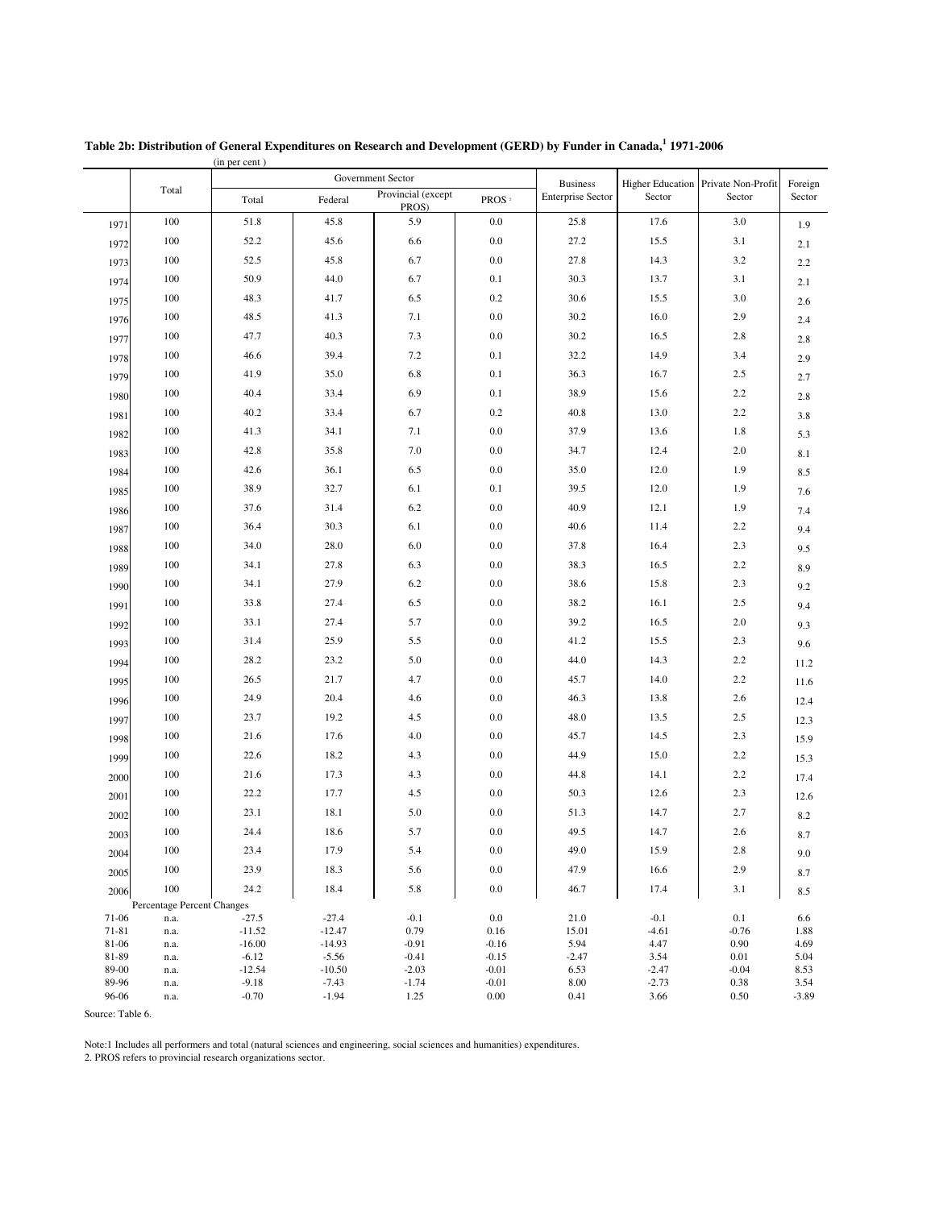**Table 2b: Distribution of General Expenditures on Research and Development (GERD) by Funder in Canada,[1] 1971-2006**

(in per cent )

| | Total | Government Sector | | | | Business Enterprise Sector | Higher Education Sector | Private Non-Profit Sector | Foreign Sector |
|---|---|---|---|---|---|---|---|---|---|
| | | Total | Federal | Provincial (except PROS) | PROS[2] | | | | |
| 1971 | 100 | 51.8 | 45.8 | 5.9 | 0.0 | 25.8 | 17.6 | 3.0 | 1.9 |
| 1972 | 100 | 52.2 | 45.6 | 6.6 | 0.0 | 27.2 | 15.5 | 3.1 | 2.1 |
| 1973 | 100 | 52.5 | 45.8 | 6.7 | 0.0 | 27.8 | 14.3 | 3.2 | 2.2 |
| 1974 | 100 | 50.9 | 44.0 | 6.7 | 0.1 | 30.3 | 13.7 | 3.1 | 2.1 |
| 1975 | 100 | 48.3 | 41.7 | 6.5 | 0.2 | 30.6 | 15.5 | 3.0 | 2.6 |
| 1976 | 100 | 48.5 | 41.3 | 7.1 | 0.0 | 30.2 | 16.0 | 2.9 | 2.4 |
| 1977 | 100 | 47.7 | 40.3 | 7.3 | 0.0 | 30.2 | 16.5 | 2.8 | 2.8 |
| 1978 | 100 | 46.6 | 39.4 | 7.2 | 0.1 | 32.2 | 14.9 | 3.4 | 2.9 |
| 1979 | 100 | 41.9 | 35.0 | 6.8 | 0.1 | 36.3 | 16.7 | 2.5 | 2.7 |
| 1980 | 100 | 40.4 | 33.4 | 6.9 | 0.1 | 38.9 | 15.6 | 2.2 | 2.8 |
| 1981 | 100 | 40.2 | 33.4 | 6.7 | 0.2 | 40.8 | 13.0 | 2.2 | 3.8 |
| 1982 | 100 | 41.3 | 34.1 | 7.1 | 0.0 | 37.9 | 13.6 | 1.8 | 5.3 |
| 1983 | 100 | 42.8 | 35.8 | 7.0 | 0.0 | 34.7 | 12.4 | 2.0 | 8.1 |
| 1984 | 100 | 42.6 | 36.1 | 6.5 | 0.0 | 35.0 | 12.0 | 1.9 | 8.5 |
| 1985 | 100 | 38.9 | 32.7 | 6.1 | 0.1 | 39.5 | 12.0 | 1.9 | 7.6 |
| 1986 | 100 | 37.6 | 31.4 | 6.2 | 0.0 | 40.9 | 12.1 | 1.9 | 7.4 |
| 1987 | 100 | 36.4 | 30.3 | 6.1 | 0.0 | 40.6 | 11.4 | 2.2 | 9.4 |
| 1988 | 100 | 34.0 | 28.0 | 6.0 | 0.0 | 37.8 | 16.4 | 2.3 | 9.5 |
| 1989 | 100 | 34.1 | 27.8 | 6.3 | 0.0 | 38.3 | 16.5 | 2.2 | 8.9 |
| 1990 | 100 | 34.1 | 27.9 | 6.2 | 0.0 | 38.6 | 15.8 | 2.3 | 9.2 |
| 1991 | 100 | 33.8 | 27.4 | 6.5 | 0.0 | 38.2 | 16.1 | 2.5 | 9.4 |
| 1992 | 100 | 33.1 | 27.4 | 5.7 | 0.0 | 39.2 | 16.5 | 2.0 | 9.3 |
| 1993 | 100 | 31.4 | 25.9 | 5.5 | 0.0 | 41.2 | 15.5 | 2.3 | 9.6 |
| 1994 | 100 | 28.2 | 23.2 | 5.0 | 0.0 | 44.0 | 14.3 | 2.2 | 11.2 |
| 1995 | 100 | 26.5 | 21.7 | 4.7 | 0.0 | 45.7 | 14.0 | 2.2 | 11.6 |
| 1996 | 100 | 24.9 | 20.4 | 4.6 | 0.0 | 46.3 | 13.8 | 2.6 | 12.4 |
| 1997 | 100 | 23.7 | 19.2 | 4.5 | 0.0 | 48.0 | 13.5 | 2.5 | 12.3 |
| 1998 | 100 | 21.6 | 17.6 | 4.0 | 0.0 | 45.7 | 14.5 | 2.3 | 15.9 |
| 1999 | 100 | 22.6 | 18.2 | 4.3 | 0.0 | 44.9 | 15.0 | 2.2 | 15.3 |
| 2000 | 100 | 21.6 | 17.3 | 4.3 | 0.0 | 44.8 | 14.1 | 2.2 | 17.4 |
| 2001 | 100 | 22.2 | 17.7 | 4.5 | 0.0 | 50.3 | 12.6 | 2.3 | 12.6 |
| 2002 | 100 | 23.1 | 18.1 | 5.0 | 0.0 | 51.3 | 14.7 | 2.7 | 8.2 |
| 2003 | 100 | 24.4 | 18.6 | 5.7 | 0.0 | 49.5 | 14.7 | 2.6 | 8.7 |
| 2004 | 100 | 23.4 | 17.9 | 5.4 | 0.0 | 49.0 | 15.9 | 2.8 | 9.0 |
| 2005 | 100 | 23.9 | 18.3 | 5.6 | 0.0 | 47.9 | 16.6 | 2.9 | 8.7 |
| 2006 | 100 | 24.2 | 18.4 | 5.8 | 0.0 | 46.7 | 17.4 | 3.1 | 8.5 |
| Percentage Percent Changes | | | | | | | | | |
| 71-06 | n.a. | -27.5 | -27.4 | -0.1 | 0.0 | 21.0 | -0.1 | 0.1 | 6.6 |
| 71-81 | n.a. | -11.52 | -12.47 | 0.79 | 0.16 | 15.01 | -4.61 | -0.76 | 1.88 |
| 81-06 | n.a. | -16.00 | -14.93 | -0.91 | -0.16 | 5.94 | 4.47 | 0.90 | 4.69 |
| 81-89 | n.a. | -6.12 | -5.56 | -0.41 | -0.15 | -2.47 | 3.54 | 0.01 | 5.04 |
| 89-00 | n.a. | -12.54 | -10.50 | -2.03 | -0.01 | 6.53 | -2.47 | -0.04 | 8.53 |
| 89-96 | n.a. | -9.18 | -7.43 | -1.74 | -0.01 | 8.00 | -2.73 | 0.38 | 3.54 |
| 96-06 | n.a. | -0.70 | -1.94 | 1.25 | 0.00 | 0.41 | 3.66 | 0.50 | -3.89 |

Source: Table 6.

Note:1 Includes all performers and total (natural sciences and engineering, social sciences and humanities) expenditures.
2. PROS refers to provincial research organizations sector.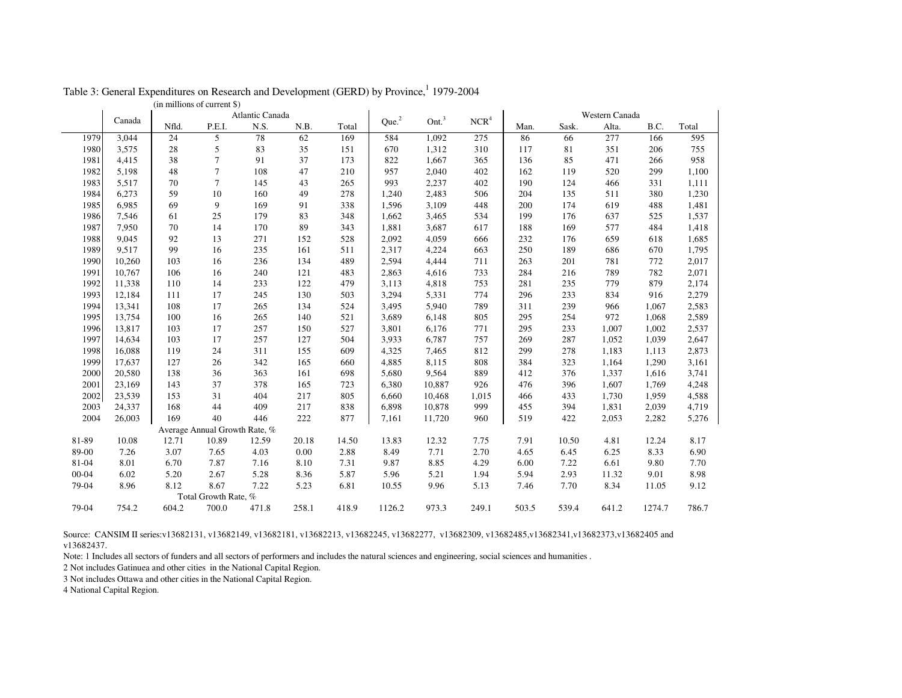Table 3: General Expenditures on Research and Development (GERD) by Province,[1] 1979-2004

(in millions of current $)

| | Canada | Atlantic Canada | | | | | Que.[2] | Ont.[3] | NCR[4] | Western Canada | | | | |
|---|---|---|---|---|---|---|---|---|---|---|---|---|---|---|
| | | Nfld. | P.E.I. | N.S. | N.B. | Total | | | | Man. | Sask. | Alta. | B.C. | Total |
| 1979 | 3,044 | 24 | 5 | 78 | 62 | 169 | 584 | 1,092 | 275 | 86 | 66 | 277 | 166 | 595 |
| 1980 | 3,575 | 28 | 5 | 83 | 35 | 151 | 670 | 1,312 | 310 | 117 | 81 | 351 | 206 | 755 |
| 1981 | 4,415 | 38 | 7 | 91 | 37 | 173 | 822 | 1,667 | 365 | 136 | 85 | 471 | 266 | 958 |
| 1982 | 5,198 | 48 | 7 | 108 | 47 | 210 | 957 | 2,040 | 402 | 162 | 119 | 520 | 299 | 1,100 |
| 1983 | 5,517 | 70 | 7 | 145 | 43 | 265 | 993 | 2,237 | 402 | 190 | 124 | 466 | 331 | 1,111 |
| 1984 | 6,273 | 59 | 10 | 160 | 49 | 278 | 1,240 | 2,483 | 506 | 204 | 135 | 511 | 380 | 1,230 |
| 1985 | 6,985 | 69 | 9 | 169 | 91 | 338 | 1,596 | 3,109 | 448 | 200 | 174 | 619 | 488 | 1,481 |
| 1986 | 7,546 | 61 | 25 | 179 | 83 | 348 | 1,662 | 3,465 | 534 | 199 | 176 | 637 | 525 | 1,537 |
| 1987 | 7,950 | 70 | 14 | 170 | 89 | 343 | 1,881 | 3,687 | 617 | 188 | 169 | 577 | 484 | 1,418 |
| 1988 | 9,045 | 92 | 13 | 271 | 152 | 528 | 2,092 | 4,059 | 666 | 232 | 176 | 659 | 618 | 1,685 |
| 1989 | 9,517 | 99 | 16 | 235 | 161 | 511 | 2,317 | 4,224 | 663 | 250 | 189 | 686 | 670 | 1,795 |
| 1990 | 10,260 | 103 | 16 | 236 | 134 | 489 | 2,594 | 4,444 | 711 | 263 | 201 | 781 | 772 | 2,017 |
| 1991 | 10,767 | 106 | 16 | 240 | 121 | 483 | 2,863 | 4,616 | 733 | 284 | 216 | 789 | 782 | 2,071 |
| 1992 | 11,338 | 110 | 14 | 233 | 122 | 479 | 3,113 | 4,818 | 753 | 281 | 235 | 779 | 879 | 2,174 |
| 1993 | 12,184 | 111 | 17 | 245 | 130 | 503 | 3,294 | 5,331 | 774 | 296 | 233 | 834 | 916 | 2,279 |
| 1994 | 13,341 | 108 | 17 | 265 | 134 | 524 | 3,495 | 5,940 | 789 | 311 | 239 | 966 | 1,067 | 2,583 |
| 1995 | 13,754 | 100 | 16 | 265 | 140 | 521 | 3,689 | 6,148 | 805 | 295 | 254 | 972 | 1,068 | 2,589 |
| 1996 | 13,817 | 103 | 17 | 257 | 150 | 527 | 3,801 | 6,176 | 771 | 295 | 233 | 1,007 | 1,002 | 2,537 |
| 1997 | 14,634 | 103 | 17 | 257 | 127 | 504 | 3,933 | 6,787 | 757 | 269 | 287 | 1,052 | 1,039 | 2,647 |
| 1998 | 16,088 | 119 | 24 | 311 | 155 | 609 | 4,325 | 7,465 | 812 | 299 | 278 | 1,183 | 1,113 | 2,873 |
| 1999 | 17,637 | 127 | 26 | 342 | 165 | 660 | 4,885 | 8,115 | 808 | 384 | 323 | 1,164 | 1,290 | 3,161 |
| 2000 | 20,580 | 138 | 36 | 363 | 161 | 698 | 5,680 | 9,564 | 889 | 412 | 376 | 1,337 | 1,616 | 3,741 |
| 2001 | 23,169 | 143 | 37 | 378 | 165 | 723 | 6,380 | 10,887 | 926 | 476 | 396 | 1,607 | 1,769 | 4,248 |
| 2002 | 23,539 | 153 | 31 | 404 | 217 | 805 | 6,660 | 10,468 | 1,015 | 466 | 433 | 1,730 | 1,959 | 4,588 |
| 2003 | 24,337 | 168 | 44 | 409 | 217 | 838 | 6,898 | 10,878 | 999 | 455 | 394 | 1,831 | 2,039 | 4,719 |
| 2004 | 26,003 | 169 | 40 | 446 | 222 | 877 | 7,161 | 11,720 | 960 | 519 | 422 | 2,053 | 2,282 | 5,276 |
| | | Average Annual Growth Rate, % | | | | | | | | | | | | |
| 81-89 | 10.08 | 12.71 | 10.89 | 12.59 | 20.18 | 14.50 | 13.83 | 12.32 | 7.75 | 7.91 | 10.50 | 4.81 | 12.24 | 8.17 |
| 89-00 | 7.26 | 3.07 | 7.65 | 4.03 | 0.00 | 2.88 | 8.49 | 7.71 | 2.70 | 4.65 | 6.45 | 6.25 | 8.33 | 6.90 |
| 81-04 | 8.01 | 6.70 | 7.87 | 7.16 | 8.10 | 7.31 | 9.87 | 8.85 | 4.29 | 6.00 | 7.22 | 6.61 | 9.80 | 7.70 |
| 00-04 | 6.02 | 5.20 | 2.67 | 5.28 | 8.36 | 5.87 | 5.96 | 5.21 | 1.94 | 5.94 | 2.93 | 11.32 | 9.01 | 8.98 |
| 79-04 | 8.96 | 8.12 | 8.67 | 7.22 | 5.23 | 6.81 | 10.55 | 9.96 | 5.13 | 7.46 | 7.70 | 8.34 | 11.05 | 9.12 |
| | | Total Growth Rate, % | | | | | | | | | | | | |
| 79-04 | 754.2 | 604.2 | 700.0 | 471.8 | 258.1 | 418.9 | 1126.2 | 973.3 | 249.1 | 503.5 | 539.4 | 641.2 | 1274.7 | 786.7 |

Source: CANSIM II series:v13682131, v13682149, v13682181, v13682213, v13682245, v13682277, v13682309, v13682485,v13682341,v13682373,v13682405 and v13682437.

Note: 1 Includes all sectors of funders and all sectors of performers and includes the natural sciences and engineering, social sciences and humanities .

2 Not includes Gatinuea and other cities in the National Capital Region.

3 Not includes Ottawa and other cities in the National Capital Region.

4 National Capital Region.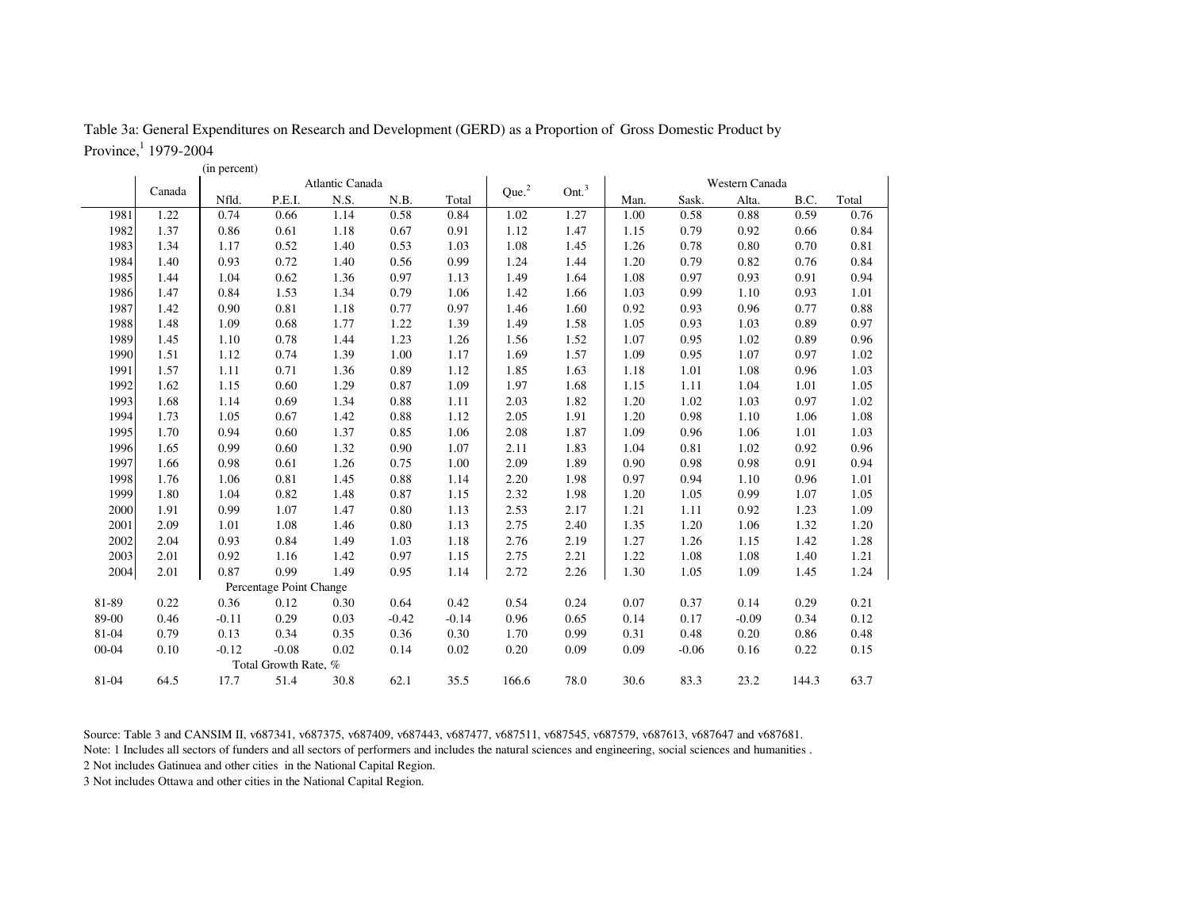Table 3a: General Expenditures on Research and Development (GERD) as a Proportion of Gross Domestic Product by Province,[1] 1979-2004

(in percent)

| | Canada | Atlantic Canada | | | | | Que.[2] | Ont.[3] | Western Canada | | | | |
|---|---|---|---|---|---|---|---|---|---|---|---|---|---|
| | | Nfld. | P.E.I. | N.S. | N.B. | Total | | | Man. | Sask. | Alta. | B.C. | Total |
| 1981 | 1.22 | 0.74 | 0.66 | 1.14 | 0.58 | 0.84 | 1.02 | 1.27 | 1.00 | 0.58 | 0.88 | 0.59 | 0.76 |
| 1982 | 1.37 | 0.86 | 0.61 | 1.18 | 0.67 | 0.91 | 1.12 | 1.47 | 1.15 | 0.79 | 0.92 | 0.66 | 0.84 |
| 1983 | 1.34 | 1.17 | 0.52 | 1.40 | 0.53 | 1.03 | 1.08 | 1.45 | 1.26 | 0.78 | 0.80 | 0.70 | 0.81 |
| 1984 | 1.40 | 0.93 | 0.72 | 1.40 | 0.56 | 0.99 | 1.24 | 1.44 | 1.20 | 0.79 | 0.82 | 0.76 | 0.84 |
| 1985 | 1.44 | 1.04 | 0.62 | 1.36 | 0.97 | 1.13 | 1.49 | 1.64 | 1.08 | 0.97 | 0.93 | 0.91 | 0.94 |
| 1986 | 1.47 | 0.84 | 1.53 | 1.34 | 0.79 | 1.06 | 1.42 | 1.66 | 1.03 | 0.99 | 1.10 | 0.93 | 1.01 |
| 1987 | 1.42 | 0.90 | 0.81 | 1.18 | 0.77 | 0.97 | 1.46 | 1.60 | 0.92 | 0.93 | 0.96 | 0.77 | 0.88 |
| 1988 | 1.48 | 1.09 | 0.68 | 1.77 | 1.22 | 1.39 | 1.49 | 1.58 | 1.05 | 0.93 | 1.03 | 0.89 | 0.97 |
| 1989 | 1.45 | 1.10 | 0.78 | 1.44 | 1.23 | 1.26 | 1.56 | 1.52 | 1.07 | 0.95 | 1.02 | 0.89 | 0.96 |
| 1990 | 1.51 | 1.12 | 0.74 | 1.39 | 1.00 | 1.17 | 1.69 | 1.57 | 1.09 | 0.95 | 1.07 | 0.97 | 1.02 |
| 1991 | 1.57 | 1.11 | 0.71 | 1.36 | 0.89 | 1.12 | 1.85 | 1.63 | 1.18 | 1.01 | 1.08 | 0.96 | 1.03 |
| 1992 | 1.62 | 1.15 | 0.60 | 1.29 | 0.87 | 1.09 | 1.97 | 1.68 | 1.15 | 1.11 | 1.04 | 1.01 | 1.05 |
| 1993 | 1.68 | 1.14 | 0.69 | 1.34 | 0.88 | 1.11 | 2.03 | 1.82 | 1.20 | 1.02 | 1.03 | 0.97 | 1.02 |
| 1994 | 1.73 | 1.05 | 0.67 | 1.42 | 0.88 | 1.12 | 2.05 | 1.91 | 1.20 | 0.98 | 1.10 | 1.06 | 1.08 |
| 1995 | 1.70 | 0.94 | 0.60 | 1.37 | 0.85 | 1.06 | 2.08 | 1.87 | 1.09 | 0.96 | 1.06 | 1.01 | 1.03 |
| 1996 | 1.65 | 0.99 | 0.60 | 1.32 | 0.90 | 1.07 | 2.11 | 1.83 | 1.04 | 0.81 | 1.02 | 0.92 | 0.96 |
| 1997 | 1.66 | 0.98 | 0.61 | 1.26 | 0.75 | 1.00 | 2.09 | 1.89 | 0.90 | 0.98 | 0.98 | 0.91 | 0.94 |
| 1998 | 1.76 | 1.06 | 0.81 | 1.45 | 0.88 | 1.14 | 2.20 | 1.98 | 0.97 | 0.94 | 1.10 | 0.96 | 1.01 |
| 1999 | 1.80 | 1.04 | 0.82 | 1.48 | 0.87 | 1.15 | 2.32 | 1.98 | 1.20 | 1.05 | 0.99 | 1.07 | 1.05 |
| 2000 | 1.91 | 0.99 | 1.07 | 1.47 | 0.80 | 1.13 | 2.53 | 2.17 | 1.21 | 1.11 | 0.92 | 1.23 | 1.09 |
| 2001 | 2.09 | 1.01 | 1.08 | 1.46 | 0.80 | 1.13 | 2.75 | 2.40 | 1.35 | 1.20 | 1.06 | 1.32 | 1.20 |
| 2002 | 2.04 | 0.93 | 0.84 | 1.49 | 1.03 | 1.18 | 2.76 | 2.19 | 1.27 | 1.26 | 1.15 | 1.42 | 1.28 |
| 2003 | 2.01 | 0.92 | 1.16 | 1.42 | 0.97 | 1.15 | 2.75 | 2.21 | 1.22 | 1.08 | 1.08 | 1.40 | 1.21 |
| 2004 | 2.01 | 0.87 | 0.99 | 1.49 | 0.95 | 1.14 | 2.72 | 2.26 | 1.30 | 1.05 | 1.09 | 1.45 | 1.24 |
| | | Percentage Point Change | | | | | | | | | | | |
| 81-89 | 0.22 | 0.36 | 0.12 | 0.30 | 0.64 | 0.42 | 0.54 | 0.24 | 0.07 | 0.37 | 0.14 | 0.29 | 0.21 |
| 89-00 | 0.46 | -0.11 | 0.29 | 0.03 | -0.42 | -0.14 | 0.96 | 0.65 | 0.14 | 0.17 | -0.09 | 0.34 | 0.12 |
| 81-04 | 0.79 | 0.13 | 0.34 | 0.35 | 0.36 | 0.30 | 1.70 | 0.99 | 0.31 | 0.48 | 0.20 | 0.86 | 0.48 |
| 00-04 | 0.10 | -0.12 | -0.08 | 0.02 | 0.14 | 0.02 | 0.20 | 0.09 | 0.09 | -0.06 | 0.16 | 0.22 | 0.15 |
| | | Total Growth Rate, % | | | | | | | | | | | |
| 81-04 | 64.5 | 17.7 | 51.4 | 30.8 | 62.1 | 35.5 | 166.6 | 78.0 | 30.6 | 83.3 | 23.2 | 144.3 | 63.7 |

Source: Table 3 and CANSIM II, v687341, v687375, v687409, v687443, v687477, v687511, v687545, v687579, v687613, v687647 and v687681.

Note: 1 Includes all sectors of funders and all sectors of performers and includes the natural sciences and engineering, social sciences and humanities .

2 Not includes Gatinuea and other cities in the National Capital Region.

3 Not includes Ottawa and other cities in the National Capital Region.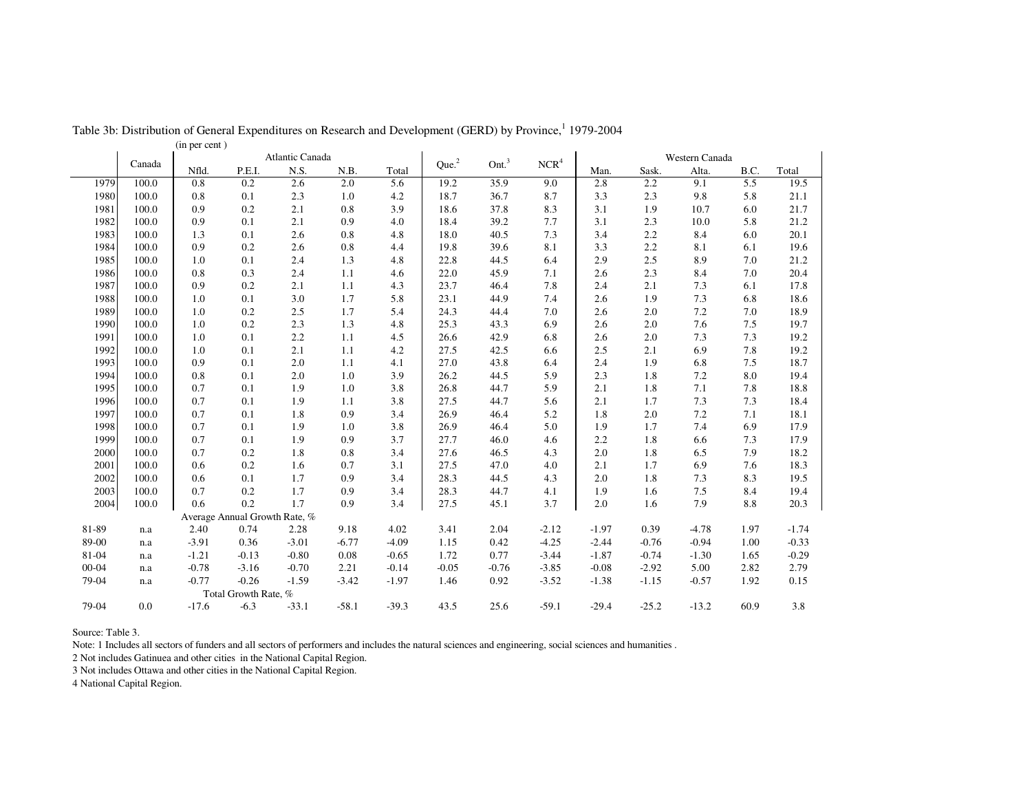Table 3b: Distribution of General Expenditures on Research and Development (GERD) by Province,[1] 1979-2004

(in per cent )

| | Canada | Atlantic Canada | | | | | Que.[2] | Ont.[3] | NCR[4] | Western Canada | | | | |
|---|---|---|---|---|---|---|---|---|---|---|---|---|---|---|
| | | Nfld. | P.E.I. | N.S. | N.B. | Total | | | | Man. | Sask. | Alta. | B.C. | Total |
| 1979 | 100.0 | 0.8 | 0.2 | 2.6 | 2.0 | 5.6 | 19.2 | 35.9 | 9.0 | 2.8 | 2.2 | 9.1 | 5.5 | 19.5 |
| 1980 | 100.0 | 0.8 | 0.1 | 2.3 | 1.0 | 4.2 | 18.7 | 36.7 | 8.7 | 3.3 | 2.3 | 9.8 | 5.8 | 21.1 |
| 1981 | 100.0 | 0.9 | 0.2 | 2.1 | 0.8 | 3.9 | 18.6 | 37.8 | 8.3 | 3.1 | 1.9 | 10.7 | 6.0 | 21.7 |
| 1982 | 100.0 | 0.9 | 0.1 | 2.1 | 0.9 | 4.0 | 18.4 | 39.2 | 7.7 | 3.1 | 2.3 | 10.0 | 5.8 | 21.2 |
| 1983 | 100.0 | 1.3 | 0.1 | 2.6 | 0.8 | 4.8 | 18.0 | 40.5 | 7.3 | 3.4 | 2.2 | 8.4 | 6.0 | 20.1 |
| 1984 | 100.0 | 0.9 | 0.2 | 2.6 | 0.8 | 4.4 | 19.8 | 39.6 | 8.1 | 3.3 | 2.2 | 8.1 | 6.1 | 19.6 |
| 1985 | 100.0 | 1.0 | 0.1 | 2.4 | 1.3 | 4.8 | 22.8 | 44.5 | 6.4 | 2.9 | 2.5 | 8.9 | 7.0 | 21.2 |
| 1986 | 100.0 | 0.8 | 0.3 | 2.4 | 1.1 | 4.6 | 22.0 | 45.9 | 7.1 | 2.6 | 2.3 | 8.4 | 7.0 | 20.4 |
| 1987 | 100.0 | 0.9 | 0.2 | 2.1 | 1.1 | 4.3 | 23.7 | 46.4 | 7.8 | 2.4 | 2.1 | 7.3 | 6.1 | 17.8 |
| 1988 | 100.0 | 1.0 | 0.1 | 3.0 | 1.7 | 5.8 | 23.1 | 44.9 | 7.4 | 2.6 | 1.9 | 7.3 | 6.8 | 18.6 |
| 1989 | 100.0 | 1.0 | 0.2 | 2.5 | 1.7 | 5.4 | 24.3 | 44.4 | 7.0 | 2.6 | 2.0 | 7.2 | 7.0 | 18.9 |
| 1990 | 100.0 | 1.0 | 0.2 | 2.3 | 1.3 | 4.8 | 25.3 | 43.3 | 6.9 | 2.6 | 2.0 | 7.6 | 7.5 | 19.7 |
| 1991 | 100.0 | 1.0 | 0.1 | 2.2 | 1.1 | 4.5 | 26.6 | 42.9 | 6.8 | 2.6 | 2.0 | 7.3 | 7.3 | 19.2 |
| 1992 | 100.0 | 1.0 | 0.1 | 2.1 | 1.1 | 4.2 | 27.5 | 42.5 | 6.6 | 2.5 | 2.1 | 6.9 | 7.8 | 19.2 |
| 1993 | 100.0 | 0.9 | 0.1 | 2.0 | 1.1 | 4.1 | 27.0 | 43.8 | 6.4 | 2.4 | 1.9 | 6.8 | 7.5 | 18.7 |
| 1994 | 100.0 | 0.8 | 0.1 | 2.0 | 1.0 | 3.9 | 26.2 | 44.5 | 5.9 | 2.3 | 1.8 | 7.2 | 8.0 | 19.4 |
| 1995 | 100.0 | 0.7 | 0.1 | 1.9 | 1.0 | 3.8 | 26.8 | 44.7 | 5.9 | 2.1 | 1.8 | 7.1 | 7.8 | 18.8 |
| 1996 | 100.0 | 0.7 | 0.1 | 1.9 | 1.1 | 3.8 | 27.5 | 44.7 | 5.6 | 2.1 | 1.7 | 7.3 | 7.3 | 18.4 |
| 1997 | 100.0 | 0.7 | 0.1 | 1.8 | 0.9 | 3.4 | 26.9 | 46.4 | 5.2 | 1.8 | 2.0 | 7.2 | 7.1 | 18.1 |
| 1998 | 100.0 | 0.7 | 0.1 | 1.9 | 1.0 | 3.8 | 26.9 | 46.4 | 5.0 | 1.9 | 1.7 | 7.4 | 6.9 | 17.9 |
| 1999 | 100.0 | 0.7 | 0.1 | 1.9 | 0.9 | 3.7 | 27.7 | 46.0 | 4.6 | 2.2 | 1.8 | 6.6 | 7.3 | 17.9 |
| 2000 | 100.0 | 0.7 | 0.2 | 1.8 | 0.8 | 3.4 | 27.6 | 46.5 | 4.3 | 2.0 | 1.8 | 6.5 | 7.9 | 18.2 |
| 2001 | 100.0 | 0.6 | 0.2 | 1.6 | 0.7 | 3.1 | 27.5 | 47.0 | 4.0 | 2.1 | 1.7 | 6.9 | 7.6 | 18.3 |
| 2002 | 100.0 | 0.6 | 0.1 | 1.7 | 0.9 | 3.4 | 28.3 | 44.5 | 4.3 | 2.0 | 1.8 | 7.3 | 8.3 | 19.5 |
| 2003 | 100.0 | 0.7 | 0.2 | 1.7 | 0.9 | 3.4 | 28.3 | 44.7 | 4.1 | 1.9 | 1.6 | 7.5 | 8.4 | 19.4 |
| 2004 | 100.0 | 0.6 | 0.2 | 1.7 | 0.9 | 3.4 | 27.5 | 45.1 | 3.7 | 2.0 | 1.6 | 7.9 | 8.8 | 20.3 |
| | | Average Annual Growth Rate, % | | | | | | | | | | | | |
| 81-89 | n.a | 2.40 | 0.74 | 2.28 | 9.18 | 4.02 | 3.41 | 2.04 | -2.12 | -1.97 | 0.39 | -4.78 | 1.97 | -1.74 |
| 89-00 | n.a | -3.91 | 0.36 | -3.01 | -6.77 | -4.09 | 1.15 | 0.42 | -4.25 | -2.44 | -0.76 | -0.94 | 1.00 | -0.33 |
| 81-04 | n.a | -1.21 | -0.13 | -0.80 | 0.08 | -0.65 | 1.72 | 0.77 | -3.44 | -1.87 | -0.74 | -1.30 | 1.65 | -0.29 |
| 00-04 | n.a | -0.78 | -3.16 | -0.70 | 2.21 | -0.14 | -0.05 | -0.76 | -3.85 | -0.08 | -2.92 | 5.00 | 2.82 | 2.79 |
| 79-04 | n.a | -0.77 | -0.26 | -1.59 | -3.42 | -1.97 | 1.46 | 0.92 | -3.52 | -1.38 | -1.15 | -0.57 | 1.92 | 0.15 |
| | | Total Growth Rate, % | | | | | | | | | | | | |
| 79-04 | 0.0 | -17.6 | -6.3 | -33.1 | -58.1 | -39.3 | 43.5 | 25.6 | -59.1 | -29.4 | -25.2 | -13.2 | 60.9 | 3.8 |

Source: Table 3.

Note: 1 Includes all sectors of funders and all sectors of performers and includes the natural sciences and engineering, social sciences and humanities .

2 Not includes Gatinuea and other cities in the National Capital Region.

3 Not includes Ottawa and other cities in the National Capital Region.

4 National Capital Region.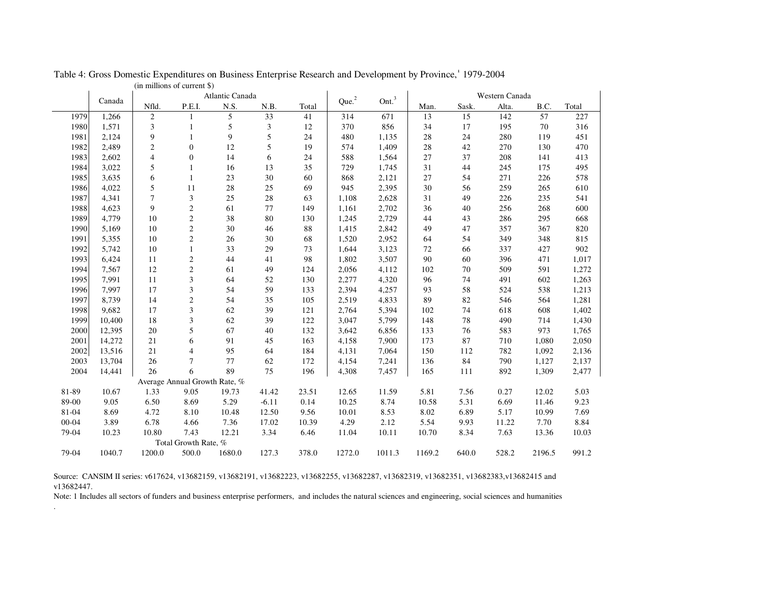Table 4: Gross Domestic Expenditures on Business Enterprise Research and Development by Province,[1] 1979-2004

(in millions of current $)

| | Canada | Atlantic Canada | | | | | Que.[2] | Ont.[3] | Western Canada | | | | |
|---|---|---|---|---|---|---|---|---|---|---|---|---|---|
| | | Nfld. | P.E.I. | N.S. | N.B. | Total | | | Man. | Sask. | Alta. | B.C. | Total |
| 1979 | 1,266 | 2 | 1 | 5 | 33 | 41 | 314 | 671 | 13 | 15 | 142 | 57 | 227 |
| 1980 | 1,571 | 3 | 1 | 5 | 3 | 12 | 370 | 856 | 34 | 17 | 195 | 70 | 316 |
| 1981 | 2,124 | 9 | 1 | 9 | 5 | 24 | 480 | 1,135 | 28 | 24 | 280 | 119 | 451 |
| 1982 | 2,489 | 2 | 0 | 12 | 5 | 19 | 574 | 1,409 | 28 | 42 | 270 | 130 | 470 |
| 1983 | 2,602 | 4 | 0 | 14 | 6 | 24 | 588 | 1,564 | 27 | 37 | 208 | 141 | 413 |
| 1984 | 3,022 | 5 | 1 | 16 | 13 | 35 | 729 | 1,745 | 31 | 44 | 245 | 175 | 495 |
| 1985 | 3,635 | 6 | 1 | 23 | 30 | 60 | 868 | 2,121 | 27 | 54 | 271 | 226 | 578 |
| 1986 | 4,022 | 5 | 11 | 28 | 25 | 69 | 945 | 2,395 | 30 | 56 | 259 | 265 | 610 |
| 1987 | 4,341 | 7 | 3 | 25 | 28 | 63 | 1,108 | 2,628 | 31 | 49 | 226 | 235 | 541 |
| 1988 | 4,623 | 9 | 2 | 61 | 77 | 149 | 1,161 | 2,702 | 36 | 40 | 256 | 268 | 600 |
| 1989 | 4,779 | 10 | 2 | 38 | 80 | 130 | 1,245 | 2,729 | 44 | 43 | 286 | 295 | 668 |
| 1990 | 5,169 | 10 | 2 | 30 | 46 | 88 | 1,415 | 2,842 | 49 | 47 | 357 | 367 | 820 |
| 1991 | 5,355 | 10 | 2 | 26 | 30 | 68 | 1,520 | 2,952 | 64 | 54 | 349 | 348 | 815 |
| 1992 | 5,742 | 10 | 1 | 33 | 29 | 73 | 1,644 | 3,123 | 72 | 66 | 337 | 427 | 902 |
| 1993 | 6,424 | 11 | 2 | 44 | 41 | 98 | 1,802 | 3,507 | 90 | 60 | 396 | 471 | 1,017 |
| 1994 | 7,567 | 12 | 2 | 61 | 49 | 124 | 2,056 | 4,112 | 102 | 70 | 509 | 591 | 1,272 |
| 1995 | 7,991 | 11 | 3 | 64 | 52 | 130 | 2,277 | 4,320 | 96 | 74 | 491 | 602 | 1,263 |
| 1996 | 7,997 | 17 | 3 | 54 | 59 | 133 | 2,394 | 4,257 | 93 | 58 | 524 | 538 | 1,213 |
| 1997 | 8,739 | 14 | 2 | 54 | 35 | 105 | 2,519 | 4,833 | 89 | 82 | 546 | 564 | 1,281 |
| 1998 | 9,682 | 17 | 3 | 62 | 39 | 121 | 2,764 | 5,394 | 102 | 74 | 618 | 608 | 1,402 |
| 1999 | 10,400 | 18 | 3 | 62 | 39 | 122 | 3,047 | 5,799 | 148 | 78 | 490 | 714 | 1,430 |
| 2000 | 12,395 | 20 | 5 | 67 | 40 | 132 | 3,642 | 6,856 | 133 | 76 | 583 | 973 | 1,765 |
| 2001 | 14,272 | 21 | 6 | 91 | 45 | 163 | 4,158 | 7,900 | 173 | 87 | 710 | 1,080 | 2,050 |
| 2002 | 13,516 | 21 | 4 | 95 | 64 | 184 | 4,131 | 7,064 | 150 | 112 | 782 | 1,092 | 2,136 |
| 2003 | 13,704 | 26 | 7 | 77 | 62 | 172 | 4,154 | 7,241 | 136 | 84 | 790 | 1,127 | 2,137 |
| 2004 | 14,441 | 26 | 6 | 89 | 75 | 196 | 4,308 | 7,457 | 165 | 111 | 892 | 1,309 | 2,477 |
| | | Average Annual Growth Rate, % | | | | | | | | | | | |
| 81-89 | 10.67 | 1.33 | 9.05 | 19.73 | 41.42 | 23.51 | 12.65 | 11.59 | 5.81 | 7.56 | 0.27 | 12.02 | 5.03 |
| 89-00 | 9.05 | 6.50 | 8.69 | 5.29 | -6.11 | 0.14 | 10.25 | 8.74 | 10.58 | 5.31 | 6.69 | 11.46 | 9.23 |
| 81-04 | 8.69 | 4.72 | 8.10 | 10.48 | 12.50 | 9.56 | 10.01 | 8.53 | 8.02 | 6.89 | 5.17 | 10.99 | 7.69 |
| 00-04 | 3.89 | 6.78 | 4.66 | 7.36 | 17.02 | 10.39 | 4.29 | 2.12 | 5.54 | 9.93 | 11.22 | 7.70 | 8.84 |
| 79-04 | 10.23 | 10.80 | 7.43 | 12.21 | 3.34 | 6.46 | 11.04 | 10.11 | 10.70 | 8.34 | 7.63 | 13.36 | 10.03 |
| | | Total Growth Rate, % | | | | | | | | | | | |
| 79-04 | 1040.7 | 1200.0 | 500.0 | 1680.0 | 127.3 | 378.0 | 1272.0 | 1011.3 | 1169.2 | 640.0 | 528.2 | 2196.5 | 991.2 |

Source: CANSIM II series: v617624, v13682159, v13682191, v13682223, v13682255, v13682287, v13682319, v13682351, v13682383,v13682415 and v13682447.

Note: 1 Includes all sectors of funders and business enterprise performers, and includes the natural sciences and engineering, social sciences and humanities.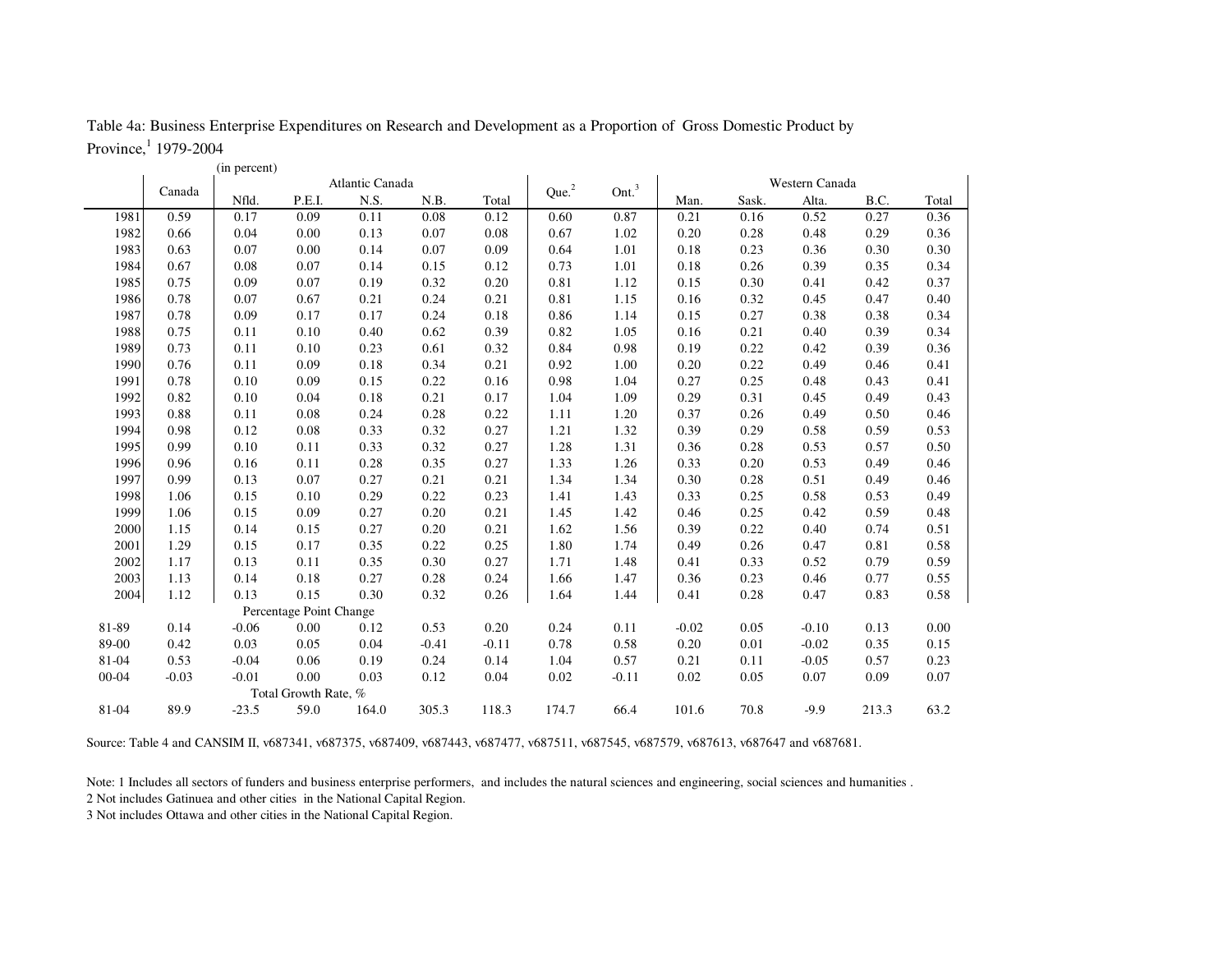Table 4a: Business Enterprise Expenditures on Research and Development as a Proportion of Gross Domestic Product by Province,[1] 1979-2004

(in percent)

| | Canada | Atlantic Canada | | | | | Que.[2] | Ont.[3] | Western Canada | | | | |
|---|---|---|---|---|---|---|---|---|---|---|---|---|---|
| | | Nfld. | P.E.I. | N.S. | N.B. | Total | | | Man. | Sask. | Alta. | B.C. | Total |
| 1981 | 0.59 | 0.17 | 0.09 | 0.11 | 0.08 | 0.12 | 0.60 | 0.87 | 0.21 | 0.16 | 0.52 | 0.27 | 0.36 |
| 1982 | 0.66 | 0.04 | 0.00 | 0.13 | 0.07 | 0.08 | 0.67 | 1.02 | 0.20 | 0.28 | 0.48 | 0.29 | 0.36 |
| 1983 | 0.63 | 0.07 | 0.00 | 0.14 | 0.07 | 0.09 | 0.64 | 1.01 | 0.18 | 0.23 | 0.36 | 0.30 | 0.30 |
| 1984 | 0.67 | 0.08 | 0.07 | 0.14 | 0.15 | 0.12 | 0.73 | 1.01 | 0.18 | 0.26 | 0.39 | 0.35 | 0.34 |
| 1985 | 0.75 | 0.09 | 0.07 | 0.19 | 0.32 | 0.20 | 0.81 | 1.12 | 0.15 | 0.30 | 0.41 | 0.42 | 0.37 |
| 1986 | 0.78 | 0.07 | 0.67 | 0.21 | 0.24 | 0.21 | 0.81 | 1.15 | 0.16 | 0.32 | 0.45 | 0.47 | 0.40 |
| 1987 | 0.78 | 0.09 | 0.17 | 0.17 | 0.24 | 0.18 | 0.86 | 1.14 | 0.15 | 0.27 | 0.38 | 0.38 | 0.34 |
| 1988 | 0.75 | 0.11 | 0.10 | 0.40 | 0.62 | 0.39 | 0.82 | 1.05 | 0.16 | 0.21 | 0.40 | 0.39 | 0.34 |
| 1989 | 0.73 | 0.11 | 0.10 | 0.23 | 0.61 | 0.32 | 0.84 | 0.98 | 0.19 | 0.22 | 0.42 | 0.39 | 0.36 |
| 1990 | 0.76 | 0.11 | 0.09 | 0.18 | 0.34 | 0.21 | 0.92 | 1.00 | 0.20 | 0.22 | 0.49 | 0.46 | 0.41 |
| 1991 | 0.78 | 0.10 | 0.09 | 0.15 | 0.22 | 0.16 | 0.98 | 1.04 | 0.27 | 0.25 | 0.48 | 0.43 | 0.41 |
| 1992 | 0.82 | 0.10 | 0.04 | 0.18 | 0.21 | 0.17 | 1.04 | 1.09 | 0.29 | 0.31 | 0.45 | 0.49 | 0.43 |
| 1993 | 0.88 | 0.11 | 0.08 | 0.24 | 0.28 | 0.22 | 1.11 | 1.20 | 0.37 | 0.26 | 0.49 | 0.50 | 0.46 |
| 1994 | 0.98 | 0.12 | 0.08 | 0.33 | 0.32 | 0.27 | 1.21 | 1.32 | 0.39 | 0.29 | 0.58 | 0.59 | 0.53 |
| 1995 | 0.99 | 0.10 | 0.11 | 0.33 | 0.32 | 0.27 | 1.28 | 1.31 | 0.36 | 0.28 | 0.53 | 0.57 | 0.50 |
| 1996 | 0.96 | 0.16 | 0.11 | 0.28 | 0.35 | 0.27 | 1.33 | 1.26 | 0.33 | 0.20 | 0.53 | 0.49 | 0.46 |
| 1997 | 0.99 | 0.13 | 0.07 | 0.27 | 0.21 | 0.21 | 1.34 | 1.34 | 0.30 | 0.28 | 0.51 | 0.49 | 0.46 |
| 1998 | 1.06 | 0.15 | 0.10 | 0.29 | 0.22 | 0.23 | 1.41 | 1.43 | 0.33 | 0.25 | 0.58 | 0.53 | 0.49 |
| 1999 | 1.06 | 0.15 | 0.09 | 0.27 | 0.20 | 0.21 | 1.45 | 1.42 | 0.46 | 0.25 | 0.42 | 0.59 | 0.48 |
| 2000 | 1.15 | 0.14 | 0.15 | 0.27 | 0.20 | 0.21 | 1.62 | 1.56 | 0.39 | 0.22 | 0.40 | 0.74 | 0.51 |
| 2001 | 1.29 | 0.15 | 0.17 | 0.35 | 0.22 | 0.25 | 1.80 | 1.74 | 0.49 | 0.26 | 0.47 | 0.81 | 0.58 |
| 2002 | 1.17 | 0.13 | 0.11 | 0.35 | 0.30 | 0.27 | 1.71 | 1.48 | 0.41 | 0.33 | 0.52 | 0.79 | 0.59 |
| 2003 | 1.13 | 0.14 | 0.18 | 0.27 | 0.28 | 0.24 | 1.66 | 1.47 | 0.36 | 0.23 | 0.46 | 0.77 | 0.55 |
| 2004 | 1.12 | 0.13 | 0.15 | 0.30 | 0.32 | 0.26 | 1.64 | 1.44 | 0.41 | 0.28 | 0.47 | 0.83 | 0.58 |
| | | Percentage Point Change | | | | | | | | | | | |
| 81-89 | 0.14 | -0.06 | 0.00 | 0.12 | 0.53 | 0.20 | 0.24 | 0.11 | -0.02 | 0.05 | -0.10 | 0.13 | 0.00 |
| 89-00 | 0.42 | 0.03 | 0.05 | 0.04 | -0.41 | -0.11 | 0.78 | 0.58 | 0.20 | 0.01 | -0.02 | 0.35 | 0.15 |
| 81-04 | 0.53 | -0.04 | 0.06 | 0.19 | 0.24 | 0.14 | 1.04 | 0.57 | 0.21 | 0.11 | -0.05 | 0.57 | 0.23 |
| 00-04 | -0.03 | -0.01 | 0.00 | 0.03 | 0.12 | 0.04 | 0.02 | -0.11 | 0.02 | 0.05 | 0.07 | 0.09 | 0.07 |
| | | Total Growth Rate, % | | | | | | | | | | | |
| 81-04 | 89.9 | -23.5 | 59.0 | 164.0 | 305.3 | 118.3 | 174.7 | 66.4 | 101.6 | 70.8 | -9.9 | 213.3 | 63.2 |

Source: Table 4 and CANSIM II, v687341, v687375, v687409, v687443, v687477, v687511, v687545, v687579, v687613, v687647 and v687681.

Note: 1 Includes all sectors of funders and business enterprise performers, and includes the natural sciences and engineering, social sciences and humanities .

2 Not includes Gatinuea and other cities in the National Capital Region.

3 Not includes Ottawa and other cities in the National Capital Region.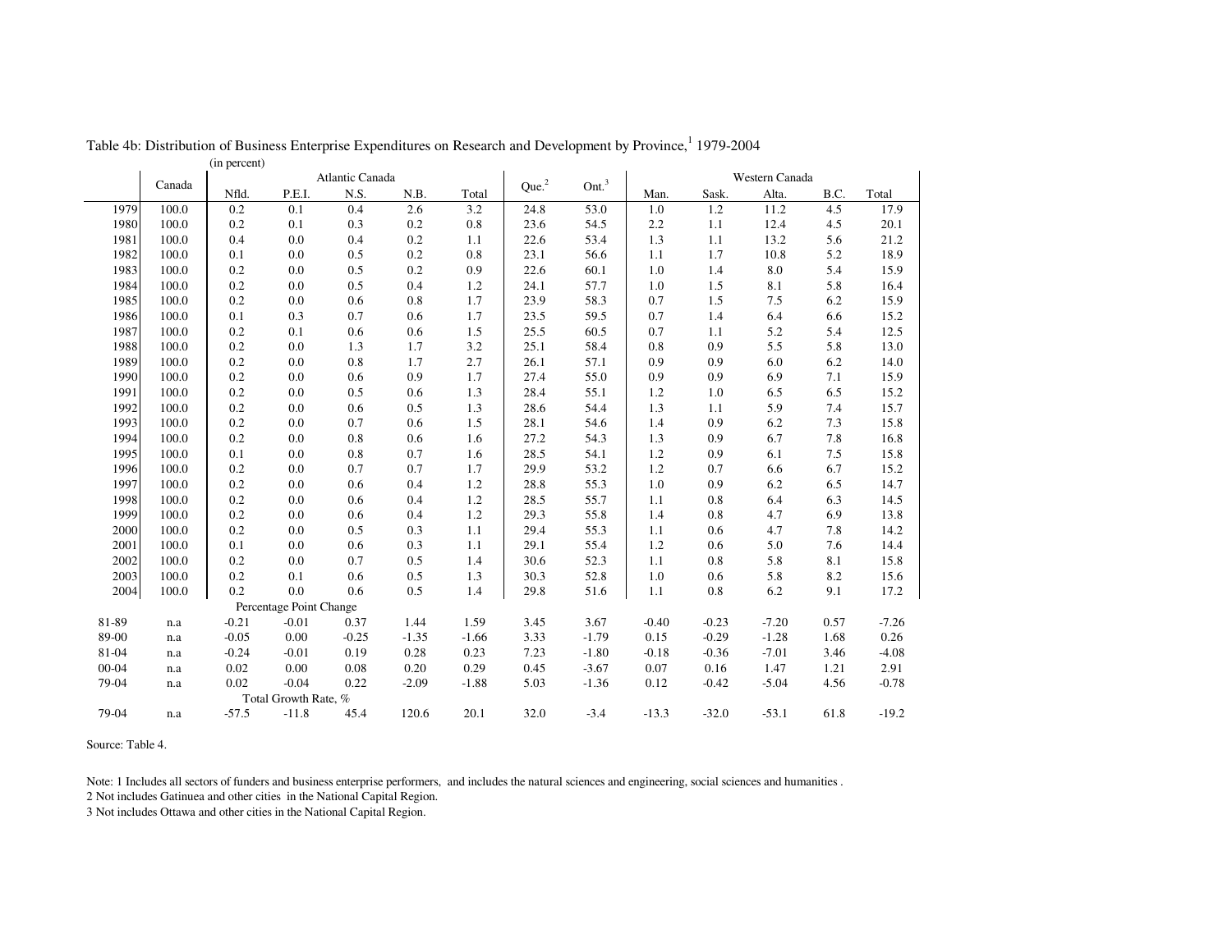Table 4b: Distribution of Business Enterprise Expenditures on Research and Development by Province,[1] 1979-2004

(in percent)

| | Canada | Atlantic Canada | | | | | Que.[2] | Ont.[3] | Western Canada | | | | |
|---|---|---|---|---|---|---|---|---|---|---|---|---|---|
| | | Nfld. | P.E.I. | N.S. | N.B. | Total | | | Man. | Sask. | Alta. | B.C. | Total |
| 1979 | 100.0 | 0.2 | 0.1 | 0.4 | 2.6 | 3.2 | 24.8 | 53.0 | 1.0 | 1.2 | 11.2 | 4.5 | 17.9 |
| 1980 | 100.0 | 0.2 | 0.1 | 0.3 | 0.2 | 0.8 | 23.6 | 54.5 | 2.2 | 1.1 | 12.4 | 4.5 | 20.1 |
| 1981 | 100.0 | 0.4 | 0.0 | 0.4 | 0.2 | 1.1 | 22.6 | 53.4 | 1.3 | 1.1 | 13.2 | 5.6 | 21.2 |
| 1982 | 100.0 | 0.1 | 0.0 | 0.5 | 0.2 | 0.8 | 23.1 | 56.6 | 1.1 | 1.7 | 10.8 | 5.2 | 18.9 |
| 1983 | 100.0 | 0.2 | 0.0 | 0.5 | 0.2 | 0.9 | 22.6 | 60.1 | 1.0 | 1.4 | 8.0 | 5.4 | 15.9 |
| 1984 | 100.0 | 0.2 | 0.0 | 0.5 | 0.4 | 1.2 | 24.1 | 57.7 | 1.0 | 1.5 | 8.1 | 5.8 | 16.4 |
| 1985 | 100.0 | 0.2 | 0.0 | 0.6 | 0.8 | 1.7 | 23.9 | 58.3 | 0.7 | 1.5 | 7.5 | 6.2 | 15.9 |
| 1986 | 100.0 | 0.1 | 0.3 | 0.7 | 0.6 | 1.7 | 23.5 | 59.5 | 0.7 | 1.4 | 6.4 | 6.6 | 15.2 |
| 1987 | 100.0 | 0.2 | 0.1 | 0.6 | 0.6 | 1.5 | 25.5 | 60.5 | 0.7 | 1.1 | 5.2 | 5.4 | 12.5 |
| 1988 | 100.0 | 0.2 | 0.0 | 1.3 | 1.7 | 3.2 | 25.1 | 58.4 | 0.8 | 0.9 | 5.5 | 5.8 | 13.0 |
| 1989 | 100.0 | 0.2 | 0.0 | 0.8 | 1.7 | 2.7 | 26.1 | 57.1 | 0.9 | 0.9 | 6.0 | 6.2 | 14.0 |
| 1990 | 100.0 | 0.2 | 0.0 | 0.6 | 0.9 | 1.7 | 27.4 | 55.0 | 0.9 | 0.9 | 6.9 | 7.1 | 15.9 |
| 1991 | 100.0 | 0.2 | 0.0 | 0.5 | 0.6 | 1.3 | 28.4 | 55.1 | 1.2 | 1.0 | 6.5 | 6.5 | 15.2 |
| 1992 | 100.0 | 0.2 | 0.0 | 0.6 | 0.5 | 1.3 | 28.6 | 54.4 | 1.3 | 1.1 | 5.9 | 7.4 | 15.7 |
| 1993 | 100.0 | 0.2 | 0.0 | 0.7 | 0.6 | 1.5 | 28.1 | 54.6 | 1.4 | 0.9 | 6.2 | 7.3 | 15.8 |
| 1994 | 100.0 | 0.2 | 0.0 | 0.8 | 0.6 | 1.6 | 27.2 | 54.3 | 1.3 | 0.9 | 6.7 | 7.8 | 16.8 |
| 1995 | 100.0 | 0.1 | 0.0 | 0.8 | 0.7 | 1.6 | 28.5 | 54.1 | 1.2 | 0.9 | 6.1 | 7.5 | 15.8 |
| 1996 | 100.0 | 0.2 | 0.0 | 0.7 | 0.7 | 1.7 | 29.9 | 53.2 | 1.2 | 0.7 | 6.6 | 6.7 | 15.2 |
| 1997 | 100.0 | 0.2 | 0.0 | 0.6 | 0.4 | 1.2 | 28.8 | 55.3 | 1.0 | 0.9 | 6.2 | 6.5 | 14.7 |
| 1998 | 100.0 | 0.2 | 0.0 | 0.6 | 0.4 | 1.2 | 28.5 | 55.7 | 1.1 | 0.8 | 6.4 | 6.3 | 14.5 |
| 1999 | 100.0 | 0.2 | 0.0 | 0.6 | 0.4 | 1.2 | 29.3 | 55.8 | 1.4 | 0.8 | 4.7 | 6.9 | 13.8 |
| 2000 | 100.0 | 0.2 | 0.0 | 0.5 | 0.3 | 1.1 | 29.4 | 55.3 | 1.1 | 0.6 | 4.7 | 7.8 | 14.2 |
| 2001 | 100.0 | 0.1 | 0.0 | 0.6 | 0.3 | 1.1 | 29.1 | 55.4 | 1.2 | 0.6 | 5.0 | 7.6 | 14.4 |
| 2002 | 100.0 | 0.2 | 0.0 | 0.7 | 0.5 | 1.4 | 30.6 | 52.3 | 1.1 | 0.8 | 5.8 | 8.1 | 15.8 |
| 2003 | 100.0 | 0.2 | 0.1 | 0.6 | 0.5 | 1.3 | 30.3 | 52.8 | 1.0 | 0.6 | 5.8 | 8.2 | 15.6 |
| 2004 | 100.0 | 0.2 | 0.0 | 0.6 | 0.5 | 1.4 | 29.8 | 51.6 | 1.1 | 0.8 | 6.2 | 9.1 | 17.2 |
| | | Percentage Point Change | | | | | | | | | | | |
| 81-89 | n.a | -0.21 | -0.01 | 0.37 | 1.44 | 1.59 | 3.45 | 3.67 | -0.40 | -0.23 | -7.20 | 0.57 | -7.26 |
| 89-00 | n.a | -0.05 | 0.00 | -0.25 | -1.35 | -1.66 | 3.33 | -1.79 | 0.15 | -0.29 | -1.28 | 1.68 | 0.26 |
| 81-04 | n.a | -0.24 | -0.01 | 0.19 | 0.28 | 0.23 | 7.23 | -1.80 | -0.18 | -0.36 | -7.01 | 3.46 | -4.08 |
| 00-04 | n.a | 0.02 | 0.00 | 0.08 | 0.20 | 0.29 | 0.45 | -3.67 | 0.07 | 0.16 | 1.47 | 1.21 | 2.91 |
| 79-04 | n.a | 0.02 | -0.04 | 0.22 | -2.09 | -1.88 | 5.03 | -1.36 | 0.12 | -0.42 | -5.04 | 4.56 | -0.78 |
| | | Total Growth Rate, % | | | | | | | | | | | |
| 79-04 | n.a | -57.5 | -11.8 | 45.4 | 120.6 | 20.1 | 32.0 | -3.4 | -13.3 | -32.0 | -53.1 | 61.8 | -19.2 |

Source: Table 4.

Note: 1 Includes all sectors of funders and business enterprise performers, and includes the natural sciences and engineering, social sciences and humanities .
2 Not includes Gatinuea and other cities in the National Capital Region.
3 Not includes Ottawa and other cities in the National Capital Region.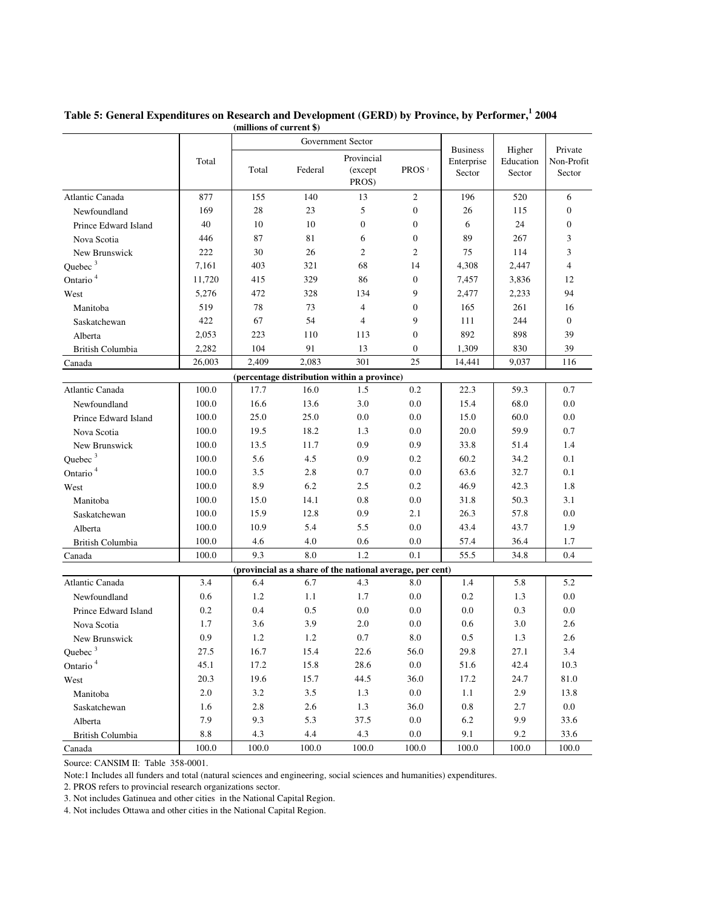**Table 5: General Expenditures on Research and Development (GERD) by Province, by Performer,[1] 2004**

(millions of current $)

| | Total | Government Sector | | | | Business Enterprise Sector | Higher Education Sector | Private Non-Profit Sector |
|---|---|---|---|---|---|---|---|---|
| | | Total | Federal | Provincial (except PROS) | PROS[2] | | | |
| Atlantic Canada | 877 | 155 | 140 | 13 | 2 | 196 | 520 | 6 |
| Newfoundland | 169 | 28 | 23 | 5 | 0 | 26 | 115 | 0 |
| Prince Edward Island | 40 | 10 | 10 | 0 | 0 | 6 | 24 | 0 |
| Nova Scotia | 446 | 87 | 81 | 6 | 0 | 89 | 267 | 3 |
| New Brunswick | 222 | 30 | 26 | 2 | 2 | 75 | 114 | 3 |
| Quebec[3] | 7,161 | 403 | 321 | 68 | 14 | 4,308 | 2,447 | 4 |
| Ontario[4] | 11,720 | 415 | 329 | 86 | 0 | 7,457 | 3,836 | 12 |
| West | 5,276 | 472 | 328 | 134 | 9 | 2,477 | 2,233 | 94 |
| Manitoba | 519 | 78 | 73 | 4 | 0 | 165 | 261 | 16 |
| Saskatchewan | 422 | 67 | 54 | 4 | 9 | 111 | 244 | 0 |
| Alberta | 2,053 | 223 | 110 | 113 | 0 | 892 | 898 | 39 |
| British Columbia | 2,282 | 104 | 91 | 13 | 0 | 1,309 | 830 | 39 |
| Canada | 26,003 | 2,409 | 2,083 | 301 | 25 | 14,441 | 9,037 | 116 |
| **(percentage distribution within a province)** | | | | | | | | |
| Atlantic Canada | 100.0 | 17.7 | 16.0 | 1.5 | 0.2 | 22.3 | 59.3 | 0.7 |
| Newfoundland | 100.0 | 16.6 | 13.6 | 3.0 | 0.0 | 15.4 | 68.0 | 0.0 |
| Prince Edward Island | 100.0 | 25.0 | 25.0 | 0.0 | 0.0 | 15.0 | 60.0 | 0.0 |
| Nova Scotia | 100.0 | 19.5 | 18.2 | 1.3 | 0.0 | 20.0 | 59.9 | 0.7 |
| New Brunswick | 100.0 | 13.5 | 11.7 | 0.9 | 0.9 | 33.8 | 51.4 | 1.4 |
| Quebec[3] | 100.0 | 5.6 | 4.5 | 0.9 | 0.2 | 60.2 | 34.2 | 0.1 |
| Ontario[4] | 100.0 | 3.5 | 2.8 | 0.7 | 0.0 | 63.6 | 32.7 | 0.1 |
| West | 100.0 | 8.9 | 6.2 | 2.5 | 0.2 | 46.9 | 42.3 | 1.8 |
| Manitoba | 100.0 | 15.0 | 14.1 | 0.8 | 0.0 | 31.8 | 50.3 | 3.1 |
| Saskatchewan | 100.0 | 15.9 | 12.8 | 0.9 | 2.1 | 26.3 | 57.8 | 0.0 |
| Alberta | 100.0 | 10.9 | 5.4 | 5.5 | 0.0 | 43.4 | 43.7 | 1.9 |
| British Columbia | 100.0 | 4.6 | 4.0 | 0.6 | 0.0 | 57.4 | 36.4 | 1.7 |
| Canada | 100.0 | 9.3 | 8.0 | 1.2 | 0.1 | 55.5 | 34.8 | 0.4 |
| **(provincial as a share of the national average, per cent)** | | | | | | | | |
| Atlantic Canada | 3.4 | 6.4 | 6.7 | 4.3 | 8.0 | 1.4 | 5.8 | 5.2 |
| Newfoundland | 0.6 | 1.2 | 1.1 | 1.7 | 0.0 | 0.2 | 1.3 | 0.0 |
| Prince Edward Island | 0.2 | 0.4 | 0.5 | 0.0 | 0.0 | 0.0 | 0.3 | 0.0 |
| Nova Scotia | 1.7 | 3.6 | 3.9 | 2.0 | 0.0 | 0.6 | 3.0 | 2.6 |
| New Brunswick | 0.9 | 1.2 | 1.2 | 0.7 | 8.0 | 0.5 | 1.3 | 2.6 |
| Quebec[3] | 27.5 | 16.7 | 15.4 | 22.6 | 56.0 | 29.8 | 27.1 | 3.4 |
| Ontario[4] | 45.1 | 17.2 | 15.8 | 28.6 | 0.0 | 51.6 | 42.4 | 10.3 |
| West | 20.3 | 19.6 | 15.7 | 44.5 | 36.0 | 17.2 | 24.7 | 81.0 |
| Manitoba | 2.0 | 3.2 | 3.5 | 1.3 | 0.0 | 1.1 | 2.9 | 13.8 |
| Saskatchewan | 1.6 | 2.8 | 2.6 | 1.3 | 36.0 | 0.8 | 2.7 | 0.0 |
| Alberta | 7.9 | 9.3 | 5.3 | 37.5 | 0.0 | 6.2 | 9.9 | 33.6 |
| British Columbia | 8.8 | 4.3 | 4.4 | 4.3 | 0.0 | 9.1 | 9.2 | 33.6 |
| Canada | 100.0 | 100.0 | 100.0 | 100.0 | 100.0 | 100.0 | 100.0 | 100.0 |

Source: CANSIM II: Table 358-0001.

Note:1 Includes all funders and total (natural sciences and engineering, social sciences and humanities) expenditures.

2. PROS refers to provincial research organizations sector.

3. Not includes Gatinuea and other cities in the National Capital Region.

4. Not includes Ottawa and other cities in the National Capital Region.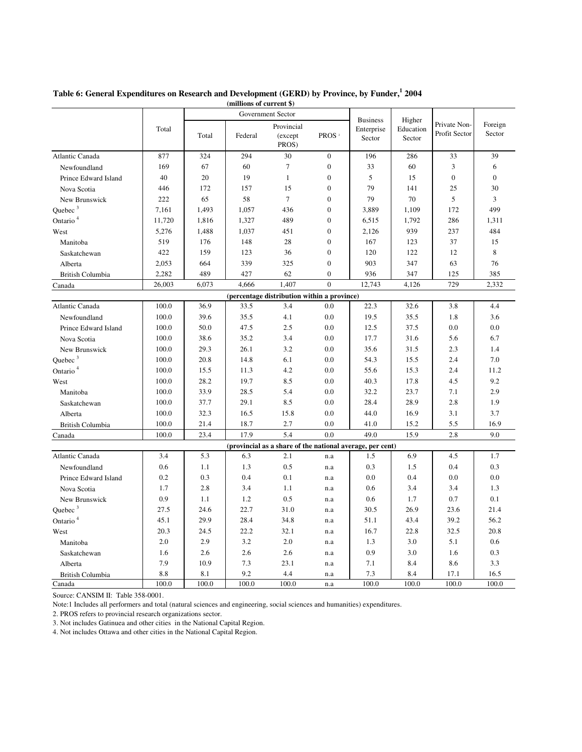**Table 6: General Expenditures on Research and Development (GERD) by Province, by Funder,[1] 2004**

(millions of current $)

| | Total | Government Sector | | | | Business Enterprise Sector | Higher Education Sector | Private Non-Profit Sector | Foreign Sector |
|---|---|---|---|---|---|---|---|---|---|
| | | Total | Federal | Provincial (except PROS) | PROS [2] | | | | |
| Atlantic Canada | 877 | 324 | 294 | 30 | 0 | 196 | 286 | 33 | 39 |
| Newfoundland | 169 | 67 | 60 | 7 | 0 | 33 | 60 | 3 | 6 |
| Prince Edward Island | 40 | 20 | 19 | 1 | 0 | 5 | 15 | 0 | 0 |
| Nova Scotia | 446 | 172 | 157 | 15 | 0 | 79 | 141 | 25 | 30 |
| New Brunswick | 222 | 65 | 58 | 7 | 0 | 79 | 70 | 5 | 3 |
| Quebec [3] | 7,161 | 1,493 | 1,057 | 436 | 0 | 3,889 | 1,109 | 172 | 499 |
| Ontario [4] | 11,720 | 1,816 | 1,327 | 489 | 0 | 6,515 | 1,792 | 286 | 1,311 |
| West | 5,276 | 1,488 | 1,037 | 451 | 0 | 2,126 | 939 | 237 | 484 |
| Manitoba | 519 | 176 | 148 | 28 | 0 | 167 | 123 | 37 | 15 |
| Saskatchewan | 422 | 159 | 123 | 36 | 0 | 120 | 122 | 12 | 8 |
| Alberta | 2,053 | 664 | 339 | 325 | 0 | 903 | 347 | 63 | 76 |
| British Columbia | 2,282 | 489 | 427 | 62 | 0 | 936 | 347 | 125 | 385 |
| Canada | 26,003 | 6,073 | 4,666 | 1,407 | 0 | 12,743 | 4,126 | 729 | 2,332 |
| **(percentage distribution within a province)** | | | | | | | | | |
| Atlantic Canada | 100.0 | 36.9 | 33.5 | 3.4 | 0.0 | 22.3 | 32.6 | 3.8 | 4.4 |
| Newfoundland | 100.0 | 39.6 | 35.5 | 4.1 | 0.0 | 19.5 | 35.5 | 1.8 | 3.6 |
| Prince Edward Island | 100.0 | 50.0 | 47.5 | 2.5 | 0.0 | 12.5 | 37.5 | 0.0 | 0.0 |
| Nova Scotia | 100.0 | 38.6 | 35.2 | 3.4 | 0.0 | 17.7 | 31.6 | 5.6 | 6.7 |
| New Brunswick | 100.0 | 29.3 | 26.1 | 3.2 | 0.0 | 35.6 | 31.5 | 2.3 | 1.4 |
| Quebec [3] | 100.0 | 20.8 | 14.8 | 6.1 | 0.0 | 54.3 | 15.5 | 2.4 | 7.0 |
| Ontario [4] | 100.0 | 15.5 | 11.3 | 4.2 | 0.0 | 55.6 | 15.3 | 2.4 | 11.2 |
| West | 100.0 | 28.2 | 19.7 | 8.5 | 0.0 | 40.3 | 17.8 | 4.5 | 9.2 |
| Manitoba | 100.0 | 33.9 | 28.5 | 5.4 | 0.0 | 32.2 | 23.7 | 7.1 | 2.9 |
| Saskatchewan | 100.0 | 37.7 | 29.1 | 8.5 | 0.0 | 28.4 | 28.9 | 2.8 | 1.9 |
| Alberta | 100.0 | 32.3 | 16.5 | 15.8 | 0.0 | 44.0 | 16.9 | 3.1 | 3.7 |
| British Columbia | 100.0 | 21.4 | 18.7 | 2.7 | 0.0 | 41.0 | 15.2 | 5.5 | 16.9 |
| Canada | 100.0 | 23.4 | 17.9 | 5.4 | 0.0 | 49.0 | 15.9 | 2.8 | 9.0 |
| **(provincial as a share of the national average, per cent)** | | | | | | | | | |
| Atlantic Canada | 3.4 | 5.3 | 6.3 | 2.1 | n.a | 1.5 | 6.9 | 4.5 | 1.7 |
| Newfoundland | 0.6 | 1.1 | 1.3 | 0.5 | n.a | 0.3 | 1.5 | 0.4 | 0.3 |
| Prince Edward Island | 0.2 | 0.3 | 0.4 | 0.1 | n.a | 0.0 | 0.4 | 0.0 | 0.0 |
| Nova Scotia | 1.7 | 2.8 | 3.4 | 1.1 | n.a | 0.6 | 3.4 | 3.4 | 1.3 |
| New Brunswick | 0.9 | 1.1 | 1.2 | 0.5 | n.a | 0.6 | 1.7 | 0.7 | 0.1 |
| Quebec [3] | 27.5 | 24.6 | 22.7 | 31.0 | n.a | 30.5 | 26.9 | 23.6 | 21.4 |
| Ontario [4] | 45.1 | 29.9 | 28.4 | 34.8 | n.a | 51.1 | 43.4 | 39.2 | 56.2 |
| West | 20.3 | 24.5 | 22.2 | 32.1 | n.a | 16.7 | 22.8 | 32.5 | 20.8 |
| Manitoba | 2.0 | 2.9 | 3.2 | 2.0 | n.a | 1.3 | 3.0 | 5.1 | 0.6 |
| Saskatchewan | 1.6 | 2.6 | 2.6 | 2.6 | n.a | 0.9 | 3.0 | 1.6 | 0.3 |
| Alberta | 7.9 | 10.9 | 7.3 | 23.1 | n.a | 7.1 | 8.4 | 8.6 | 3.3 |
| British Columbia | 8.8 | 8.1 | 9.2 | 4.4 | n.a | 7.3 | 8.4 | 17.1 | 16.5 |
| Canada | 100.0 | 100.0 | 100.0 | 100.0 | n.a | 100.0 | 100.0 | 100.0 | 100.0 |

Source: CANSIM II: Table 358-0001.

Note:1 Includes all performers and total (natural sciences and engineering, social sciences and humanities) expenditures.

2. PROS refers to provincial research organizations sector.

3. Not includes Gatinuea and other cities in the National Capital Region.

4. Not includes Ottawa and other cities in the National Capital Region.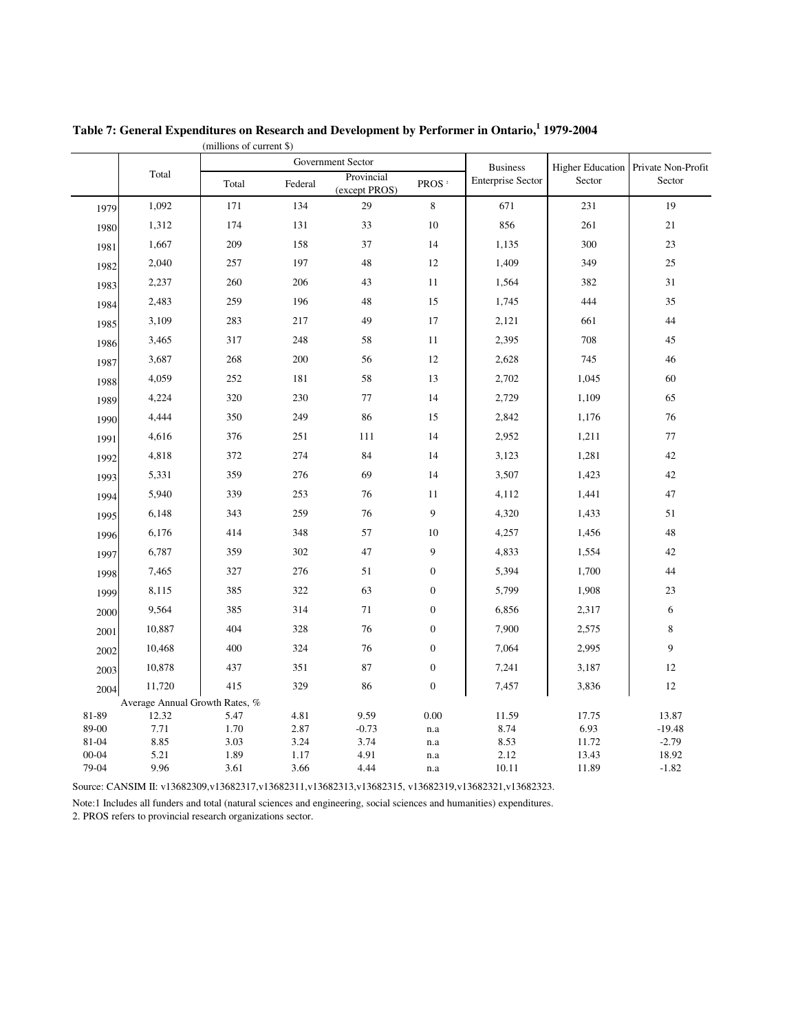**Table 7: General Expenditures on Research and Development by Performer in Ontario,[1] 1979-2004**

(millions of current $)

| | Total | Government Sector | | | | Business Enterprise Sector | Higher Education Sector | Private Non-Profit Sector |
|---|---|---|---|---|---|---|---|---|
| | | Total | Federal | Provincial (except PROS) | PROS[2] | | | |
| 1979 | 1,092 | 171 | 134 | 29 | 8 | 671 | 231 | 19 |
| 1980 | 1,312 | 174 | 131 | 33 | 10 | 856 | 261 | 21 |
| 1981 | 1,667 | 209 | 158 | 37 | 14 | 1,135 | 300 | 23 |
| 1982 | 2,040 | 257 | 197 | 48 | 12 | 1,409 | 349 | 25 |
| 1983 | 2,237 | 260 | 206 | 43 | 11 | 1,564 | 382 | 31 |
| 1984 | 2,483 | 259 | 196 | 48 | 15 | 1,745 | 444 | 35 |
| 1985 | 3,109 | 283 | 217 | 49 | 17 | 2,121 | 661 | 44 |
| 1986 | 3,465 | 317 | 248 | 58 | 11 | 2,395 | 708 | 45 |
| 1987 | 3,687 | 268 | 200 | 56 | 12 | 2,628 | 745 | 46 |
| 1988 | 4,059 | 252 | 181 | 58 | 13 | 2,702 | 1,045 | 60 |
| 1989 | 4,224 | 320 | 230 | 77 | 14 | 2,729 | 1,109 | 65 |
| 1990 | 4,444 | 350 | 249 | 86 | 15 | 2,842 | 1,176 | 76 |
| 1991 | 4,616 | 376 | 251 | 111 | 14 | 2,952 | 1,211 | 77 |
| 1992 | 4,818 | 372 | 274 | 84 | 14 | 3,123 | 1,281 | 42 |
| 1993 | 5,331 | 359 | 276 | 69 | 14 | 3,507 | 1,423 | 42 |
| 1994 | 5,940 | 339 | 253 | 76 | 11 | 4,112 | 1,441 | 47 |
| 1995 | 6,148 | 343 | 259 | 76 | 9 | 4,320 | 1,433 | 51 |
| 1996 | 6,176 | 414 | 348 | 57 | 10 | 4,257 | 1,456 | 48 |
| 1997 | 6,787 | 359 | 302 | 47 | 9 | 4,833 | 1,554 | 42 |
| 1998 | 7,465 | 327 | 276 | 51 | 0 | 5,394 | 1,700 | 44 |
| 1999 | 8,115 | 385 | 322 | 63 | 0 | 5,799 | 1,908 | 23 |
| 2000 | 9,564 | 385 | 314 | 71 | 0 | 6,856 | 2,317 | 6 |
| 2001 | 10,887 | 404 | 328 | 76 | 0 | 7,900 | 2,575 | 8 |
| 2002 | 10,468 | 400 | 324 | 76 | 0 | 7,064 | 2,995 | 9 |
| 2003 | 10,878 | 437 | 351 | 87 | 0 | 7,241 | 3,187 | 12 |
| 2004 | 11,720 | 415 | 329 | 86 | 0 | 7,457 | 3,836 | 12 |
| | Average Annual Growth Rates, % | | | | | | | |
| 81-89 | 12.32 | 5.47 | 4.81 | 9.59 | 0.00 | 11.59 | 17.75 | 13.87 |
| 89-00 | 7.71 | 1.70 | 2.87 | -0.73 | n.a | 8.74 | 6.93 | -19.48 |
| 81-04 | 8.85 | 3.03 | 3.24 | 3.74 | n.a | 8.53 | 11.72 | -2.79 |
| 00-04 | 5.21 | 1.89 | 1.17 | 4.91 | n.a | 2.12 | 13.43 | 18.92 |
| 79-04 | 9.96 | 3.61 | 3.66 | 4.44 | n.a | 10.11 | 11.89 | -1.82 |

Source: CANSIM II: v13682309,v13682317,v13682311,v13682313,v13682315, v13682319,v13682321,v13682323.

Note:1 Includes all funders and total (natural sciences and engineering, social sciences and humanities) expenditures.

2. PROS refers to provincial research organizations sector.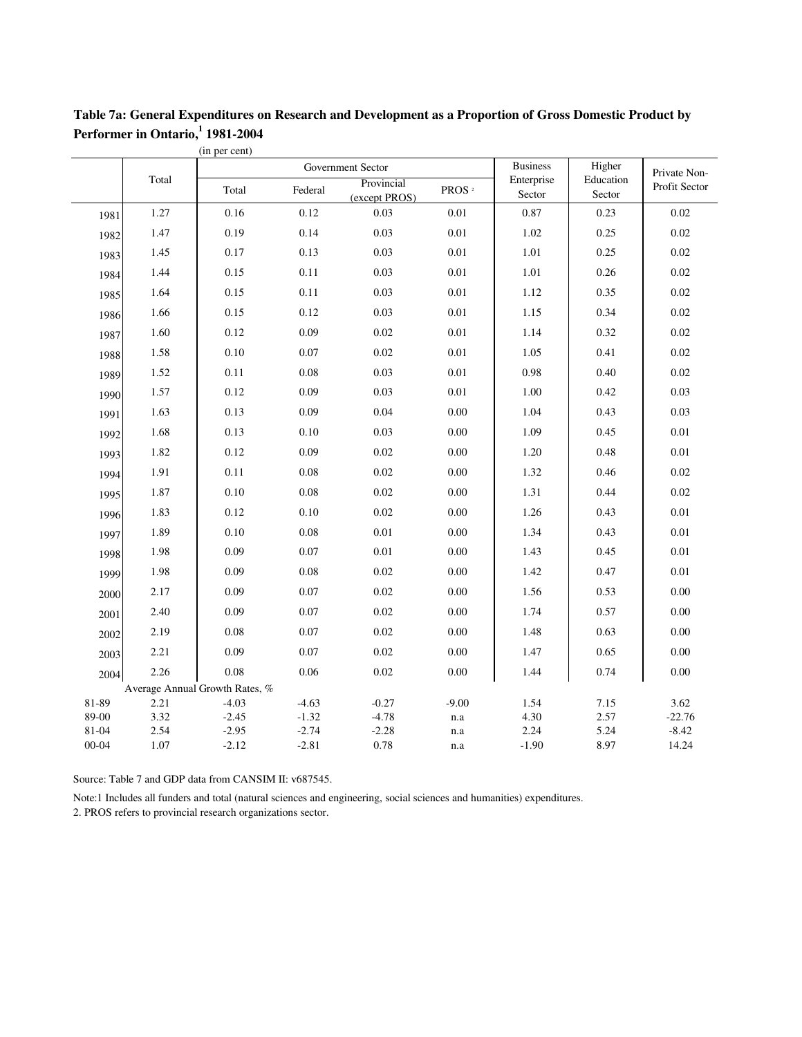**Table 7a: General Expenditures on Research and Development as a Proportion of Gross Domestic Product by Performer in Ontario,[1] 1981-2004**

(in per cent)

| | Total | Government Sector | | | | Business Enterprise Sector | Higher Education Sector | Private Non-Profit Sector |
|---|---|---|---|---|---|---|---|---|
| | | Total | Federal | Provincial (except PROS) | PROS[2] | | | |
| 1981 | 1.27 | 0.16 | 0.12 | 0.03 | 0.01 | 0.87 | 0.23 | 0.02 |
| 1982 | 1.47 | 0.19 | 0.14 | 0.03 | 0.01 | 1.02 | 0.25 | 0.02 |
| 1983 | 1.45 | 0.17 | 0.13 | 0.03 | 0.01 | 1.01 | 0.25 | 0.02 |
| 1984 | 1.44 | 0.15 | 0.11 | 0.03 | 0.01 | 1.01 | 0.26 | 0.02 |
| 1985 | 1.64 | 0.15 | 0.11 | 0.03 | 0.01 | 1.12 | 0.35 | 0.02 |
| 1986 | 1.66 | 0.15 | 0.12 | 0.03 | 0.01 | 1.15 | 0.34 | 0.02 |
| 1987 | 1.60 | 0.12 | 0.09 | 0.02 | 0.01 | 1.14 | 0.32 | 0.02 |
| 1988 | 1.58 | 0.10 | 0.07 | 0.02 | 0.01 | 1.05 | 0.41 | 0.02 |
| 1989 | 1.52 | 0.11 | 0.08 | 0.03 | 0.01 | 0.98 | 0.40 | 0.02 |
| 1990 | 1.57 | 0.12 | 0.09 | 0.03 | 0.01 | 1.00 | 0.42 | 0.03 |
| 1991 | 1.63 | 0.13 | 0.09 | 0.04 | 0.00 | 1.04 | 0.43 | 0.03 |
| 1992 | 1.68 | 0.13 | 0.10 | 0.03 | 0.00 | 1.09 | 0.45 | 0.01 |
| 1993 | 1.82 | 0.12 | 0.09 | 0.02 | 0.00 | 1.20 | 0.48 | 0.01 |
| 1994 | 1.91 | 0.11 | 0.08 | 0.02 | 0.00 | 1.32 | 0.46 | 0.02 |
| 1995 | 1.87 | 0.10 | 0.08 | 0.02 | 0.00 | 1.31 | 0.44 | 0.02 |
| 1996 | 1.83 | 0.12 | 0.10 | 0.02 | 0.00 | 1.26 | 0.43 | 0.01 |
| 1997 | 1.89 | 0.10 | 0.08 | 0.01 | 0.00 | 1.34 | 0.43 | 0.01 |
| 1998 | 1.98 | 0.09 | 0.07 | 0.01 | 0.00 | 1.43 | 0.45 | 0.01 |
| 1999 | 1.98 | 0.09 | 0.08 | 0.02 | 0.00 | 1.42 | 0.47 | 0.01 |
| 2000 | 2.17 | 0.09 | 0.07 | 0.02 | 0.00 | 1.56 | 0.53 | 0.00 |
| 2001 | 2.40 | 0.09 | 0.07 | 0.02 | 0.00 | 1.74 | 0.57 | 0.00 |
| 2002 | 2.19 | 0.08 | 0.07 | 0.02 | 0.00 | 1.48 | 0.63 | 0.00 |
| 2003 | 2.21 | 0.09 | 0.07 | 0.02 | 0.00 | 1.47 | 0.65 | 0.00 |
| 2004 | 2.26 | 0.08 | 0.06 | 0.02 | 0.00 | 1.44 | 0.74 | 0.00 |
| | Average Annual Growth Rates, % | | | | | | | |
| 81-89 | 2.21 | -4.03 | -4.63 | -0.27 | -9.00 | 1.54 | 7.15 | 3.62 |
| 89-00 | 3.32 | -2.45 | -1.32 | -4.78 | n.a | 4.30 | 2.57 | -22.76 |
| 81-04 | 2.54 | -2.95 | -2.74 | -2.28 | n.a | 2.24 | 5.24 | -8.42 |
| 00-04 | 1.07 | -2.12 | -2.81 | 0.78 | n.a | -1.90 | 8.97 | 14.24 |

Source: Table 7 and GDP data from CANSIM II: v687545.

Note:1 Includes all funders and total (natural sciences and engineering, social sciences and humanities) expenditures.

2. PROS refers to provincial research organizations sector.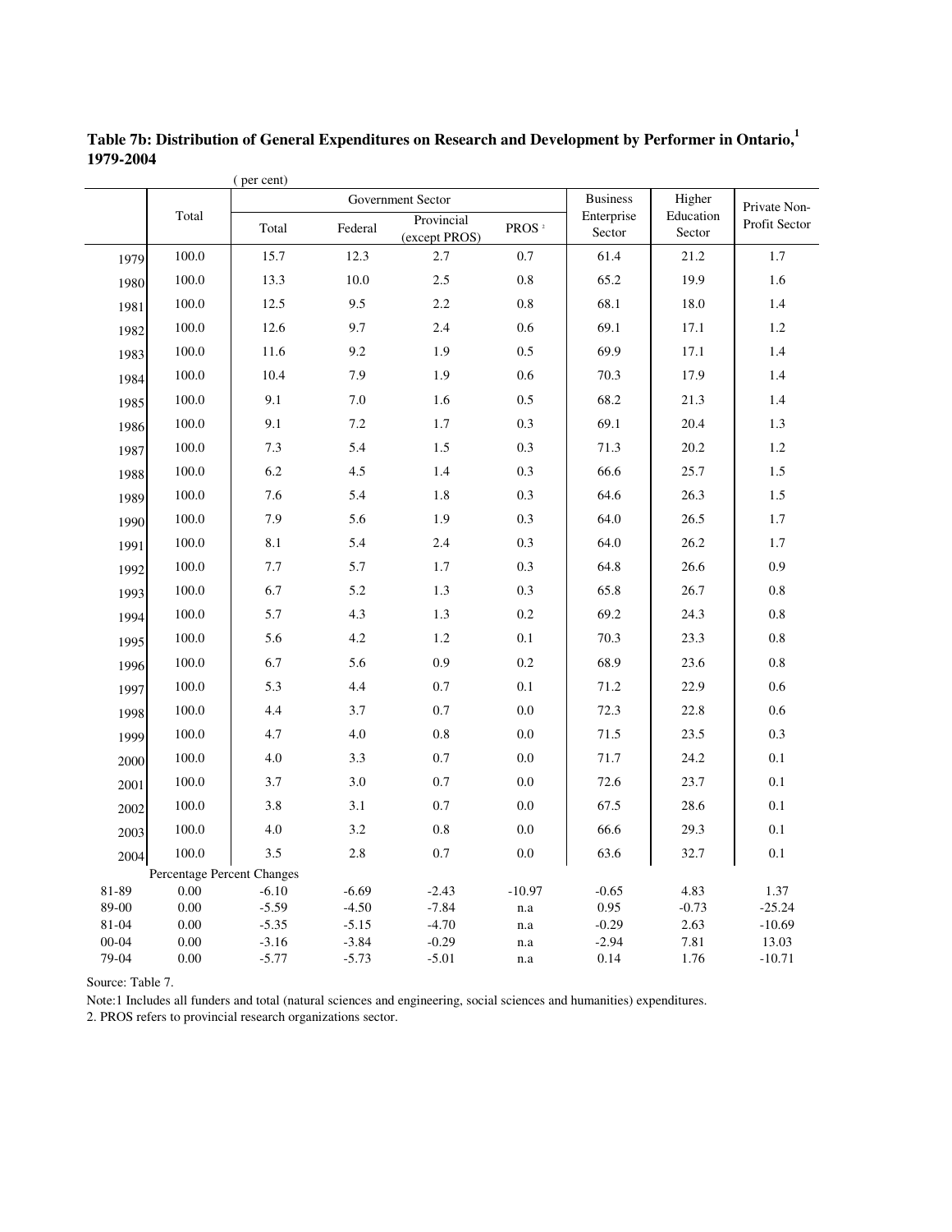**Table 7b: Distribution of General Expenditures on Research and Development by Performer in Ontario,[1] 1979-2004**

( per cent)

| | Total | Government Sector | | | | Business Enterprise Sector | Higher Education Sector | Private Non-Profit Sector |
|---|---|---|---|---|---|---|---|---|
| | | Total | Federal | Provincial (except PROS) | PROS[2] | | | |
| 1979 | 100.0 | 15.7 | 12.3 | 2.7 | 0.7 | 61.4 | 21.2 | 1.7 |
| 1980 | 100.0 | 13.3 | 10.0 | 2.5 | 0.8 | 65.2 | 19.9 | 1.6 |
| 1981 | 100.0 | 12.5 | 9.5 | 2.2 | 0.8 | 68.1 | 18.0 | 1.4 |
| 1982 | 100.0 | 12.6 | 9.7 | 2.4 | 0.6 | 69.1 | 17.1 | 1.2 |
| 1983 | 100.0 | 11.6 | 9.2 | 1.9 | 0.5 | 69.9 | 17.1 | 1.4 |
| 1984 | 100.0 | 10.4 | 7.9 | 1.9 | 0.6 | 70.3 | 17.9 | 1.4 |
| 1985 | 100.0 | 9.1 | 7.0 | 1.6 | 0.5 | 68.2 | 21.3 | 1.4 |
| 1986 | 100.0 | 9.1 | 7.2 | 1.7 | 0.3 | 69.1 | 20.4 | 1.3 |
| 1987 | 100.0 | 7.3 | 5.4 | 1.5 | 0.3 | 71.3 | 20.2 | 1.2 |
| 1988 | 100.0 | 6.2 | 4.5 | 1.4 | 0.3 | 66.6 | 25.7 | 1.5 |
| 1989 | 100.0 | 7.6 | 5.4 | 1.8 | 0.3 | 64.6 | 26.3 | 1.5 |
| 1990 | 100.0 | 7.9 | 5.6 | 1.9 | 0.3 | 64.0 | 26.5 | 1.7 |
| 1991 | 100.0 | 8.1 | 5.4 | 2.4 | 0.3 | 64.0 | 26.2 | 1.7 |
| 1992 | 100.0 | 7.7 | 5.7 | 1.7 | 0.3 | 64.8 | 26.6 | 0.9 |
| 1993 | 100.0 | 6.7 | 5.2 | 1.3 | 0.3 | 65.8 | 26.7 | 0.8 |
| 1994 | 100.0 | 5.7 | 4.3 | 1.3 | 0.2 | 69.2 | 24.3 | 0.8 |
| 1995 | 100.0 | 5.6 | 4.2 | 1.2 | 0.1 | 70.3 | 23.3 | 0.8 |
| 1996 | 100.0 | 6.7 | 5.6 | 0.9 | 0.2 | 68.9 | 23.6 | 0.8 |
| 1997 | 100.0 | 5.3 | 4.4 | 0.7 | 0.1 | 71.2 | 22.9 | 0.6 |
| 1998 | 100.0 | 4.4 | 3.7 | 0.7 | 0.0 | 72.3 | 22.8 | 0.6 |
| 1999 | 100.0 | 4.7 | 4.0 | 0.8 | 0.0 | 71.5 | 23.5 | 0.3 |
| 2000 | 100.0 | 4.0 | 3.3 | 0.7 | 0.0 | 71.7 | 24.2 | 0.1 |
| 2001 | 100.0 | 3.7 | 3.0 | 0.7 | 0.0 | 72.6 | 23.7 | 0.1 |
| 2002 | 100.0 | 3.8 | 3.1 | 0.7 | 0.0 | 67.5 | 28.6 | 0.1 |
| 2003 | 100.0 | 4.0 | 3.2 | 0.8 | 0.0 | 66.6 | 29.3 | 0.1 |
| 2004 | 100.0 | 3.5 | 2.8 | 0.7 | 0.0 | 63.6 | 32.7 | 0.1 |
| | Percentage Percent Changes | | | | | | | |
| 81-89 | 0.00 | -6.10 | -6.69 | -2.43 | -10.97 | -0.65 | 4.83 | 1.37 |
| 89-00 | 0.00 | -5.59 | -4.50 | -7.84 | n.a | 0.95 | -0.73 | -25.24 |
| 81-04 | 0.00 | -5.35 | -5.15 | -4.70 | n.a | -0.29 | 2.63 | -10.69 |
| 00-04 | 0.00 | -3.16 | -3.84 | -0.29 | n.a | -2.94 | 7.81 | 13.03 |
| 79-04 | 0.00 | -5.77 | -5.73 | -5.01 | n.a | 0.14 | 1.76 | -10.71 |

Source: Table 7.

Note:1 Includes all funders and total (natural sciences and engineering, social sciences and humanities) expenditures.

2. PROS refers to provincial research organizations sector.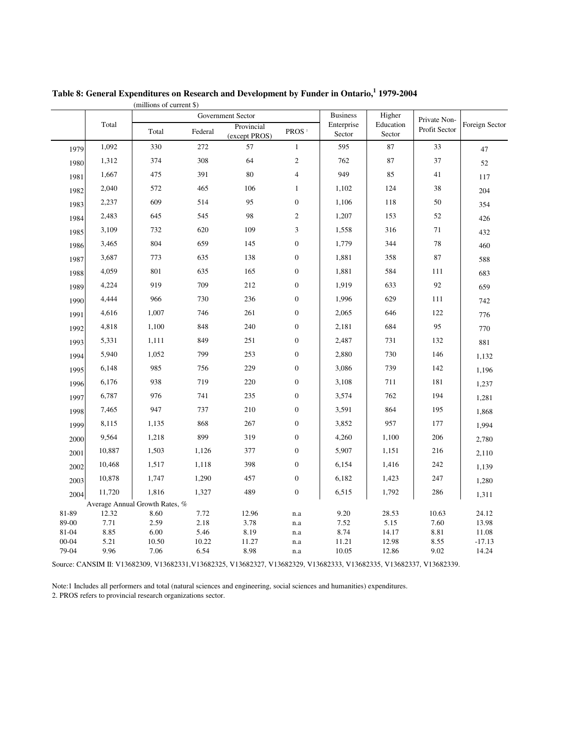**Table 8: General Expenditures on Research and Development by Funder in Ontario,[1] 1979-2004**

(millions of current $)

| | Total | Government Sector | | | | Business Enterprise Sector | Higher Education Sector | Private Non-Profit Sector | Foreign Sector |
|---|---|---|---|---|---|---|---|---|---|
| | | Total | Federal | Provincial (except PROS) | PROS [2] | | | | |
| 1979 | 1,092 | 330 | 272 | 57 | 1 | 595 | 87 | 33 | 47 |
| 1980 | 1,312 | 374 | 308 | 64 | 2 | 762 | 87 | 37 | 52 |
| 1981 | 1,667 | 475 | 391 | 80 | 4 | 949 | 85 | 41 | 117 |
| 1982 | 2,040 | 572 | 465 | 106 | 1 | 1,102 | 124 | 38 | 204 |
| 1983 | 2,237 | 609 | 514 | 95 | 0 | 1,106 | 118 | 50 | 354 |
| 1984 | 2,483 | 645 | 545 | 98 | 2 | 1,207 | 153 | 52 | 426 |
| 1985 | 3,109 | 732 | 620 | 109 | 3 | 1,558 | 316 | 71 | 432 |
| 1986 | 3,465 | 804 | 659 | 145 | 0 | 1,779 | 344 | 78 | 460 |
| 1987 | 3,687 | 773 | 635 | 138 | 0 | 1,881 | 358 | 87 | 588 |
| 1988 | 4,059 | 801 | 635 | 165 | 0 | 1,881 | 584 | 111 | 683 |
| 1989 | 4,224 | 919 | 709 | 212 | 0 | 1,919 | 633 | 92 | 659 |
| 1990 | 4,444 | 966 | 730 | 236 | 0 | 1,996 | 629 | 111 | 742 |
| 1991 | 4,616 | 1,007 | 746 | 261 | 0 | 2,065 | 646 | 122 | 776 |
| 1992 | 4,818 | 1,100 | 848 | 240 | 0 | 2,181 | 684 | 95 | 770 |
| 1993 | 5,331 | 1,111 | 849 | 251 | 0 | 2,487 | 731 | 132 | 881 |
| 1994 | 5,940 | 1,052 | 799 | 253 | 0 | 2,880 | 730 | 146 | 1,132 |
| 1995 | 6,148 | 985 | 756 | 229 | 0 | 3,086 | 739 | 142 | 1,196 |
| 1996 | 6,176 | 938 | 719 | 220 | 0 | 3,108 | 711 | 181 | 1,237 |
| 1997 | 6,787 | 976 | 741 | 235 | 0 | 3,574 | 762 | 194 | 1,281 |
| 1998 | 7,465 | 947 | 737 | 210 | 0 | 3,591 | 864 | 195 | 1,868 |
| 1999 | 8,115 | 1,135 | 868 | 267 | 0 | 3,852 | 957 | 177 | 1,994 |
| 2000 | 9,564 | 1,218 | 899 | 319 | 0 | 4,260 | 1,100 | 206 | 2,780 |
| 2001 | 10,887 | 1,503 | 1,126 | 377 | 0 | 5,907 | 1,151 | 216 | 2,110 |
| 2002 | 10,468 | 1,517 | 1,118 | 398 | 0 | 6,154 | 1,416 | 242 | 1,139 |
| 2003 | 10,878 | 1,747 | 1,290 | 457 | 0 | 6,182 | 1,423 | 247 | 1,280 |
| 2004 | 11,720 | 1,816 | 1,327 | 489 | 0 | 6,515 | 1,792 | 286 | 1,311 |
| | Average Annual Growth Rates, % | | | | | | | | |
| 81-89 | 12.32 | 8.60 | 7.72 | 12.96 | n.a | 9.20 | 28.53 | 10.63 | 24.12 |
| 89-00 | 7.71 | 2.59 | 2.18 | 3.78 | n.a | 7.52 | 5.15 | 7.60 | 13.98 |
| 81-04 | 8.85 | 6.00 | 5.46 | 8.19 | n.a | 8.74 | 14.17 | 8.81 | 11.08 |
| 00-04 | 5.21 | 10.50 | 10.22 | 11.27 | n.a | 11.21 | 12.98 | 8.55 | -17.13 |
| 79-04 | 9.96 | 7.06 | 6.54 | 8.98 | n.a | 10.05 | 12.86 | 9.02 | 14.24 |

Source: CANSIM II: V13682309, V13682331,V13682325, V13682327, V13682329, V13682333, V13682335, V13682337, V13682339.

Note:1 Includes all performers and total (natural sciences and engineering, social sciences and humanities) expenditures.
2. PROS refers to provincial research organizations sector.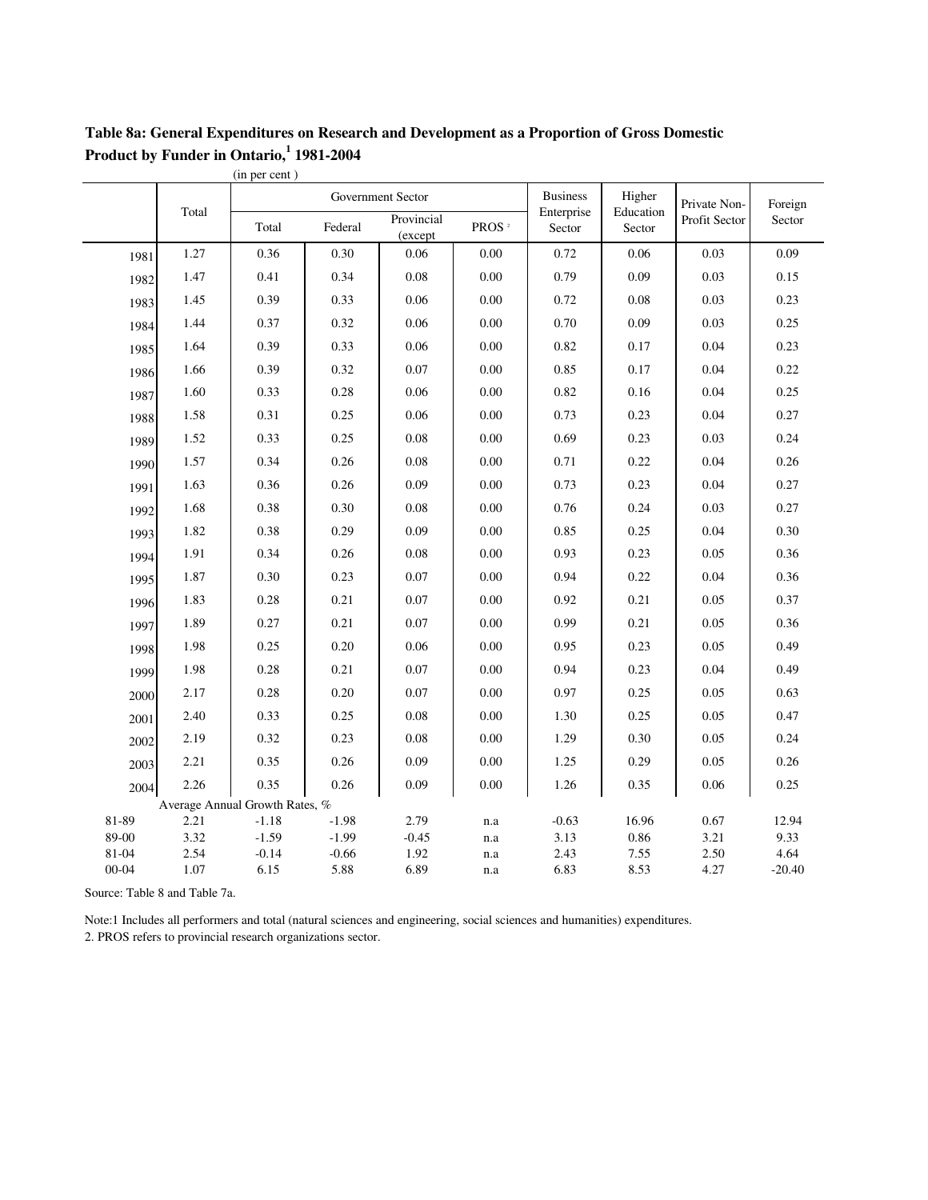**Table 8a: General Expenditures on Research and Development as a Proportion of Gross Domestic Product by Funder in Ontario,[1] 1981-2004**

(in per cent )

| | Total | Government Sector | | | | Business Enterprise Sector | Higher Education Sector | Private Non-Profit Sector | Foreign Sector |
|---|---|---|---|---|---|---|---|---|---|
| | | Total | Federal | Provincial (except | PROS [2] | | | | |
| 1981 | 1.27 | 0.36 | 0.30 | 0.06 | 0.00 | 0.72 | 0.06 | 0.03 | 0.09 |
| 1982 | 1.47 | 0.41 | 0.34 | 0.08 | 0.00 | 0.79 | 0.09 | 0.03 | 0.15 |
| 1983 | 1.45 | 0.39 | 0.33 | 0.06 | 0.00 | 0.72 | 0.08 | 0.03 | 0.23 |
| 1984 | 1.44 | 0.37 | 0.32 | 0.06 | 0.00 | 0.70 | 0.09 | 0.03 | 0.25 |
| 1985 | 1.64 | 0.39 | 0.33 | 0.06 | 0.00 | 0.82 | 0.17 | 0.04 | 0.23 |
| 1986 | 1.66 | 0.39 | 0.32 | 0.07 | 0.00 | 0.85 | 0.17 | 0.04 | 0.22 |
| 1987 | 1.60 | 0.33 | 0.28 | 0.06 | 0.00 | 0.82 | 0.16 | 0.04 | 0.25 |
| 1988 | 1.58 | 0.31 | 0.25 | 0.06 | 0.00 | 0.73 | 0.23 | 0.04 | 0.27 |
| 1989 | 1.52 | 0.33 | 0.25 | 0.08 | 0.00 | 0.69 | 0.23 | 0.03 | 0.24 |
| 1990 | 1.57 | 0.34 | 0.26 | 0.08 | 0.00 | 0.71 | 0.22 | 0.04 | 0.26 |
| 1991 | 1.63 | 0.36 | 0.26 | 0.09 | 0.00 | 0.73 | 0.23 | 0.04 | 0.27 |
| 1992 | 1.68 | 0.38 | 0.30 | 0.08 | 0.00 | 0.76 | 0.24 | 0.03 | 0.27 |
| 1993 | 1.82 | 0.38 | 0.29 | 0.09 | 0.00 | 0.85 | 0.25 | 0.04 | 0.30 |
| 1994 | 1.91 | 0.34 | 0.26 | 0.08 | 0.00 | 0.93 | 0.23 | 0.05 | 0.36 |
| 1995 | 1.87 | 0.30 | 0.23 | 0.07 | 0.00 | 0.94 | 0.22 | 0.04 | 0.36 |
| 1996 | 1.83 | 0.28 | 0.21 | 0.07 | 0.00 | 0.92 | 0.21 | 0.05 | 0.37 |
| 1997 | 1.89 | 0.27 | 0.21 | 0.07 | 0.00 | 0.99 | 0.21 | 0.05 | 0.36 |
| 1998 | 1.98 | 0.25 | 0.20 | 0.06 | 0.00 | 0.95 | 0.23 | 0.05 | 0.49 |
| 1999 | 1.98 | 0.28 | 0.21 | 0.07 | 0.00 | 0.94 | 0.23 | 0.04 | 0.49 |
| 2000 | 2.17 | 0.28 | 0.20 | 0.07 | 0.00 | 0.97 | 0.25 | 0.05 | 0.63 |
| 2001 | 2.40 | 0.33 | 0.25 | 0.08 | 0.00 | 1.30 | 0.25 | 0.05 | 0.47 |
| 2002 | 2.19 | 0.32 | 0.23 | 0.08 | 0.00 | 1.29 | 0.30 | 0.05 | 0.24 |
| 2003 | 2.21 | 0.35 | 0.26 | 0.09 | 0.00 | 1.25 | 0.29 | 0.05 | 0.26 |
| 2004 | 2.26 | 0.35 | 0.26 | 0.09 | 0.00 | 1.26 | 0.35 | 0.06 | 0.25 |
| | Average Annual Growth Rates, % | | | | | | | | |
| 81-89 | 2.21 | -1.18 | -1.98 | 2.79 | n.a | -0.63 | 16.96 | 0.67 | 12.94 |
| 89-00 | 3.32 | -1.59 | -1.99 | -0.45 | n.a | 3.13 | 0.86 | 3.21 | 9.33 |
| 81-04 | 2.54 | -0.14 | -0.66 | 1.92 | n.a | 2.43 | 7.55 | 2.50 | 4.64 |
| 00-04 | 1.07 | 6.15 | 5.88 | 6.89 | n.a | 6.83 | 8.53 | 4.27 | -20.40 |

Source: Table 8 and Table 7a.

Note:1 Includes all performers and total (natural sciences and engineering, social sciences and humanities) expenditures.

2. PROS refers to provincial research organizations sector.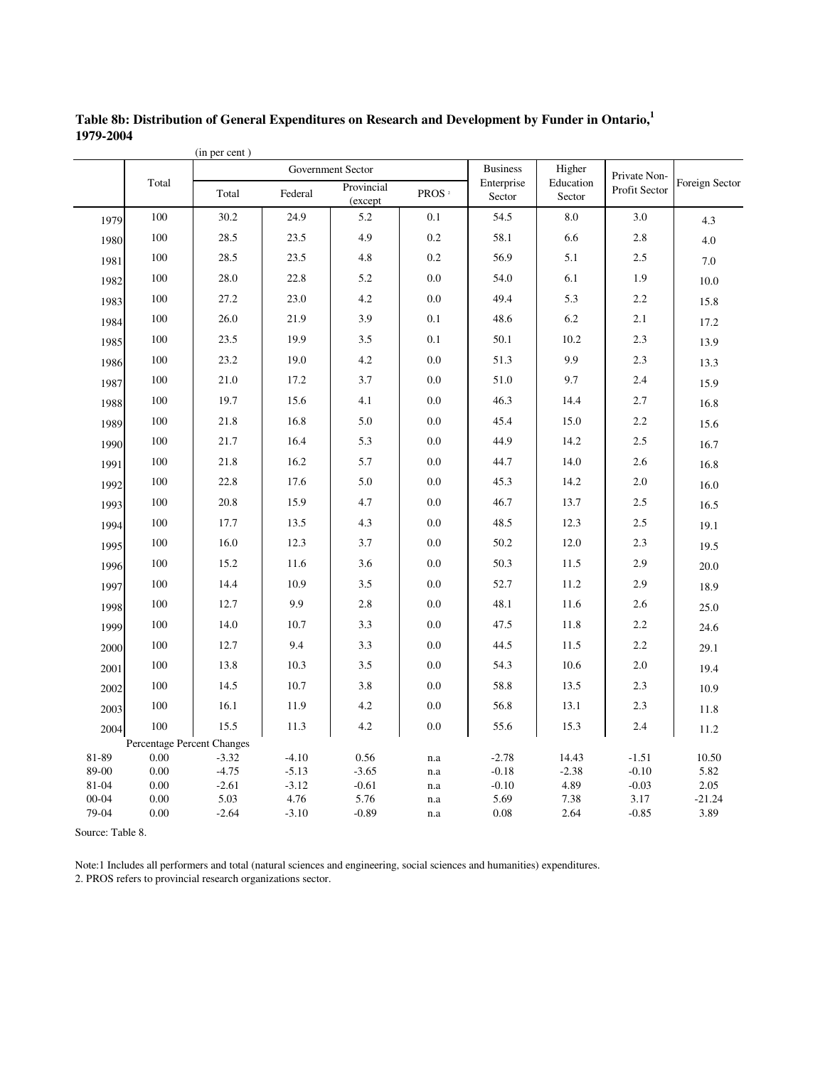**Table 8b: Distribution of General Expenditures on Research and Development by Funder in Ontario,[1] 1979-2004**

(in per cent )

| | Total | Government Sector | | | | Business Enterprise Sector | Higher Education Sector | Private Non-Profit Sector | Foreign Sector |
|---|---|---|---|---|---|---|---|---|---|
| | | Total | Federal | Provincial (except | PROS [2] | | | | |
| 1979 | 100 | 30.2 | 24.9 | 5.2 | 0.1 | 54.5 | 8.0 | 3.0 | 4.3 |
| 1980 | 100 | 28.5 | 23.5 | 4.9 | 0.2 | 58.1 | 6.6 | 2.8 | 4.0 |
| 1981 | 100 | 28.5 | 23.5 | 4.8 | 0.2 | 56.9 | 5.1 | 2.5 | 7.0 |
| 1982 | 100 | 28.0 | 22.8 | 5.2 | 0.0 | 54.0 | 6.1 | 1.9 | 10.0 |
| 1983 | 100 | 27.2 | 23.0 | 4.2 | 0.0 | 49.4 | 5.3 | 2.2 | 15.8 |
| 1984 | 100 | 26.0 | 21.9 | 3.9 | 0.1 | 48.6 | 6.2 | 2.1 | 17.2 |
| 1985 | 100 | 23.5 | 19.9 | 3.5 | 0.1 | 50.1 | 10.2 | 2.3 | 13.9 |
| 1986 | 100 | 23.2 | 19.0 | 4.2 | 0.0 | 51.3 | 9.9 | 2.3 | 13.3 |
| 1987 | 100 | 21.0 | 17.2 | 3.7 | 0.0 | 51.0 | 9.7 | 2.4 | 15.9 |
| 1988 | 100 | 19.7 | 15.6 | 4.1 | 0.0 | 46.3 | 14.4 | 2.7 | 16.8 |
| 1989 | 100 | 21.8 | 16.8 | 5.0 | 0.0 | 45.4 | 15.0 | 2.2 | 15.6 |
| 1990 | 100 | 21.7 | 16.4 | 5.3 | 0.0 | 44.9 | 14.2 | 2.5 | 16.7 |
| 1991 | 100 | 21.8 | 16.2 | 5.7 | 0.0 | 44.7 | 14.0 | 2.6 | 16.8 |
| 1992 | 100 | 22.8 | 17.6 | 5.0 | 0.0 | 45.3 | 14.2 | 2.0 | 16.0 |
| 1993 | 100 | 20.8 | 15.9 | 4.7 | 0.0 | 46.7 | 13.7 | 2.5 | 16.5 |
| 1994 | 100 | 17.7 | 13.5 | 4.3 | 0.0 | 48.5 | 12.3 | 2.5 | 19.1 |
| 1995 | 100 | 16.0 | 12.3 | 3.7 | 0.0 | 50.2 | 12.0 | 2.3 | 19.5 |
| 1996 | 100 | 15.2 | 11.6 | 3.6 | 0.0 | 50.3 | 11.5 | 2.9 | 20.0 |
| 1997 | 100 | 14.4 | 10.9 | 3.5 | 0.0 | 52.7 | 11.2 | 2.9 | 18.9 |
| 1998 | 100 | 12.7 | 9.9 | 2.8 | 0.0 | 48.1 | 11.6 | 2.6 | 25.0 |
| 1999 | 100 | 14.0 | 10.7 | 3.3 | 0.0 | 47.5 | 11.8 | 2.2 | 24.6 |
| 2000 | 100 | 12.7 | 9.4 | 3.3 | 0.0 | 44.5 | 11.5 | 2.2 | 29.1 |
| 2001 | 100 | 13.8 | 10.3 | 3.5 | 0.0 | 54.3 | 10.6 | 2.0 | 19.4 |
| 2002 | 100 | 14.5 | 10.7 | 3.8 | 0.0 | 58.8 | 13.5 | 2.3 | 10.9 |
| 2003 | 100 | 16.1 | 11.9 | 4.2 | 0.0 | 56.8 | 13.1 | 2.3 | 11.8 |
| 2004 | 100 | 15.5 | 11.3 | 4.2 | 0.0 | 55.6 | 15.3 | 2.4 | 11.2 |
| | Percentage Percent Changes | | | | | | | | |
| 81-89 | 0.00 | -3.32 | -4.10 | 0.56 | n.a | -2.78 | 14.43 | -1.51 | 10.50 |
| 89-00 | 0.00 | -4.75 | -5.13 | -3.65 | n.a | -0.18 | -2.38 | -0.10 | 5.82 |
| 81-04 | 0.00 | -2.61 | -3.12 | -0.61 | n.a | -0.10 | 4.89 | -0.03 | 2.05 |
| 00-04 | 0.00 | 5.03 | 4.76 | 5.76 | n.a | 5.69 | 7.38 | 3.17 | -21.24 |
| 79-04 | 0.00 | -2.64 | -3.10 | -0.89 | n.a | 0.08 | 2.64 | -0.85 | 3.89 |

Source: Table 8.

Note:1 Includes all performers and total (natural sciences and engineering, social sciences and humanities) expenditures.
2. PROS refers to provincial research organizations sector.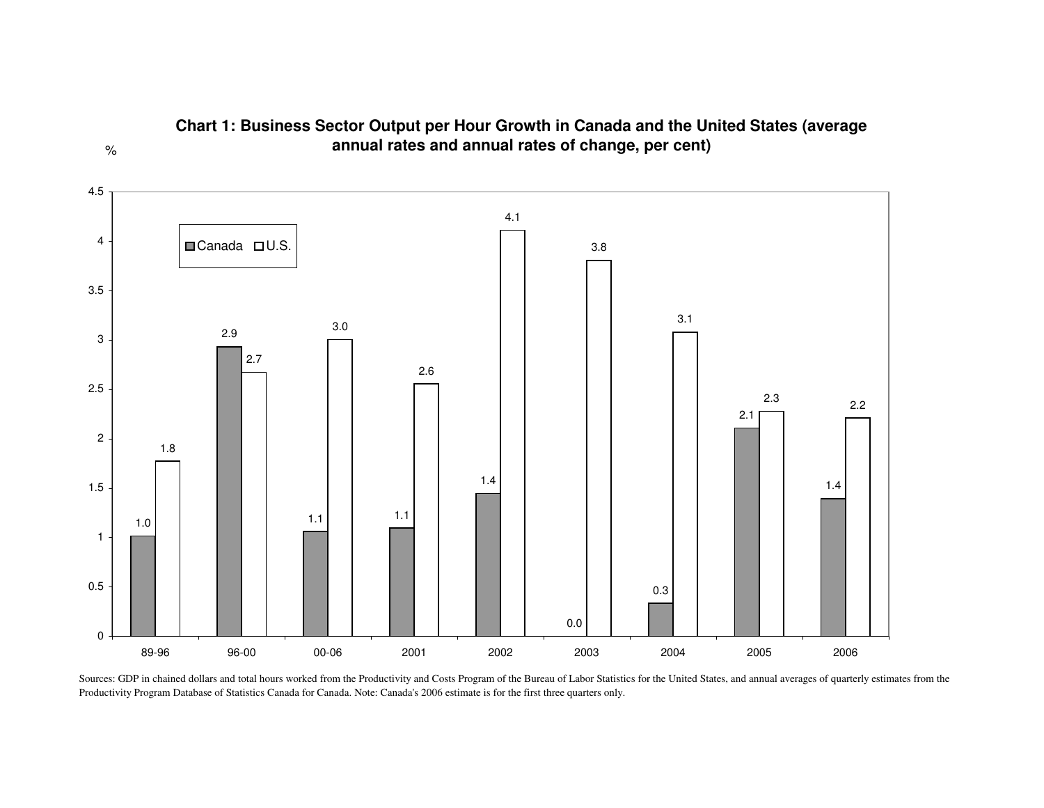**Chart 1: Business Sector Output per Hour Growth in Canada and the United States (average annual rates and annual rates of change, per cent)**

| % | Canada | U.S. |
|---|---|---|
| 89-96 | 1.0 | 1.8 |
| 96-00 | 2.9 | 2.7 |
| 00-06 | 1.1 | 3.0 |
| 2001 | 1.1 | 2.6 |
| 2002 | 1.4 | 4.1 |
| 2003 | 0.0 | 3.8 |
| 2004 | 0.3 | 3.1 |
| 2005 | 2.1 | 2.3 |
| 2006 | 1.4 | 2.2 |

Sources: GDP in chained dollars and total hours worked from the Productivity and Costs Program of the Bureau of Labor Statistics for the United States, and annual averages of quarterly estimates from the Productivity Program Database of Statistics Canada for Canada. Note: Canada's 2006 estimate is for the first three quarters only.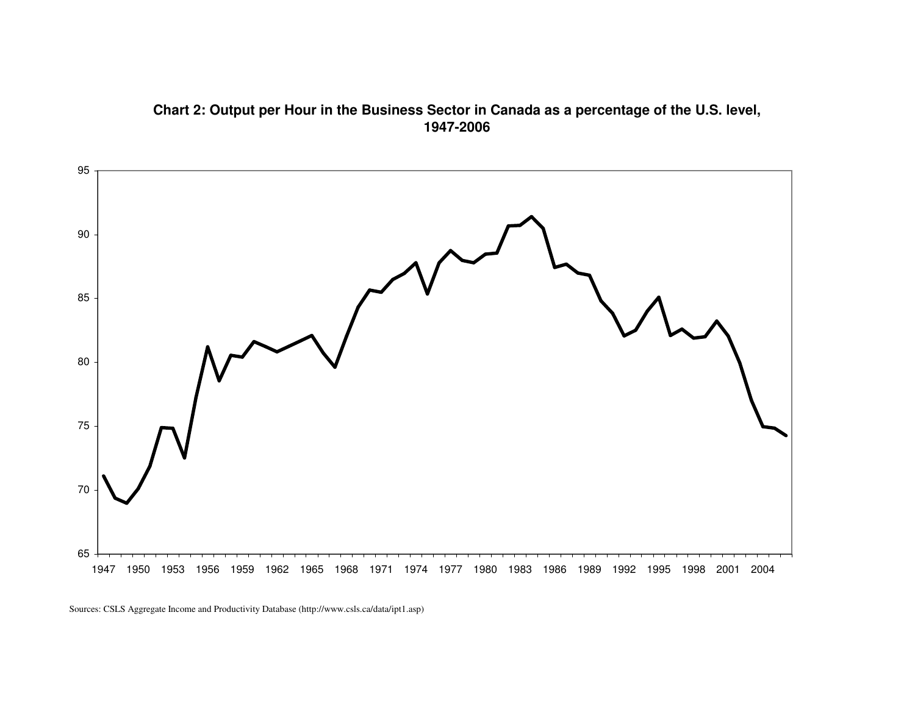**Chart 2: Output per Hour in the Business Sector in Canada as a percentage of the U.S. level, 1947-2006**

Sources: CSLS Aggregate Income and Productivity Database (http://www.csls.ca/data/ipt1.asp)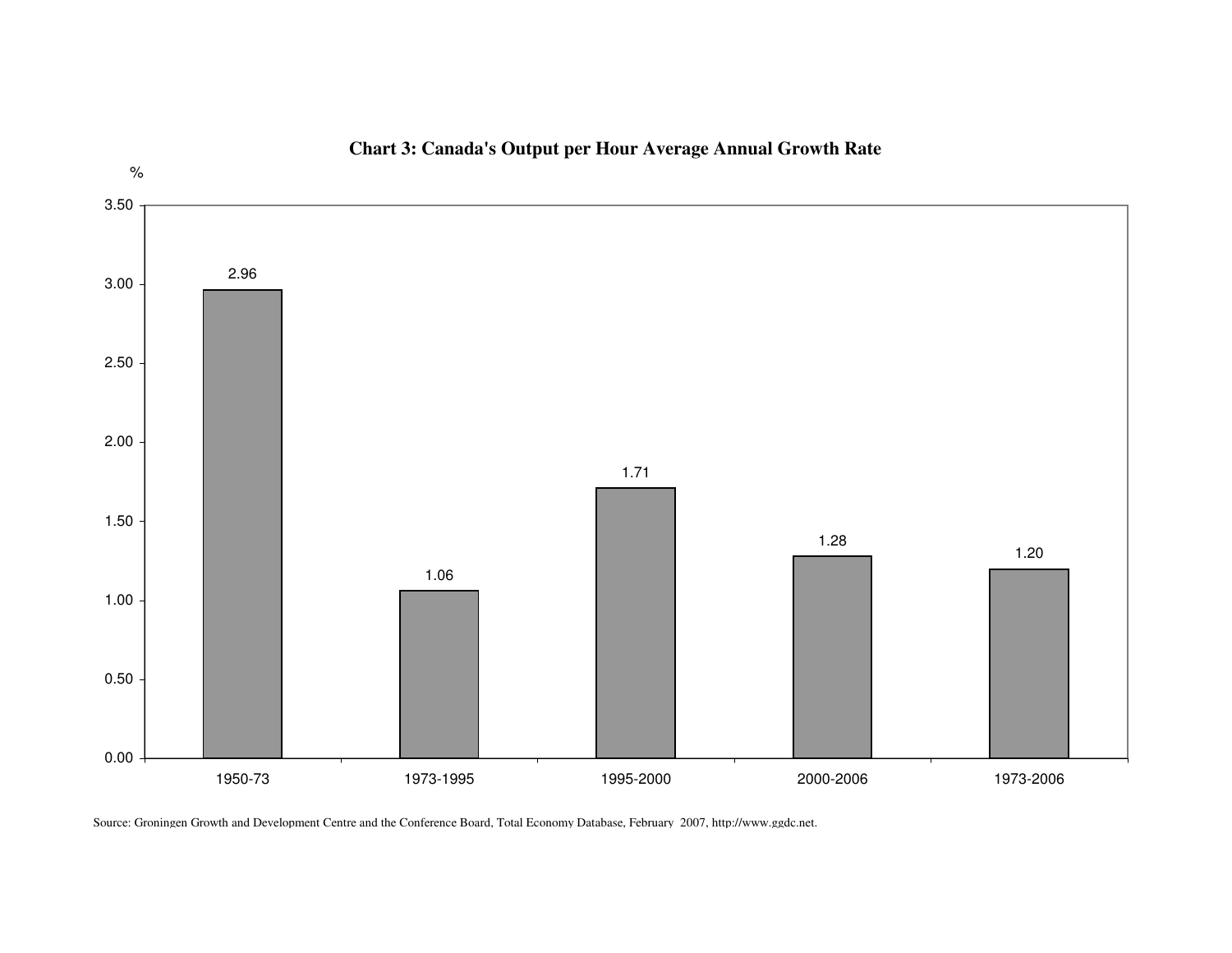**Chart 3: Canada's Output per Hour Average Annual Growth Rate**

| Period | % |
|---|---|
| 1950-73 | 2.96 |
| 1973-1995 | 1.06 |
| 1995-2000 | 1.71 |
| 2000-2006 | 1.28 |
| 1973-2006 | 1.20 |

Source: Groningen Growth and Development Centre and the Conference Board, Total Economy Database, February 2007, http://www.ggdc.net.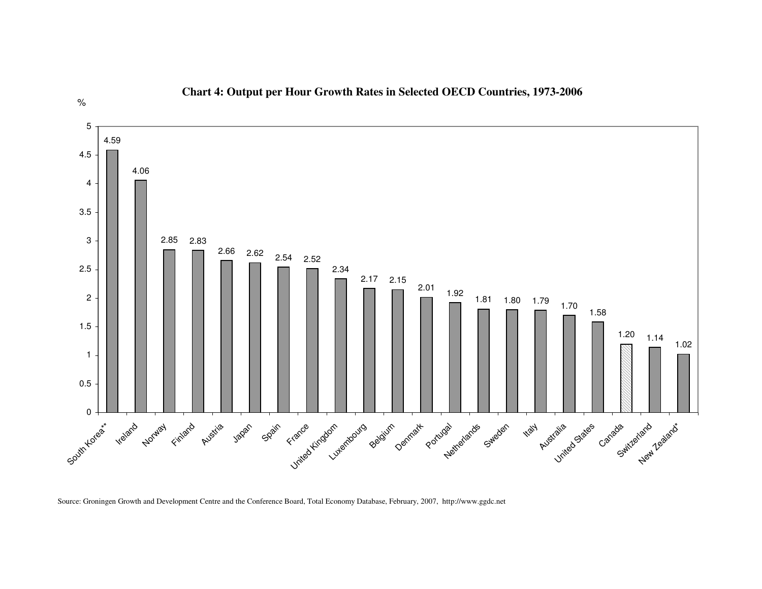**Chart 4: Output per Hour Growth Rates in Selected OECD Countries, 1973-2006**

| Country | % |
|---|---|
| South Korea** | 4.59 |
| Ireland | 4.06 |
| Norway | 2.85 |
| Finland | 2.83 |
| Austria | 2.66 |
| Japan | 2.62 |
| Spain | 2.54 |
| France | 2.52 |
| United Kingdom | 2.34 |
| Luxembourg | 2.17 |
| Belgium | 2.15 |
| Denmark | 2.01 |
| Portugal | 1.92 |
| Netherlands | 1.81 |
| Sweden | 1.80 |
| Italy | 1.79 |
| Australia | 1.70 |
| United States | 1.58 |
| Canada | 1.20 |
| Switzerland | 1.14 |
| New Zealand* | 1.02 |

Source: Groningen Growth and Development Centre and the Conference Board, Total Economy Database, February, 2007, http://www.ggdc.net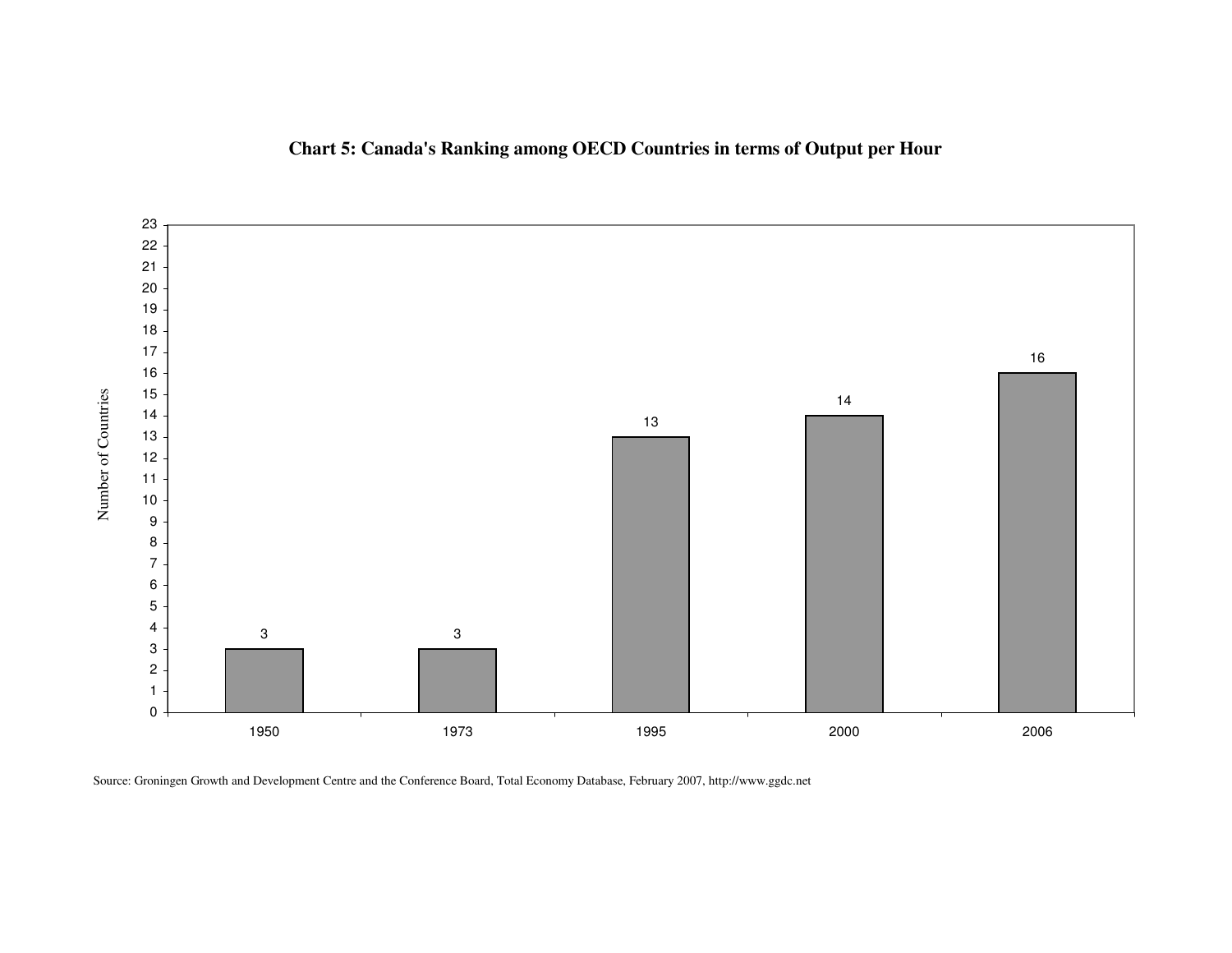**Chart 5: Canada's Ranking among OECD Countries in terms of Output per Hour**

| Year | Number of Countries |
|---|---|
| 1950 | 3 |
| 1973 | 3 |
| 1995 | 13 |
| 2000 | 14 |
| 2006 | 16 |

Source: Groningen Growth and Development Centre and the Conference Board, Total Economy Database, February 2007, http://www.ggdc.net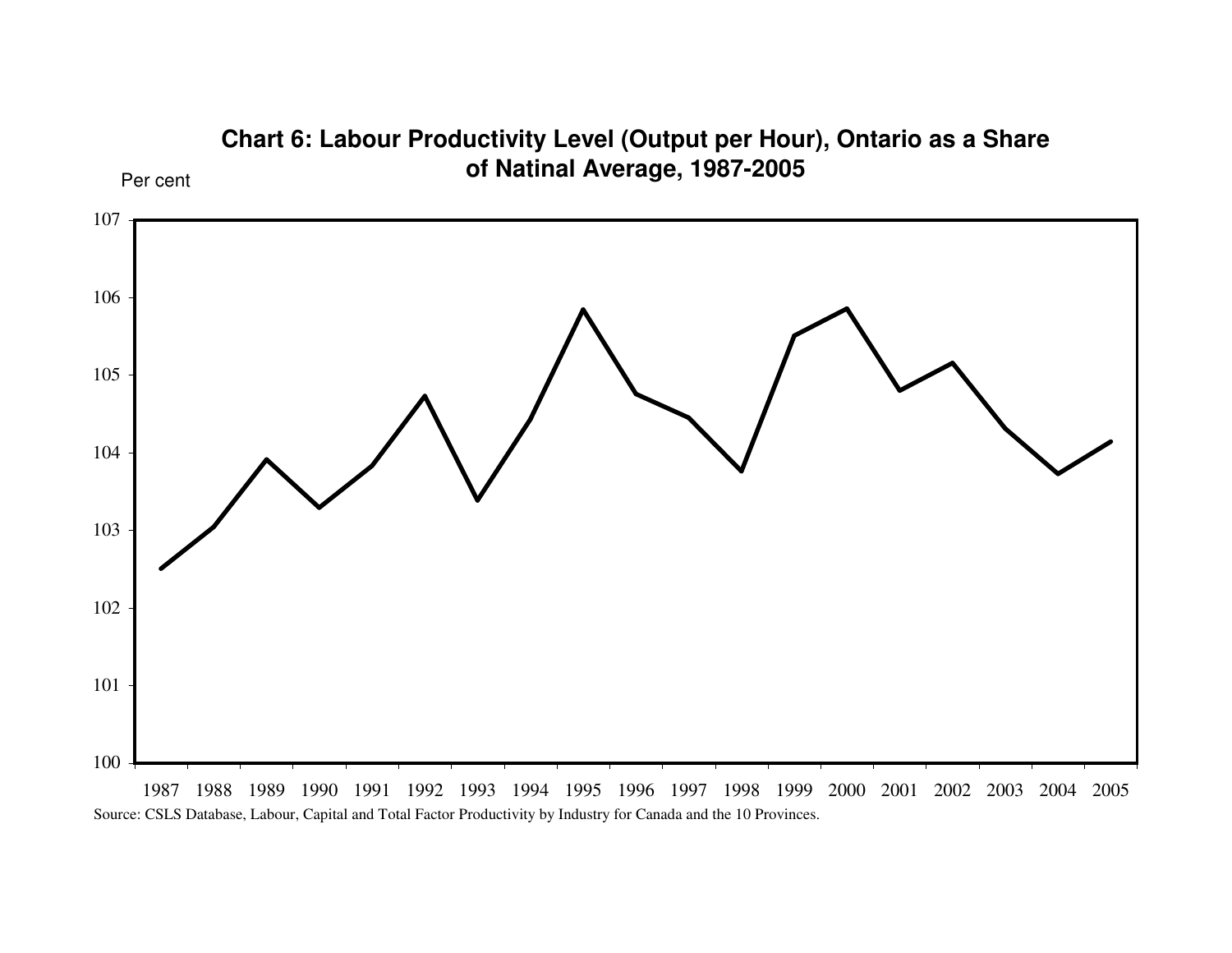**Chart 6: Labour Productivity Level (Output per Hour), Ontario as a Share of Natinal Average, 1987-2005**

Source: CSLS Database, Labour, Capital and Total Factor Productivity by Industry for Canada and the 10 Provinces.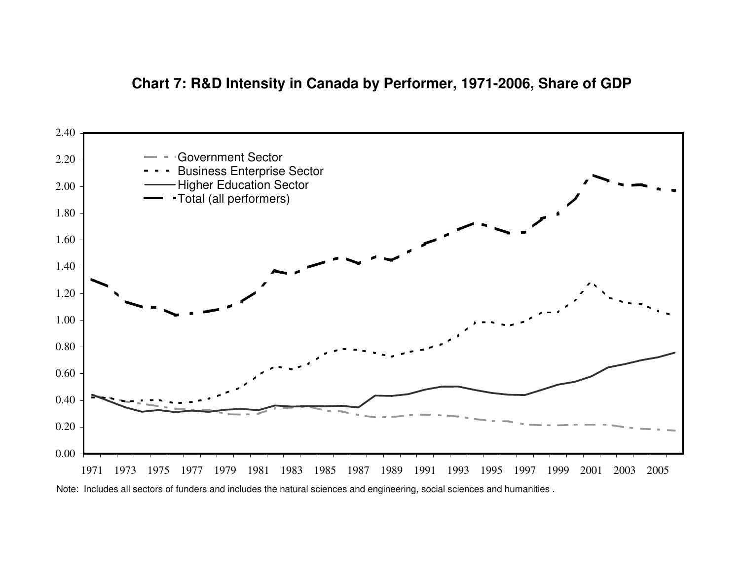**Chart 7: R&D Intensity in Canada by Performer, 1971-2006, Share of GDP**

Note: Includes all sectors of funders and includes the natural sciences and engineering, social sciences and humanities .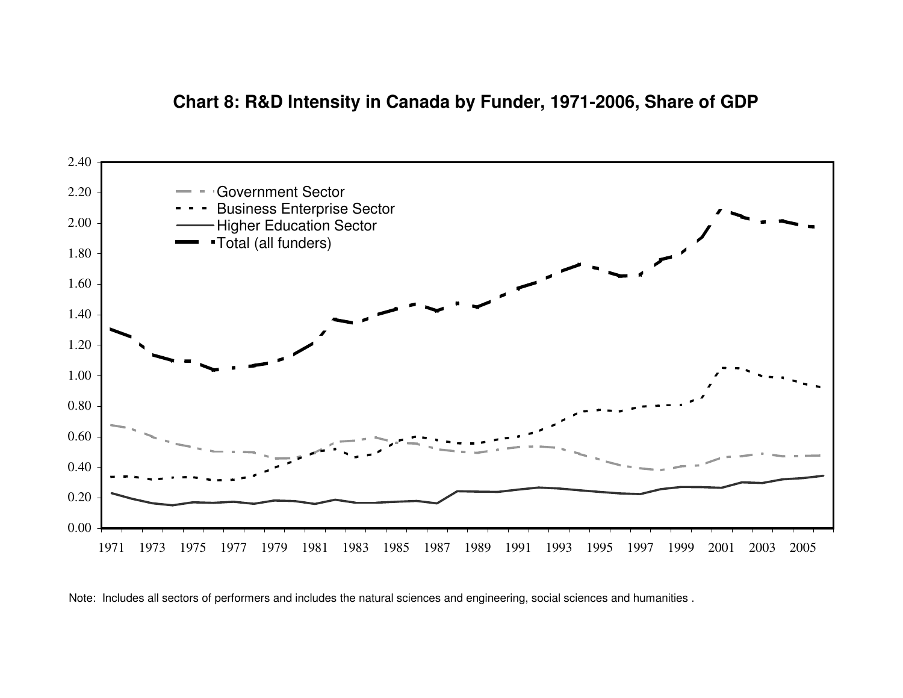**Chart 8: R&D Intensity in Canada by Funder, 1971-2006, Share of GDP**

Note: Includes all sectors of performers and includes the natural sciences and engineering, social sciences and humanities .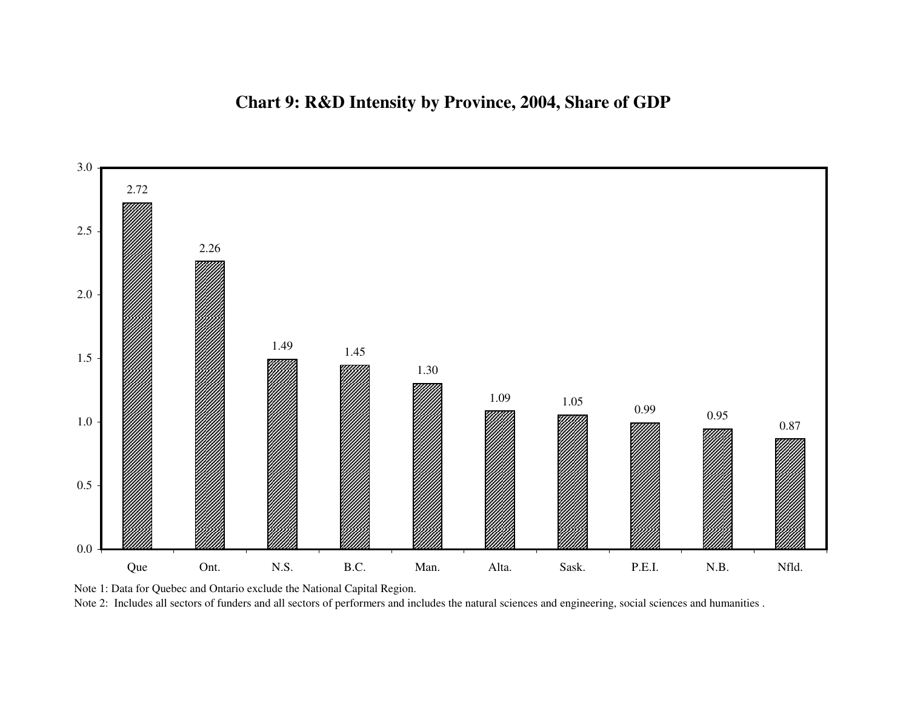**Chart 9: R&D Intensity by Province, 2004, Share of GDP**

| Province | R&D Intensity (% of GDP) |
|---|---|
| Que | 2.72 |
| Ont. | 2.26 |
| N.S. | 1.49 |
| B.C. | 1.45 |
| Man. | 1.30 |
| Alta. | 1.09 |
| Sask. | 1.05 |
| P.E.I. | 0.99 |
| N.B. | 0.95 |
| Nfld. | 0.87 |

Note 1: Data for Quebec and Ontario exclude the National Capital Region.

Note 2: Includes all sectors of funders and all sectors of performers and includes the natural sciences and engineering, social sciences and humanities .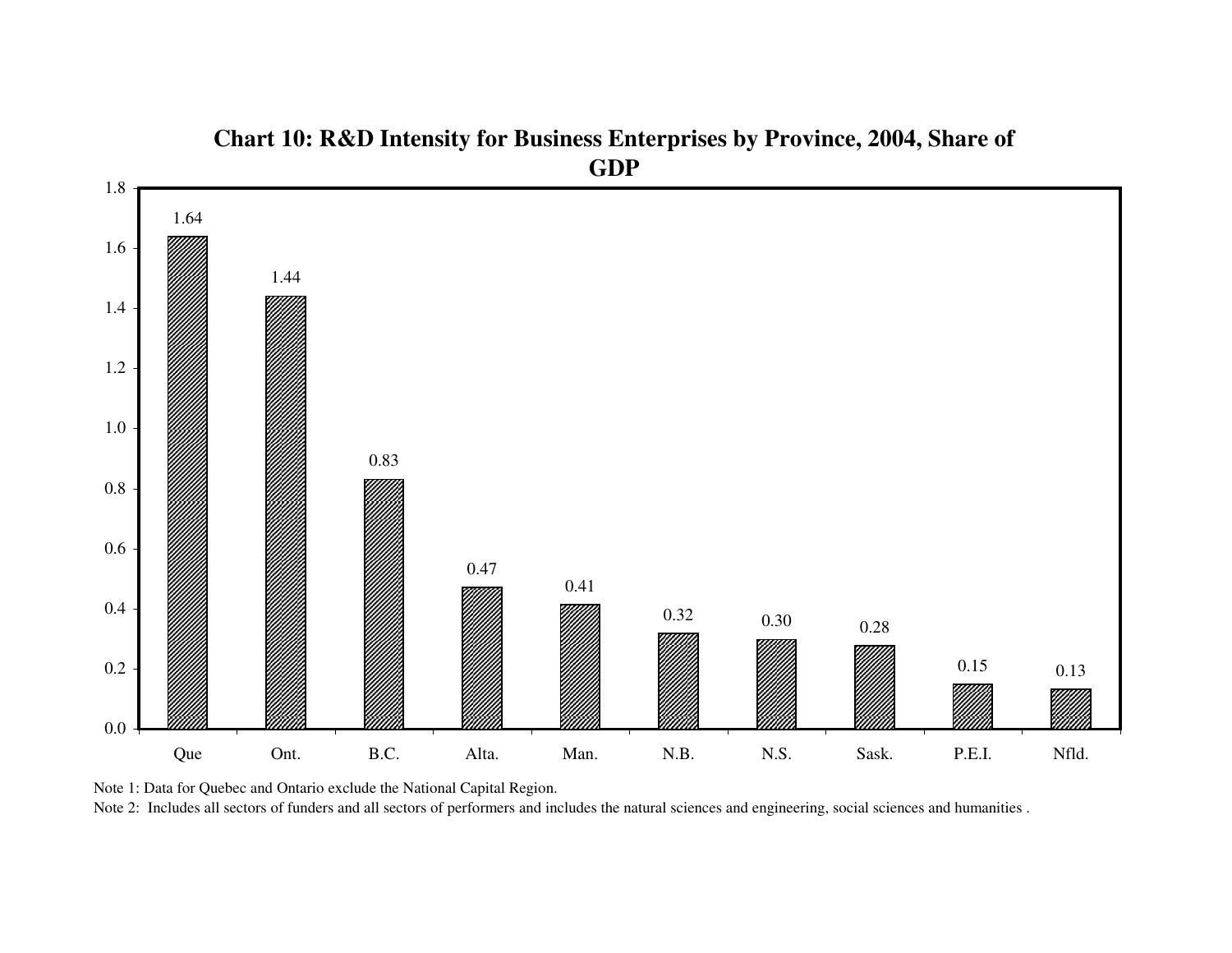**Chart 10: R&D Intensity for Business Enterprises by Province, 2004, Share of GDP**

| Province | Share of GDP |
|---|---|
| Que | 1.64 |
| Ont. | 1.44 |
| B.C. | 0.83 |
| Alta. | 0.47 |
| Man. | 0.41 |
| N.B. | 0.32 |
| N.S. | 0.30 |
| Sask. | 0.28 |
| P.E.I. | 0.15 |
| Nfld. | 0.13 |

Note 1: Data for Quebec and Ontario exclude the National Capital Region.

Note 2: Includes all sectors of funders and all sectors of performers and includes the natural sciences and engineering, social sciences and humanities .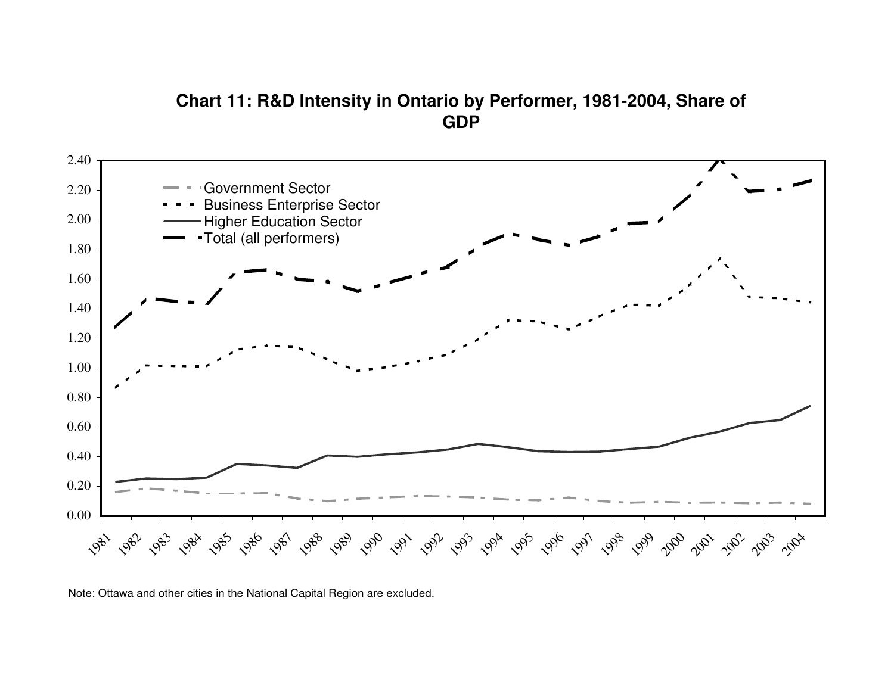**Chart 11: R&D Intensity in Ontario by Performer, 1981-2004, Share of GDP**

Note: Ottawa and other cities in the National Capital Region are excluded.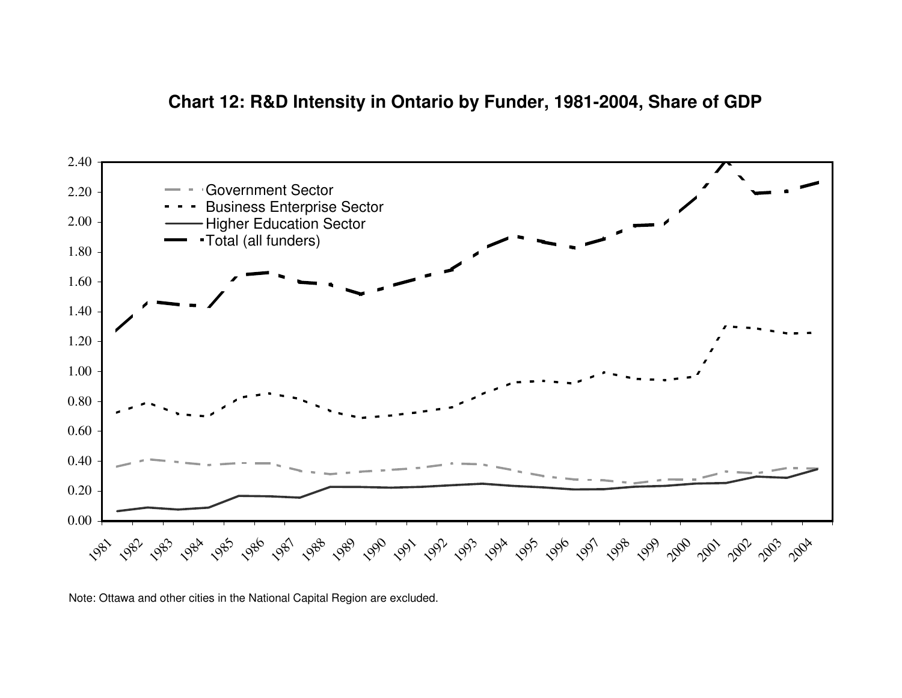**Chart 12: R&D Intensity in Ontario by Funder, 1981-2004, Share of GDP**

Note: Ottawa and other cities in the National Capital Region are excluded.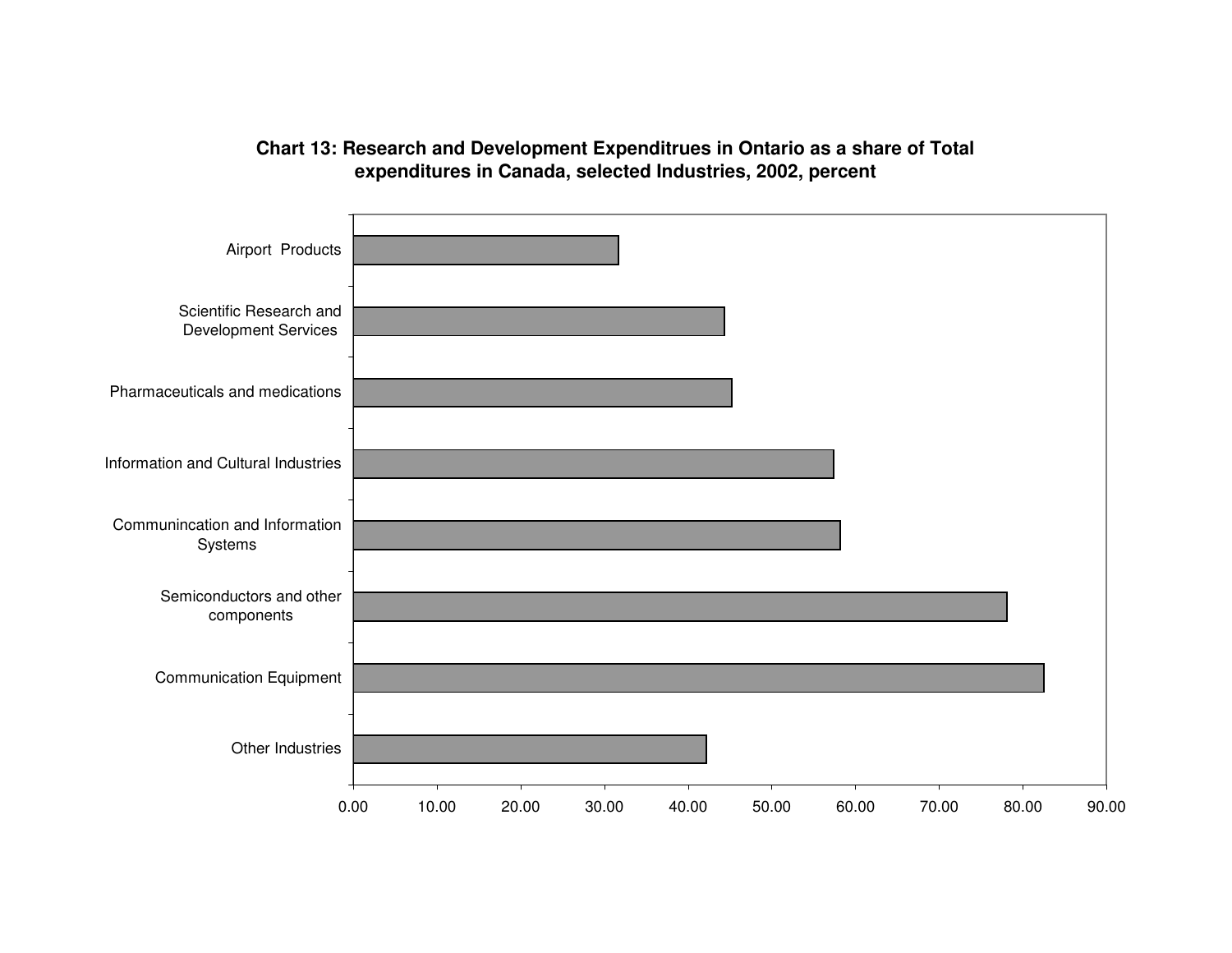**Chart 13: Research and Development Expenditrues in Ontario as a share of Total expenditures in Canada, selected Industries, 2002, percent**

| Industry | Percent |
|---|---|
| Airport Products | ~31.5 |
| Scientific Research and Development Services | ~44.3 |
| Pharmaceuticals and medications | ~45.2 |
| Information and Cultural Industries | ~57.3 |
| Communincation and Information Systems | ~58.1 |
| Semiconductors and other components | ~78.0 |
| Communication Equipment | ~82.4 |
| Other Industries | ~42.1 |

Axis values: 0.00, 10.00, 20.00, 30.00, 40.00, 50.00, 60.00, 70.00, 80.00, 90.00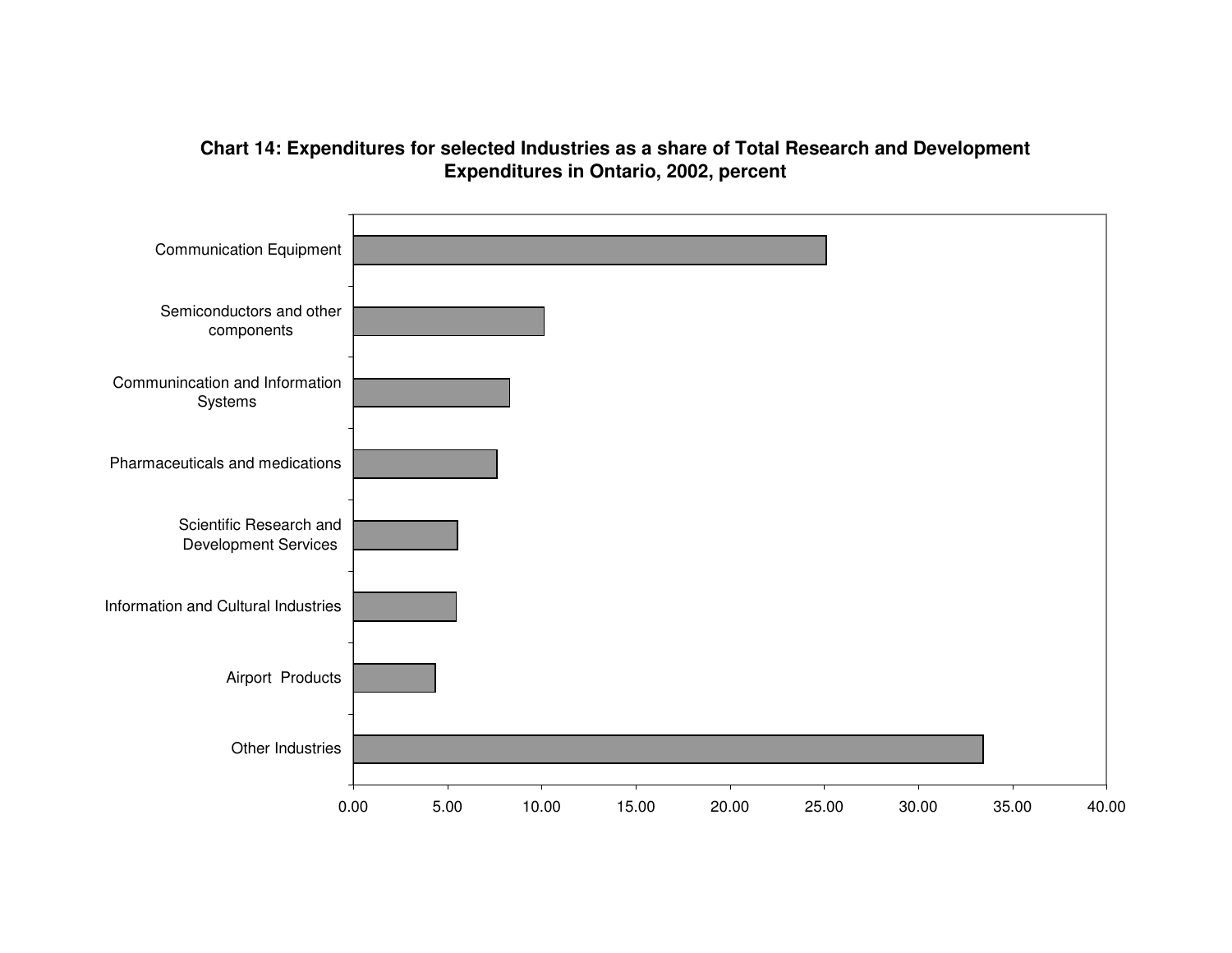**Chart 14: Expenditures for selected Industries as a share of Total Research and Development Expenditures in Ontario, 2002, percent**

| Industry | Percent (approx.) |
|---|---|
| Communication Equipment | 25.1 |
| Semiconductors and other components | 10.1 |
| Communincation and Information Systems | 8.3 |
| Pharmaceuticals and medications | 7.6 |
| Scientific Research and Development Services | 5.5 |
| Information and Cultural Industries | 5.4 |
| Airport Products | 4.3 |
| Other Industries | 33.5 |

Axis: 0.00, 5.00, 10.00, 15.00, 20.00, 25.00, 30.00, 35.00, 40.00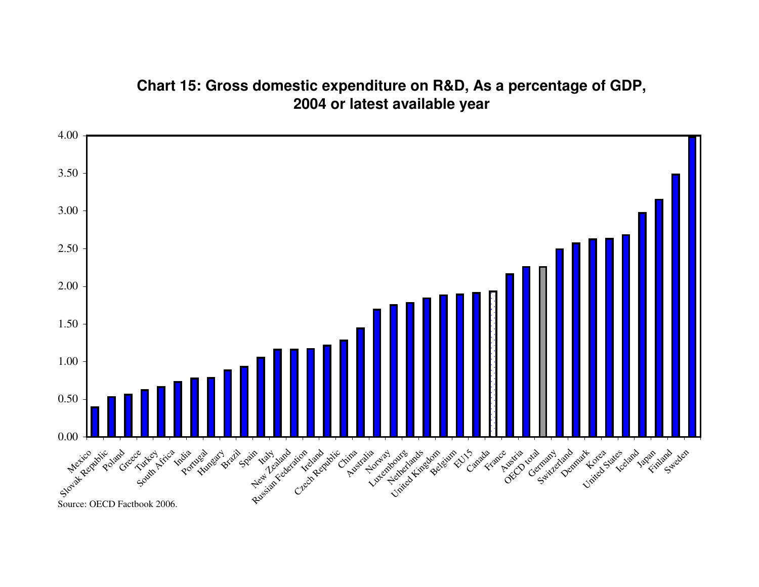## Chart 15: Gross domestic expenditure on R&D, As a percentage of GDP, 2004 or latest available year

Source: OECD Factbook 2006.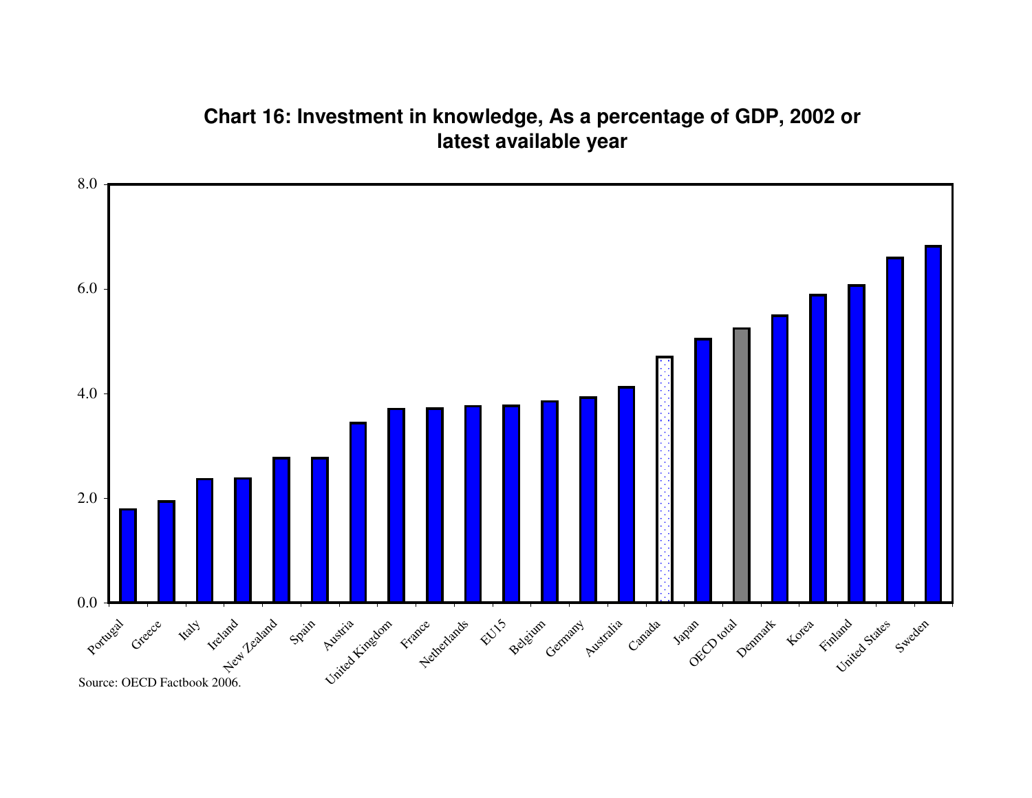## Chart 16: Investment in knowledge, As a percentage of GDP, 2002 or latest available year

Source: OECD Factbook 2006.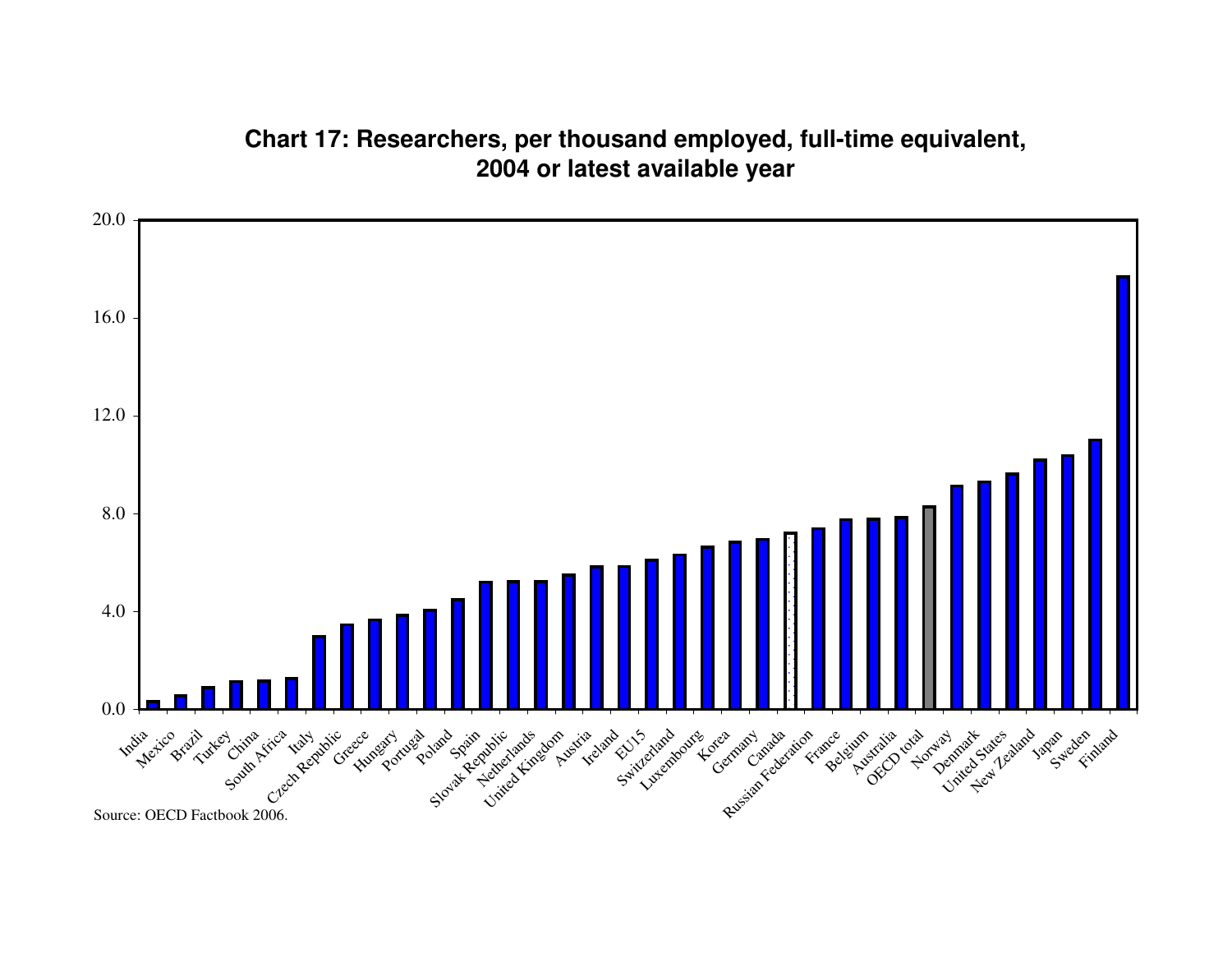**Chart 17: Researchers, per thousand employed, full-time equivalent, 2004 or latest available year**

Source: OECD Factbook 2006.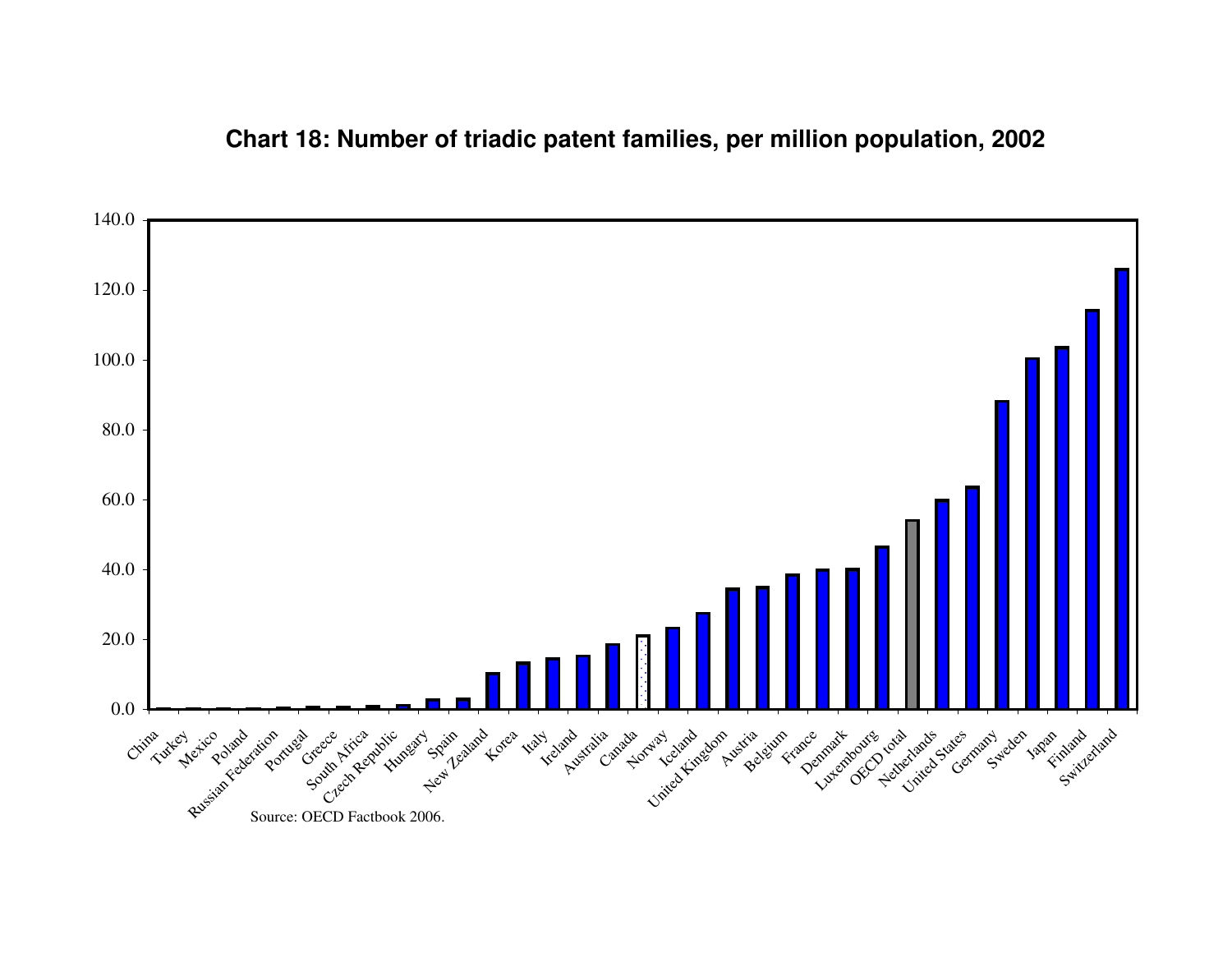## Chart 18: Number of triadic patent families, per million population, 2002

140.0
120.0
100.0
80.0
60.0
40.0
20.0
0.0

China
Turkey
Mexico
Poland
Russian Federation
Portugal
Greece
South Africa
Czech Republic
Hungary
Spain
New Zealand
Korea
Italy
Ireland
Australia
Canada
Norway
Iceland
United Kingdom
Austria
Belgium
France
Denmark
Luxembourg
OECD total
Netherlands
United States
Germany
Sweden
Japan
Finland
Switzerland

Source: OECD Factbook 2006.